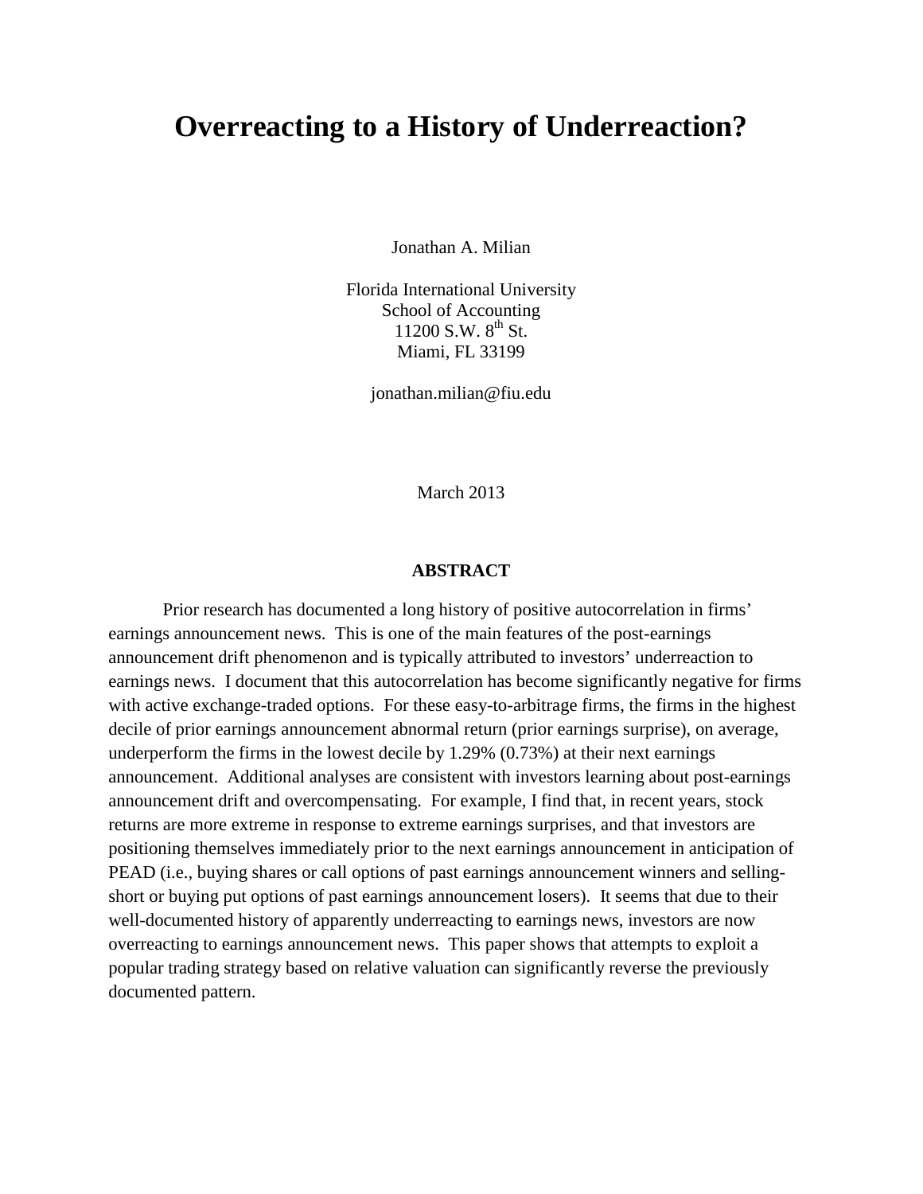# Overreacting to a History of Underreaction?

Jonathan A. Milian

Florida International University
School of Accounting
11200 S.W. 8th St.
Miami, FL 33199

jonathan.milian@fiu.edu

March 2013

## ABSTRACT

Prior research has documented a long history of positive autocorrelation in firms' earnings announcement news. This is one of the main features of the post-earnings announcement drift phenomenon and is typically attributed to investors' underreaction to earnings news. I document that this autocorrelation has become significantly negative for firms with active exchange-traded options. For these easy-to-arbitrage firms, the firms in the highest decile of prior earnings announcement abnormal return (prior earnings surprise), on average, underperform the firms in the lowest decile by 1.29% (0.73%) at their next earnings announcement. Additional analyses are consistent with investors learning about post-earnings announcement drift and overcompensating. For example, I find that, in recent years, stock returns are more extreme in response to extreme earnings surprises, and that investors are positioning themselves immediately prior to the next earnings announcement in anticipation of PEAD (i.e., buying shares or call options of past earnings announcement winners and selling-short or buying put options of past earnings announcement losers). It seems that due to their well-documented history of apparently underreacting to earnings news, investors are now overreacting to earnings announcement news. This paper shows that attempts to exploit a popular trading strategy based on relative valuation can significantly reverse the previously documented pattern.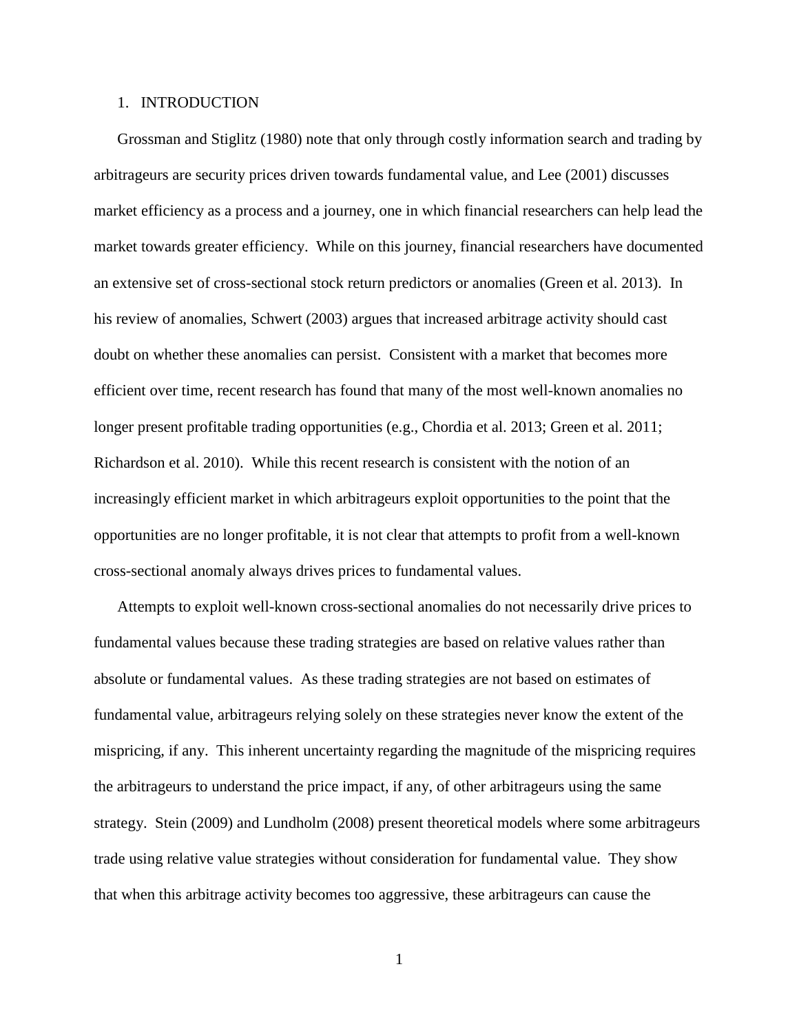# 1. INTRODUCTION

Grossman and Stiglitz (1980) note that only through costly information search and trading by arbitrageurs are security prices driven towards fundamental value, and Lee (2001) discusses market efficiency as a process and a journey, one in which financial researchers can help lead the market towards greater efficiency. While on this journey, financial researchers have documented an extensive set of cross-sectional stock return predictors or anomalies (Green et al. 2013). In his review of anomalies, Schwert (2003) argues that increased arbitrage activity should cast doubt on whether these anomalies can persist. Consistent with a market that becomes more efficient over time, recent research has found that many of the most well-known anomalies no longer present profitable trading opportunities (e.g., Chordia et al. 2013; Green et al. 2011; Richardson et al. 2010). While this recent research is consistent with the notion of an increasingly efficient market in which arbitrageurs exploit opportunities to the point that the opportunities are no longer profitable, it is not clear that attempts to profit from a well-known cross-sectional anomaly always drives prices to fundamental values.

Attempts to exploit well-known cross-sectional anomalies do not necessarily drive prices to fundamental values because these trading strategies are based on relative values rather than absolute or fundamental values. As these trading strategies are not based on estimates of fundamental value, arbitrageurs relying solely on these strategies never know the extent of the mispricing, if any. This inherent uncertainty regarding the magnitude of the mispricing requires the arbitrageurs to understand the price impact, if any, of other arbitrageurs using the same strategy. Stein (2009) and Lundholm (2008) present theoretical models where some arbitrageurs trade using relative value strategies without consideration for fundamental value. They show that when this arbitrage activity becomes too aggressive, these arbitrageurs can cause the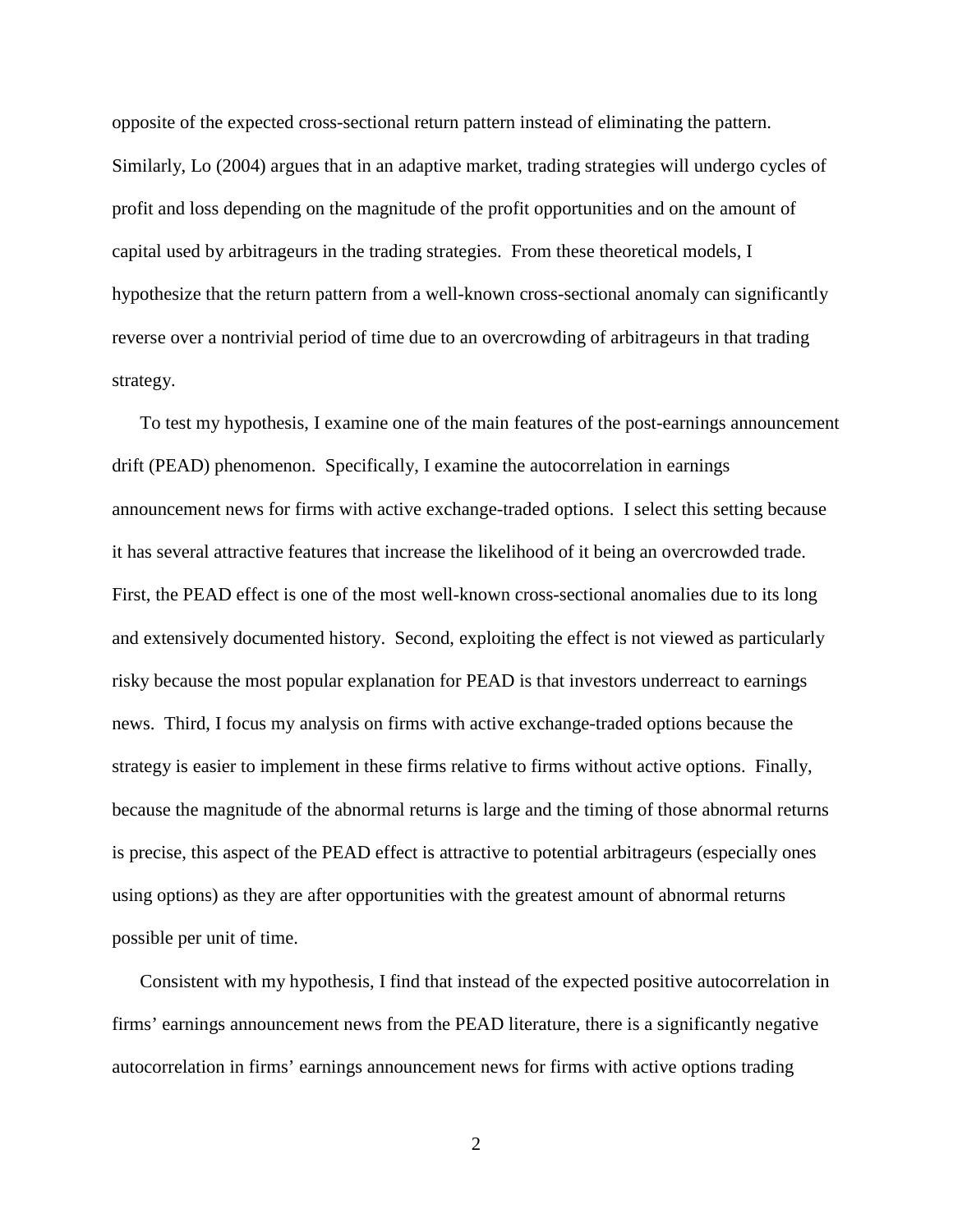opposite of the expected cross-sectional return pattern instead of eliminating the pattern. Similarly, Lo (2004) argues that in an adaptive market, trading strategies will undergo cycles of profit and loss depending on the magnitude of the profit opportunities and on the amount of capital used by arbitrageurs in the trading strategies. From these theoretical models, I hypothesize that the return pattern from a well-known cross-sectional anomaly can significantly reverse over a nontrivial period of time due to an overcrowding of arbitrageurs in that trading strategy.

To test my hypothesis, I examine one of the main features of the post-earnings announcement drift (PEAD) phenomenon. Specifically, I examine the autocorrelation in earnings announcement news for firms with active exchange-traded options. I select this setting because it has several attractive features that increase the likelihood of it being an overcrowded trade. First, the PEAD effect is one of the most well-known cross-sectional anomalies due to its long and extensively documented history. Second, exploiting the effect is not viewed as particularly risky because the most popular explanation for PEAD is that investors underreact to earnings news. Third, I focus my analysis on firms with active exchange-traded options because the strategy is easier to implement in these firms relative to firms without active options. Finally, because the magnitude of the abnormal returns is large and the timing of those abnormal returns is precise, this aspect of the PEAD effect is attractive to potential arbitrageurs (especially ones using options) as they are after opportunities with the greatest amount of abnormal returns possible per unit of time.

Consistent with my hypothesis, I find that instead of the expected positive autocorrelation in firms' earnings announcement news from the PEAD literature, there is a significantly negative autocorrelation in firms' earnings announcement news for firms with active options trading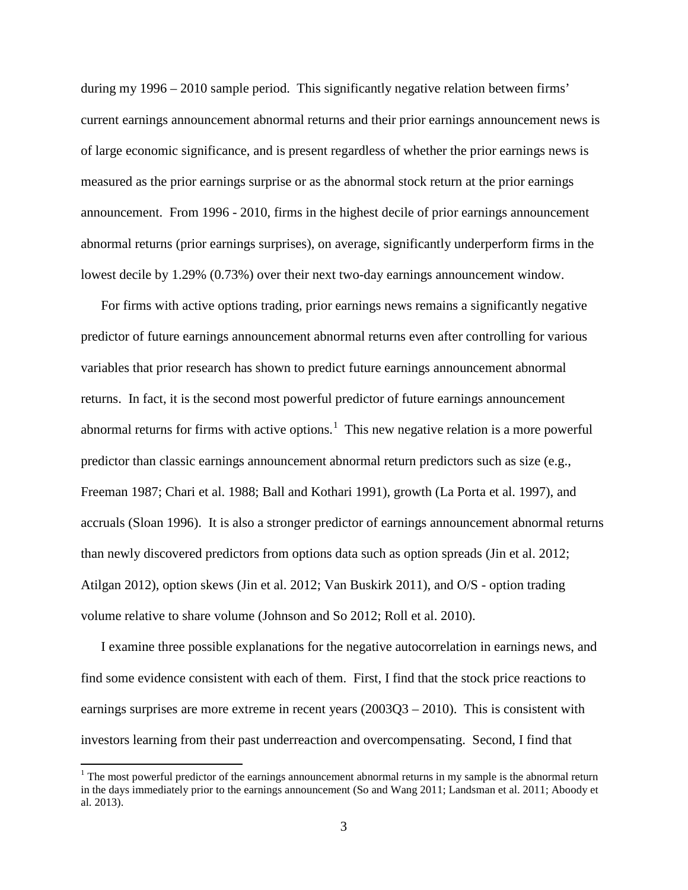during my 1996 – 2010 sample period. This significantly negative relation between firms' current earnings announcement abnormal returns and their prior earnings announcement news is of large economic significance, and is present regardless of whether the prior earnings news is measured as the prior earnings surprise or as the abnormal stock return at the prior earnings announcement. From 1996 - 2010, firms in the highest decile of prior earnings announcement abnormal returns (prior earnings surprises), on average, significantly underperform firms in the lowest decile by 1.29% (0.73%) over their next two-day earnings announcement window.

For firms with active options trading, prior earnings news remains a significantly negative predictor of future earnings announcement abnormal returns even after controlling for various variables that prior research has shown to predict future earnings announcement abnormal returns. In fact, it is the second most powerful predictor of future earnings announcement abnormal returns for firms with active options.[1] This new negative relation is a more powerful predictor than classic earnings announcement abnormal return predictors such as size (e.g., Freeman 1987; Chari et al. 1988; Ball and Kothari 1991), growth (La Porta et al. 1997), and accruals (Sloan 1996). It is also a stronger predictor of earnings announcement abnormal returns than newly discovered predictors from options data such as option spreads (Jin et al. 2012; Atilgan 2012), option skews (Jin et al. 2012; Van Buskirk 2011), and O/S - option trading volume relative to share volume (Johnson and So 2012; Roll et al. 2010).

I examine three possible explanations for the negative autocorrelation in earnings news, and find some evidence consistent with each of them. First, I find that the stock price reactions to earnings surprises are more extreme in recent years (2003Q3 – 2010). This is consistent with investors learning from their past underreaction and overcompensating. Second, I find that

[1] The most powerful predictor of the earnings announcement abnormal returns in my sample is the abnormal return in the days immediately prior to the earnings announcement (So and Wang 2011; Landsman et al. 2011; Aboody et al. 2013).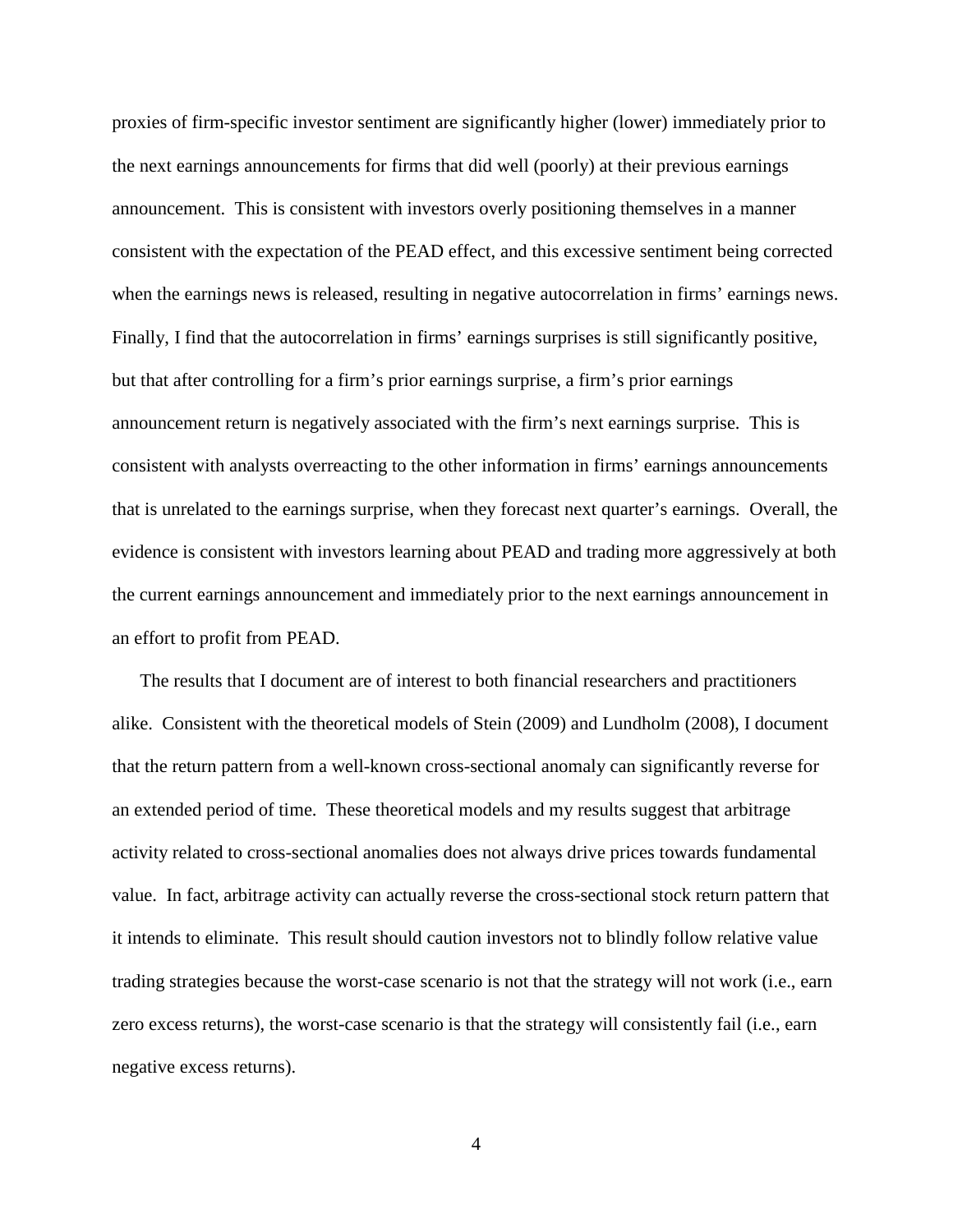proxies of firm-specific investor sentiment are significantly higher (lower) immediately prior to the next earnings announcements for firms that did well (poorly) at their previous earnings announcement. This is consistent with investors overly positioning themselves in a manner consistent with the expectation of the PEAD effect, and this excessive sentiment being corrected when the earnings news is released, resulting in negative autocorrelation in firms' earnings news. Finally, I find that the autocorrelation in firms' earnings surprises is still significantly positive, but that after controlling for a firm's prior earnings surprise, a firm's prior earnings announcement return is negatively associated with the firm's next earnings surprise. This is consistent with analysts overreacting to the other information in firms' earnings announcements that is unrelated to the earnings surprise, when they forecast next quarter's earnings. Overall, the evidence is consistent with investors learning about PEAD and trading more aggressively at both the current earnings announcement and immediately prior to the next earnings announcement in an effort to profit from PEAD.

The results that I document are of interest to both financial researchers and practitioners alike. Consistent with the theoretical models of Stein (2009) and Lundholm (2008), I document that the return pattern from a well-known cross-sectional anomaly can significantly reverse for an extended period of time. These theoretical models and my results suggest that arbitrage activity related to cross-sectional anomalies does not always drive prices towards fundamental value. In fact, arbitrage activity can actually reverse the cross-sectional stock return pattern that it intends to eliminate. This result should caution investors not to blindly follow relative value trading strategies because the worst-case scenario is not that the strategy will not work (i.e., earn zero excess returns), the worst-case scenario is that the strategy will consistently fail (i.e., earn negative excess returns).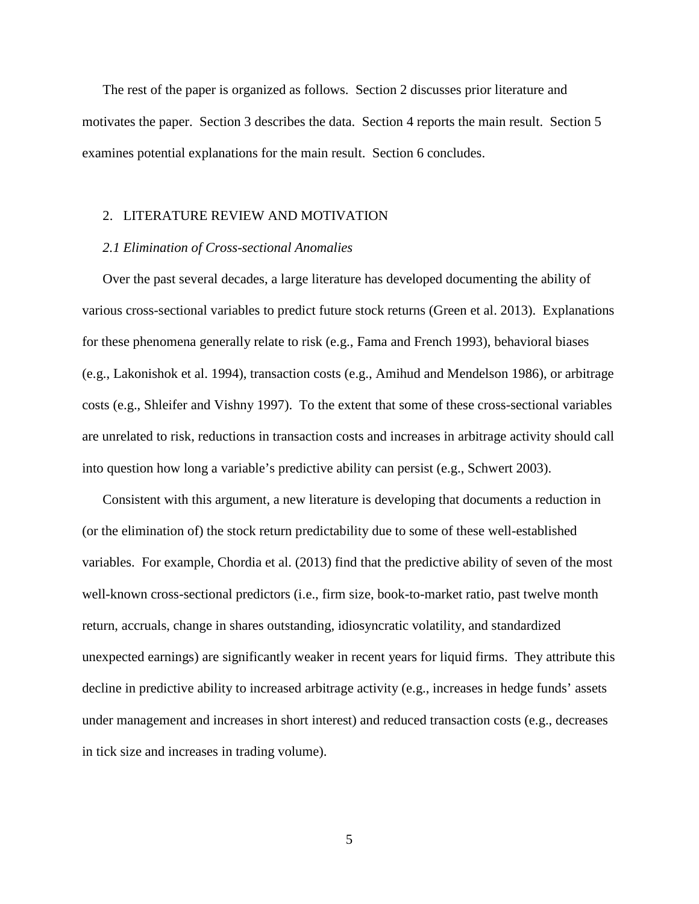The rest of the paper is organized as follows. Section 2 discusses prior literature and motivates the paper. Section 3 describes the data. Section 4 reports the main result. Section 5 examines potential explanations for the main result. Section 6 concludes.

## 2. LITERATURE REVIEW AND MOTIVATION

### *2.1 Elimination of Cross-sectional Anomalies*

Over the past several decades, a large literature has developed documenting the ability of various cross-sectional variables to predict future stock returns (Green et al. 2013). Explanations for these phenomena generally relate to risk (e.g., Fama and French 1993), behavioral biases (e.g., Lakonishok et al. 1994), transaction costs (e.g., Amihud and Mendelson 1986), or arbitrage costs (e.g., Shleifer and Vishny 1997). To the extent that some of these cross-sectional variables are unrelated to risk, reductions in transaction costs and increases in arbitrage activity should call into question how long a variable's predictive ability can persist (e.g., Schwert 2003).

Consistent with this argument, a new literature is developing that documents a reduction in (or the elimination of) the stock return predictability due to some of these well-established variables. For example, Chordia et al. (2013) find that the predictive ability of seven of the most well-known cross-sectional predictors (i.e., firm size, book-to-market ratio, past twelve month return, accruals, change in shares outstanding, idiosyncratic volatility, and standardized unexpected earnings) are significantly weaker in recent years for liquid firms. They attribute this decline in predictive ability to increased arbitrage activity (e.g., increases in hedge funds' assets under management and increases in short interest) and reduced transaction costs (e.g., decreases in tick size and increases in trading volume).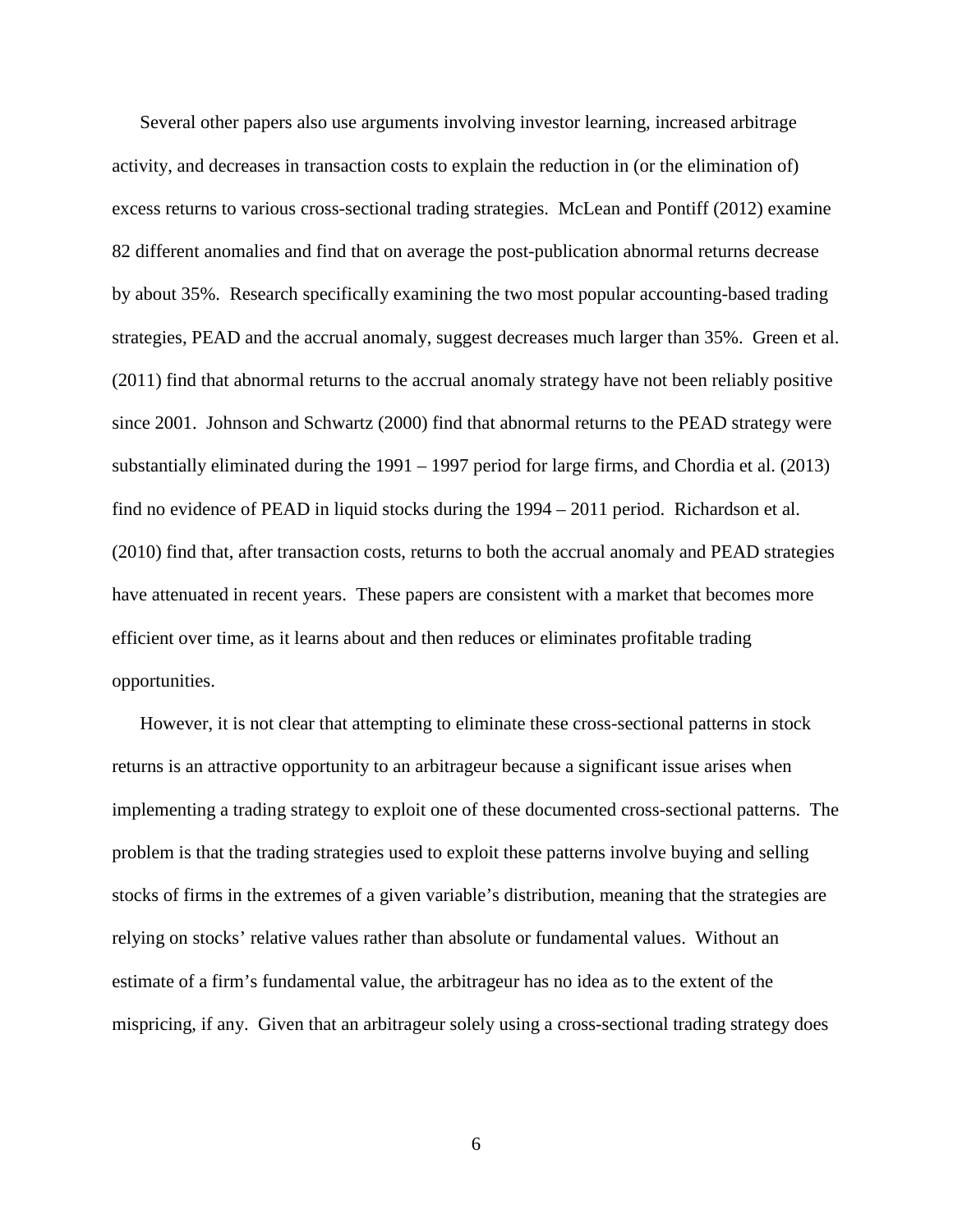Several other papers also use arguments involving investor learning, increased arbitrage activity, and decreases in transaction costs to explain the reduction in (or the elimination of) excess returns to various cross-sectional trading strategies. McLean and Pontiff (2012) examine 82 different anomalies and find that on average the post-publication abnormal returns decrease by about 35%. Research specifically examining the two most popular accounting-based trading strategies, PEAD and the accrual anomaly, suggest decreases much larger than 35%. Green et al. (2011) find that abnormal returns to the accrual anomaly strategy have not been reliably positive since 2001. Johnson and Schwartz (2000) find that abnormal returns to the PEAD strategy were substantially eliminated during the 1991 – 1997 period for large firms, and Chordia et al. (2013) find no evidence of PEAD in liquid stocks during the 1994 – 2011 period. Richardson et al. (2010) find that, after transaction costs, returns to both the accrual anomaly and PEAD strategies have attenuated in recent years. These papers are consistent with a market that becomes more efficient over time, as it learns about and then reduces or eliminates profitable trading opportunities.

However, it is not clear that attempting to eliminate these cross-sectional patterns in stock returns is an attractive opportunity to an arbitrageur because a significant issue arises when implementing a trading strategy to exploit one of these documented cross-sectional patterns. The problem is that the trading strategies used to exploit these patterns involve buying and selling stocks of firms in the extremes of a given variable's distribution, meaning that the strategies are relying on stocks' relative values rather than absolute or fundamental values. Without an estimate of a firm's fundamental value, the arbitrageur has no idea as to the extent of the mispricing, if any. Given that an arbitrageur solely using a cross-sectional trading strategy does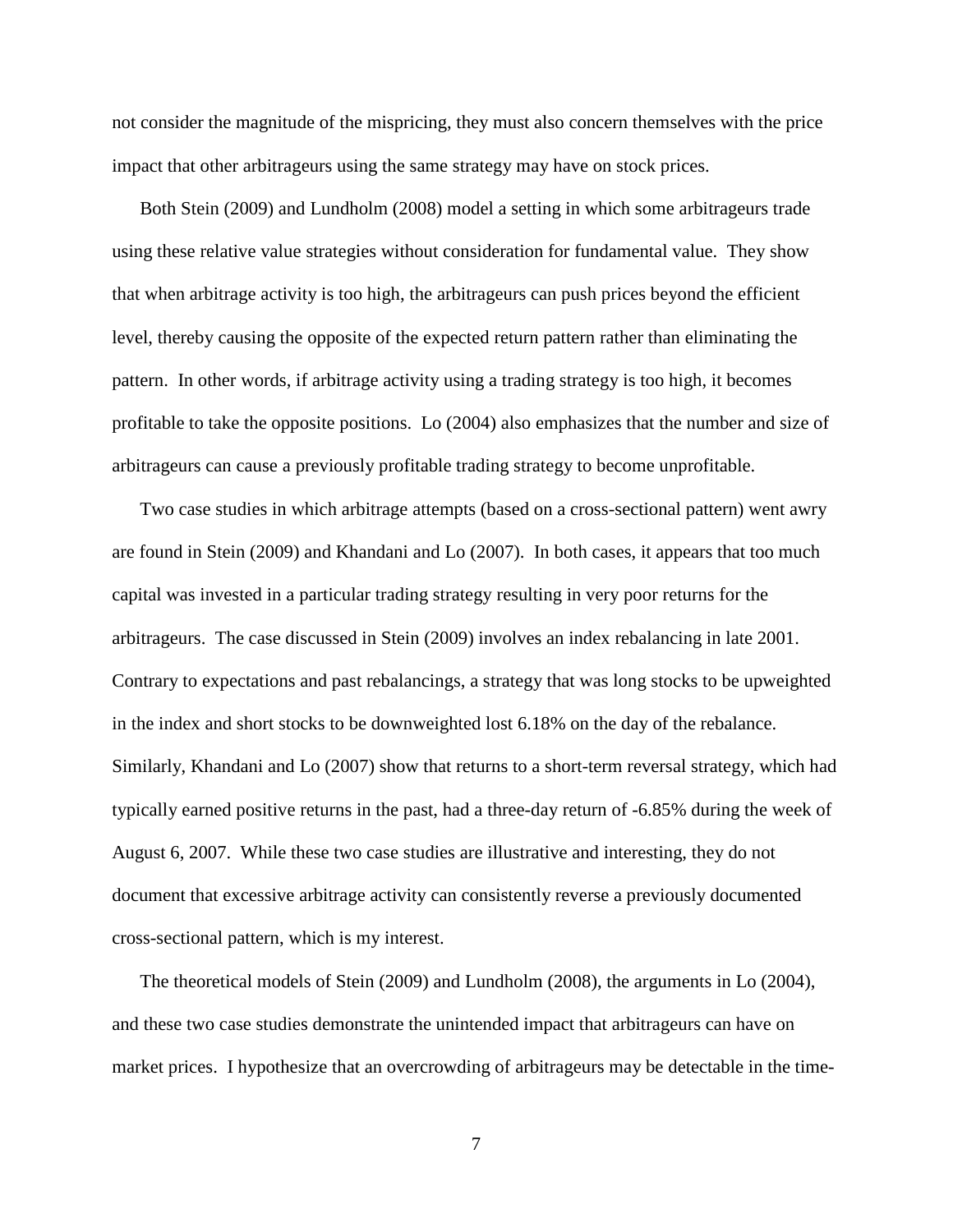not consider the magnitude of the mispricing, they must also concern themselves with the price impact that other arbitrageurs using the same strategy may have on stock prices.

Both Stein (2009) and Lundholm (2008) model a setting in which some arbitrageurs trade using these relative value strategies without consideration for fundamental value. They show that when arbitrage activity is too high, the arbitrageurs can push prices beyond the efficient level, thereby causing the opposite of the expected return pattern rather than eliminating the pattern. In other words, if arbitrage activity using a trading strategy is too high, it becomes profitable to take the opposite positions. Lo (2004) also emphasizes that the number and size of arbitrageurs can cause a previously profitable trading strategy to become unprofitable.

Two case studies in which arbitrage attempts (based on a cross-sectional pattern) went awry are found in Stein (2009) and Khandani and Lo (2007). In both cases, it appears that too much capital was invested in a particular trading strategy resulting in very poor returns for the arbitrageurs. The case discussed in Stein (2009) involves an index rebalancing in late 2001. Contrary to expectations and past rebalancings, a strategy that was long stocks to be upweighted in the index and short stocks to be downweighted lost 6.18% on the day of the rebalance. Similarly, Khandani and Lo (2007) show that returns to a short-term reversal strategy, which had typically earned positive returns in the past, had a three-day return of -6.85% during the week of August 6, 2007. While these two case studies are illustrative and interesting, they do not document that excessive arbitrage activity can consistently reverse a previously documented cross-sectional pattern, which is my interest.

The theoretical models of Stein (2009) and Lundholm (2008), the arguments in Lo (2004), and these two case studies demonstrate the unintended impact that arbitrageurs can have on market prices. I hypothesize that an overcrowding of arbitrageurs may be detectable in the time-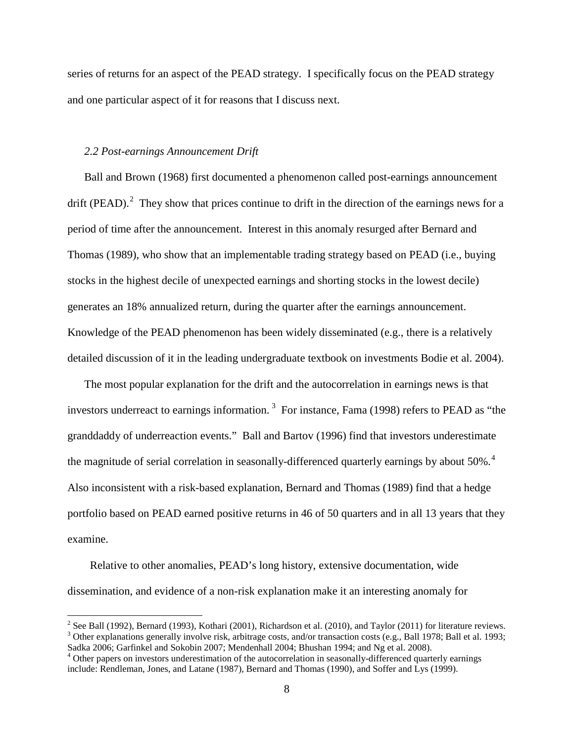series of returns for an aspect of the PEAD strategy. I specifically focus on the PEAD strategy and one particular aspect of it for reasons that I discuss next.

### *2.2 Post-earnings Announcement Drift*

Ball and Brown (1968) first documented a phenomenon called post-earnings announcement drift (PEAD).[2] They show that prices continue to drift in the direction of the earnings news for a period of time after the announcement. Interest in this anomaly resurged after Bernard and Thomas (1989), who show that an implementable trading strategy based on PEAD (i.e., buying stocks in the highest decile of unexpected earnings and shorting stocks in the lowest decile) generates an 18% annualized return, during the quarter after the earnings announcement. Knowledge of the PEAD phenomenon has been widely disseminated (e.g., there is a relatively detailed discussion of it in the leading undergraduate textbook on investments Bodie et al. 2004).

The most popular explanation for the drift and the autocorrelation in earnings news is that investors underreact to earnings information.[3] For instance, Fama (1998) refers to PEAD as "the granddaddy of underreaction events." Ball and Bartov (1996) find that investors underestimate the magnitude of serial correlation in seasonally-differenced quarterly earnings by about 50%.[4] Also inconsistent with a risk-based explanation, Bernard and Thomas (1989) find that a hedge portfolio based on PEAD earned positive returns in 46 of 50 quarters and in all 13 years that they examine.

Relative to other anomalies, PEAD's long history, extensive documentation, wide dissemination, and evidence of a non-risk explanation make it an interesting anomaly for

---

[2] See Ball (1992), Bernard (1993), Kothari (2001), Richardson et al. (2010), and Taylor (2011) for literature reviews.

[3] Other explanations generally involve risk, arbitrage costs, and/or transaction costs (e.g., Ball 1978; Ball et al. 1993; Sadka 2006; Garfinkel and Sokobin 2007; Mendenhall 2004; Bhushan 1994; and Ng et al. 2008).

[4] Other papers on investors underestimation of the autocorrelation in seasonally-differenced quarterly earnings include: Rendleman, Jones, and Latane (1987), Bernard and Thomas (1990), and Soffer and Lys (1999).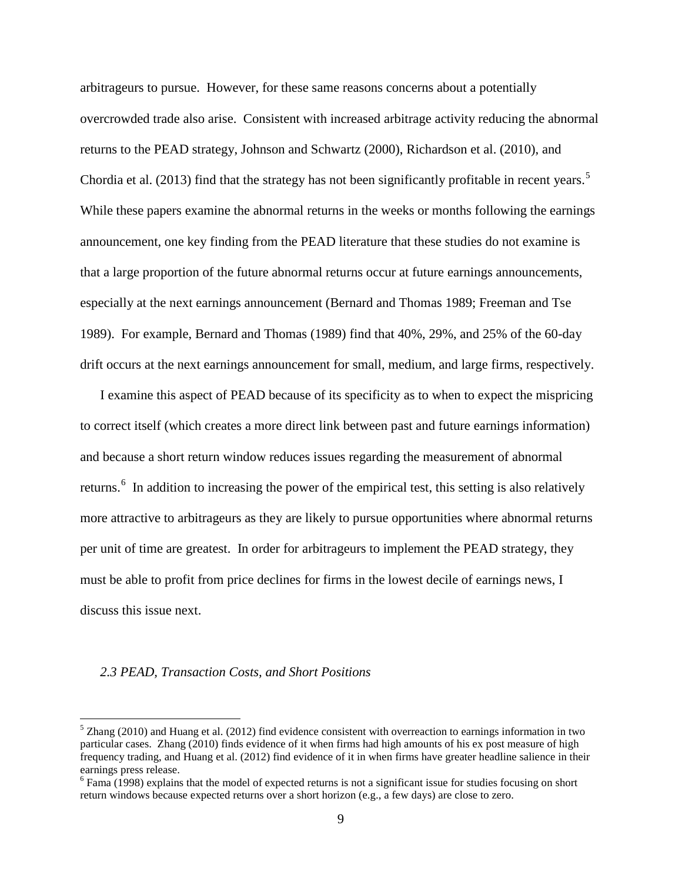arbitrageurs to pursue. However, for these same reasons concerns about a potentially overcrowded trade also arise. Consistent with increased arbitrage activity reducing the abnormal returns to the PEAD strategy, Johnson and Schwartz (2000), Richardson et al. (2010), and Chordia et al. (2013) find that the strategy has not been significantly profitable in recent years.[5] While these papers examine the abnormal returns in the weeks or months following the earnings announcement, one key finding from the PEAD literature that these studies do not examine is that a large proportion of the future abnormal returns occur at future earnings announcements, especially at the next earnings announcement (Bernard and Thomas 1989; Freeman and Tse 1989). For example, Bernard and Thomas (1989) find that 40%, 29%, and 25% of the 60-day drift occurs at the next earnings announcement for small, medium, and large firms, respectively.

I examine this aspect of PEAD because of its specificity as to when to expect the mispricing to correct itself (which creates a more direct link between past and future earnings information) and because a short return window reduces issues regarding the measurement of abnormal returns.[6] In addition to increasing the power of the empirical test, this setting is also relatively more attractive to arbitrageurs as they are likely to pursue opportunities where abnormal returns per unit of time are greatest. In order for arbitrageurs to implement the PEAD strategy, they must be able to profit from price declines for firms in the lowest decile of earnings news, I discuss this issue next.

### *2.3 PEAD, Transaction Costs, and Short Positions*

---

[5] Zhang (2010) and Huang et al. (2012) find evidence consistent with overreaction to earnings information in two particular cases. Zhang (2010) finds evidence of it when firms had high amounts of his ex post measure of high frequency trading, and Huang et al. (2012) find evidence of it in when firms have greater headline salience in their earnings press release.

[6] Fama (1998) explains that the model of expected returns is not a significant issue for studies focusing on short return windows because expected returns over a short horizon (e.g., a few days) are close to zero.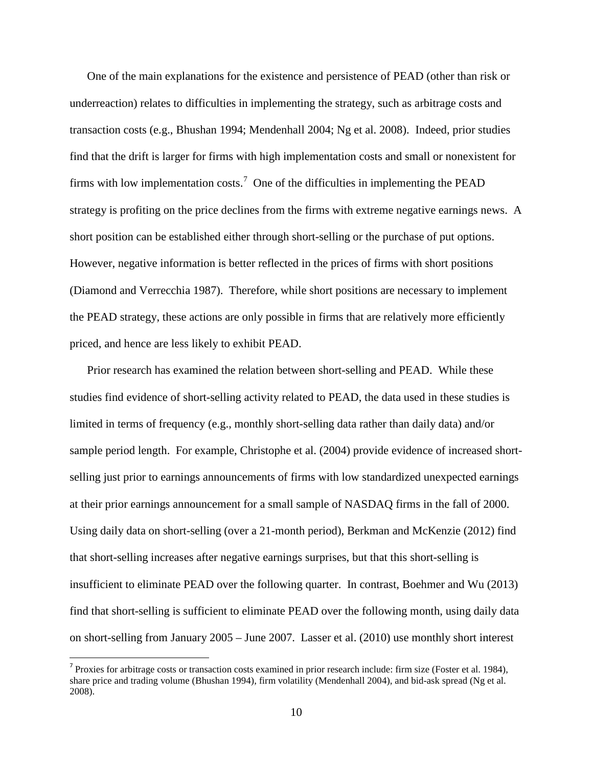One of the main explanations for the existence and persistence of PEAD (other than risk or underreaction) relates to difficulties in implementing the strategy, such as arbitrage costs and transaction costs (e.g., Bhushan 1994; Mendenhall 2004; Ng et al. 2008). Indeed, prior studies find that the drift is larger for firms with high implementation costs and small or nonexistent for firms with low implementation costs.[7] One of the difficulties in implementing the PEAD strategy is profiting on the price declines from the firms with extreme negative earnings news. A short position can be established either through short-selling or the purchase of put options. However, negative information is better reflected in the prices of firms with short positions (Diamond and Verrecchia 1987). Therefore, while short positions are necessary to implement the PEAD strategy, these actions are only possible in firms that are relatively more efficiently priced, and hence are less likely to exhibit PEAD.

Prior research has examined the relation between short-selling and PEAD. While these studies find evidence of short-selling activity related to PEAD, the data used in these studies is limited in terms of frequency (e.g., monthly short-selling data rather than daily data) and/or sample period length. For example, Christophe et al. (2004) provide evidence of increased short-selling just prior to earnings announcements of firms with low standardized unexpected earnings at their prior earnings announcement for a small sample of NASDAQ firms in the fall of 2000. Using daily data on short-selling (over a 21-month period), Berkman and McKenzie (2012) find that short-selling increases after negative earnings surprises, but that this short-selling is insufficient to eliminate PEAD over the following quarter. In contrast, Boehmer and Wu (2013) find that short-selling is sufficient to eliminate PEAD over the following month, using daily data on short-selling from January 2005 – June 2007. Lasser et al. (2010) use monthly short interest

[7] Proxies for arbitrage costs or transaction costs examined in prior research include: firm size (Foster et al. 1984), share price and trading volume (Bhushan 1994), firm volatility (Mendenhall 2004), and bid-ask spread (Ng et al. 2008).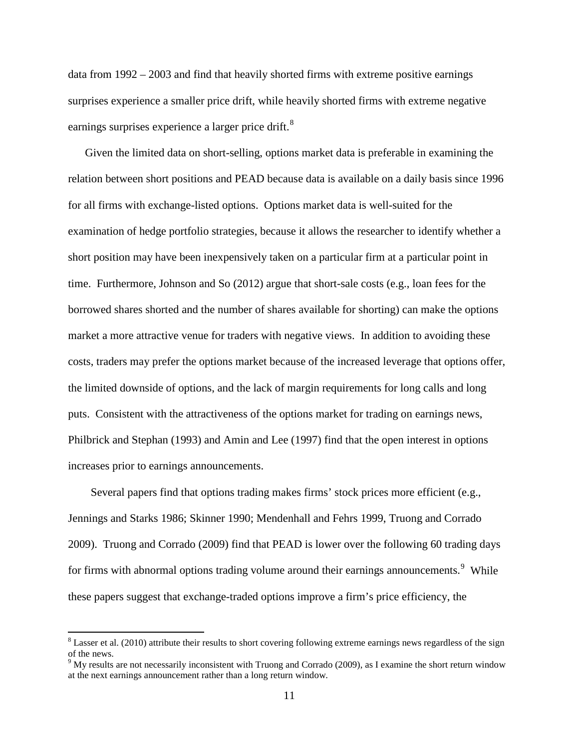data from 1992 – 2003 and find that heavily shorted firms with extreme positive earnings surprises experience a smaller price drift, while heavily shorted firms with extreme negative earnings surprises experience a larger price drift.[8]

Given the limited data on short-selling, options market data is preferable in examining the relation between short positions and PEAD because data is available on a daily basis since 1996 for all firms with exchange-listed options. Options market data is well-suited for the examination of hedge portfolio strategies, because it allows the researcher to identify whether a short position may have been inexpensively taken on a particular firm at a particular point in time. Furthermore, Johnson and So (2012) argue that short-sale costs (e.g., loan fees for the borrowed shares shorted and the number of shares available for shorting) can make the options market a more attractive venue for traders with negative views. In addition to avoiding these costs, traders may prefer the options market because of the increased leverage that options offer, the limited downside of options, and the lack of margin requirements for long calls and long puts. Consistent with the attractiveness of the options market for trading on earnings news, Philbrick and Stephan (1993) and Amin and Lee (1997) find that the open interest in options increases prior to earnings announcements.

Several papers find that options trading makes firms' stock prices more efficient (e.g., Jennings and Starks 1986; Skinner 1990; Mendenhall and Fehrs 1999, Truong and Corrado 2009). Truong and Corrado (2009) find that PEAD is lower over the following 60 trading days for firms with abnormal options trading volume around their earnings announcements.[9] While these papers suggest that exchange-traded options improve a firm's price efficiency, the

---

[8] Lasser et al. (2010) attribute their results to short covering following extreme earnings news regardless of the sign of the news.

[9] My results are not necessarily inconsistent with Truong and Corrado (2009), as I examine the short return window at the next earnings announcement rather than a long return window.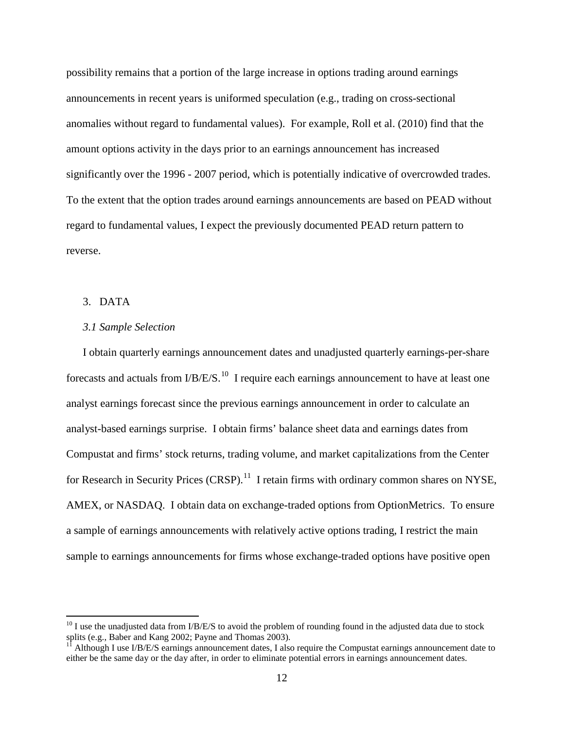possibility remains that a portion of the large increase in options trading around earnings announcements in recent years is uniformed speculation (e.g., trading on cross-sectional anomalies without regard to fundamental values). For example, Roll et al. (2010) find that the amount options activity in the days prior to an earnings announcement has increased significantly over the 1996 - 2007 period, which is potentially indicative of overcrowded trades. To the extent that the option trades around earnings announcements are based on PEAD without regard to fundamental values, I expect the previously documented PEAD return pattern to reverse.

## 3. DATA

### *3.1 Sample Selection*

I obtain quarterly earnings announcement dates and unadjusted quarterly earnings-per-share forecasts and actuals from I/B/E/S.[10] I require each earnings announcement to have at least one analyst earnings forecast since the previous earnings announcement in order to calculate an analyst-based earnings surprise. I obtain firms' balance sheet data and earnings dates from Compustat and firms' stock returns, trading volume, and market capitalizations from the Center for Research in Security Prices (CRSP).[11] I retain firms with ordinary common shares on NYSE, AMEX, or NASDAQ. I obtain data on exchange-traded options from OptionMetrics. To ensure a sample of earnings announcements with relatively active options trading, I restrict the main sample to earnings announcements for firms whose exchange-traded options have positive open

---

[10] I use the unadjusted data from I/B/E/S to avoid the problem of rounding found in the adjusted data due to stock splits (e.g., Baber and Kang 2002; Payne and Thomas 2003).

[11] Although I use I/B/E/S earnings announcement dates, I also require the Compustat earnings announcement date to either be the same day or the day after, in order to eliminate potential errors in earnings announcement dates.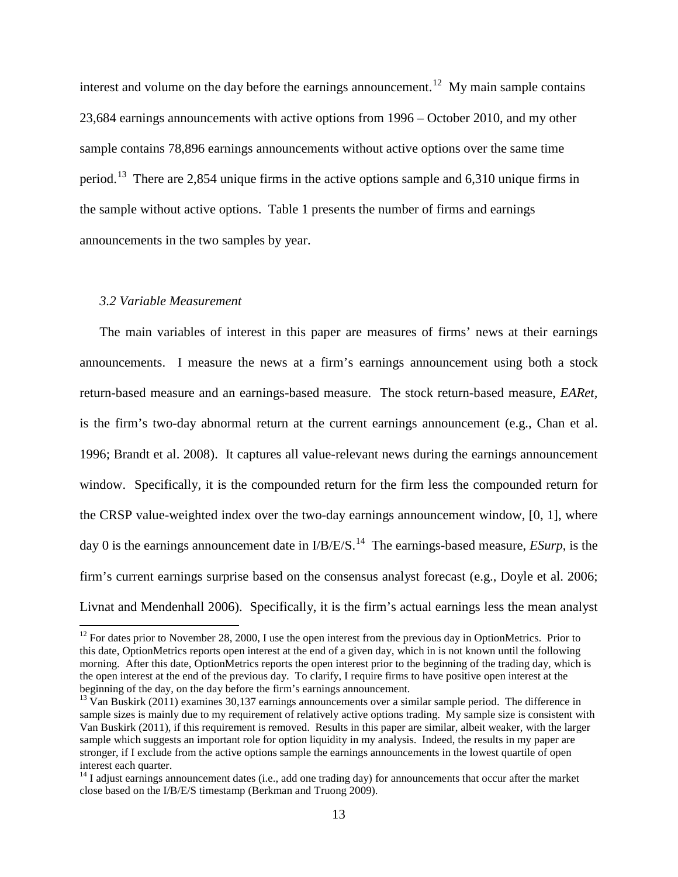interest and volume on the day before the earnings announcement.[12] My main sample contains 23,684 earnings announcements with active options from 1996 – October 2010, and my other sample contains 78,896 earnings announcements without active options over the same time period.[13] There are 2,854 unique firms in the active options sample and 6,310 unique firms in the sample without active options. Table 1 presents the number of firms and earnings announcements in the two samples by year.

### *3.2 Variable Measurement*

The main variables of interest in this paper are measures of firms' news at their earnings announcements. I measure the news at a firm's earnings announcement using both a stock return-based measure and an earnings-based measure. The stock return-based measure, *EARet*, is the firm's two-day abnormal return at the current earnings announcement (e.g., Chan et al. 1996; Brandt et al. 2008). It captures all value-relevant news during the earnings announcement window. Specifically, it is the compounded return for the firm less the compounded return for the CRSP value-weighted index over the two-day earnings announcement window, [0, 1], where day 0 is the earnings announcement date in I/B/E/S.[14] The earnings-based measure, *ESurp*, is the firm's current earnings surprise based on the consensus analyst forecast (e.g., Doyle et al. 2006; Livnat and Mendenhall 2006). Specifically, it is the firm's actual earnings less the mean analyst

---

[12] For dates prior to November 28, 2000, I use the open interest from the previous day in OptionMetrics. Prior to this date, OptionMetrics reports open interest at the end of a given day, which in is not known until the following morning. After this date, OptionMetrics reports the open interest prior to the beginning of the trading day, which is the open interest at the end of the previous day. To clarify, I require firms to have positive open interest at the beginning of the day, on the day before the firm's earnings announcement.

[13] Van Buskirk (2011) examines 30,137 earnings announcements over a similar sample period. The difference in sample sizes is mainly due to my requirement of relatively active options trading. My sample size is consistent with Van Buskirk (2011), if this requirement is removed. Results in this paper are similar, albeit weaker, with the larger sample which suggests an important role for option liquidity in my analysis. Indeed, the results in my paper are stronger, if I exclude from the active options sample the earnings announcements in the lowest quartile of open interest each quarter.

[14] I adjust earnings announcement dates (i.e., add one trading day) for announcements that occur after the market close based on the I/B/E/S timestamp (Berkman and Truong 2009).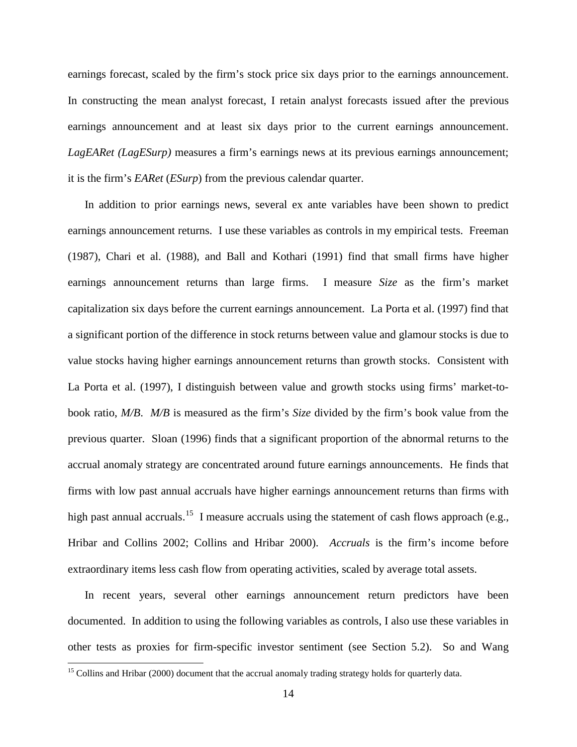earnings forecast, scaled by the firm's stock price six days prior to the earnings announcement. In constructing the mean analyst forecast, I retain analyst forecasts issued after the previous earnings announcement and at least six days prior to the current earnings announcement. *LagEARet (LagESurp)* measures a firm's earnings news at its previous earnings announcement; it is the firm's *EARet* (*ESurp*) from the previous calendar quarter.

In addition to prior earnings news, several ex ante variables have been shown to predict earnings announcement returns. I use these variables as controls in my empirical tests. Freeman (1987), Chari et al. (1988), and Ball and Kothari (1991) find that small firms have higher earnings announcement returns than large firms. I measure *Size* as the firm's market capitalization six days before the current earnings announcement. La Porta et al. (1997) find that a significant portion of the difference in stock returns between value and glamour stocks is due to value stocks having higher earnings announcement returns than growth stocks. Consistent with La Porta et al. (1997), I distinguish between value and growth stocks using firms' market-to-book ratio, *M/B*. *M/B* is measured as the firm's *Size* divided by the firm's book value from the previous quarter. Sloan (1996) finds that a significant proportion of the abnormal returns to the accrual anomaly strategy are concentrated around future earnings announcements. He finds that firms with low past annual accruals have higher earnings announcement returns than firms with high past annual accruals.[15] I measure accruals using the statement of cash flows approach (e.g., Hribar and Collins 2002; Collins and Hribar 2000). *Accruals* is the firm's income before extraordinary items less cash flow from operating activities, scaled by average total assets.

In recent years, several other earnings announcement return predictors have been documented. In addition to using the following variables as controls, I also use these variables in other tests as proxies for firm-specific investor sentiment (see Section 5.2). So and Wang

[15] Collins and Hribar (2000) document that the accrual anomaly trading strategy holds for quarterly data.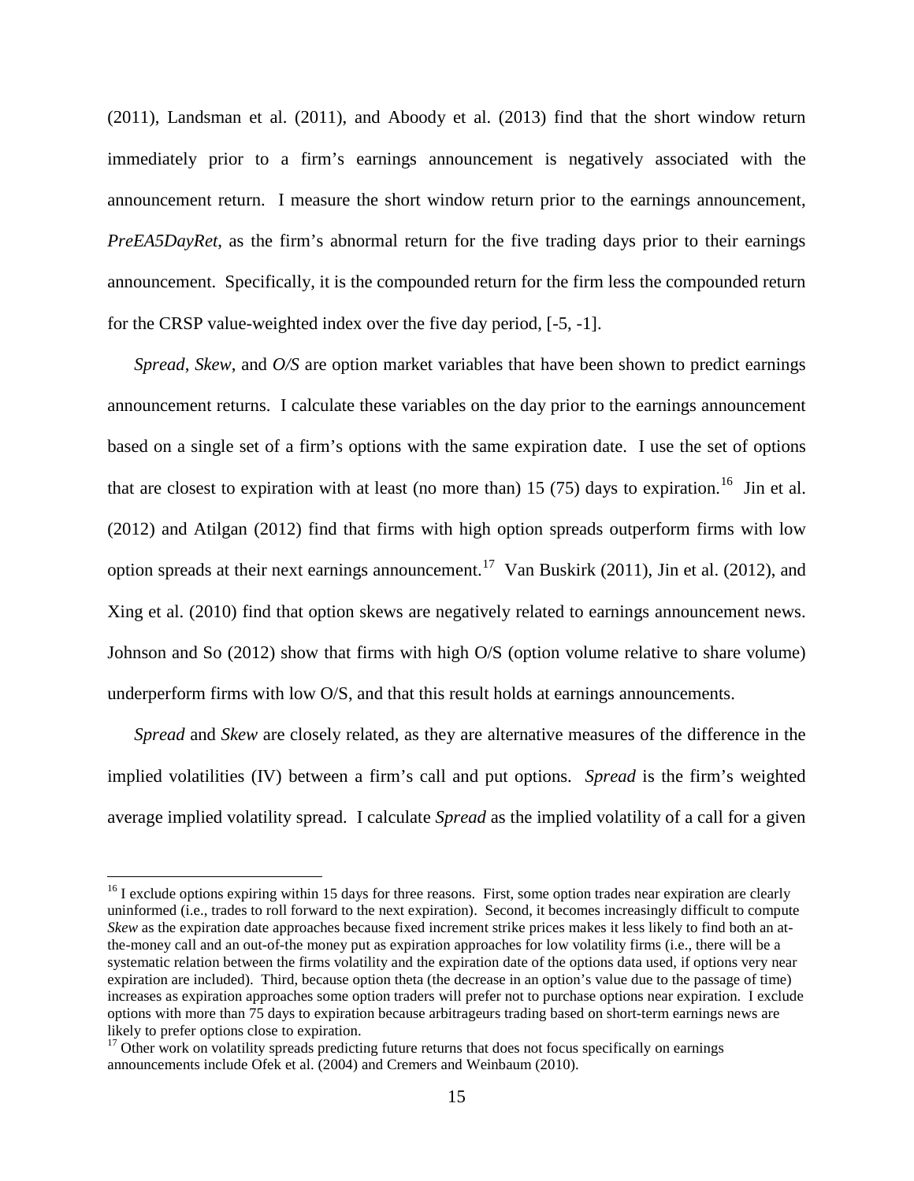(2011), Landsman et al. (2011), and Aboody et al. (2013) find that the short window return immediately prior to a firm's earnings announcement is negatively associated with the announcement return. I measure the short window return prior to the earnings announcement, *PreEA5DayRet*, as the firm's abnormal return for the five trading days prior to their earnings announcement. Specifically, it is the compounded return for the firm less the compounded return for the CRSP value-weighted index over the five day period, [-5, -1].

*Spread*, *Skew*, and *O/S* are option market variables that have been shown to predict earnings announcement returns. I calculate these variables on the day prior to the earnings announcement based on a single set of a firm's options with the same expiration date. I use the set of options that are closest to expiration with at least (no more than) 15 (75) days to expiration.[16] Jin et al. (2012) and Atilgan (2012) find that firms with high option spreads outperform firms with low option spreads at their next earnings announcement.[17] Van Buskirk (2011), Jin et al. (2012), and Xing et al. (2010) find that option skews are negatively related to earnings announcement news. Johnson and So (2012) show that firms with high O/S (option volume relative to share volume) underperform firms with low O/S, and that this result holds at earnings announcements.

*Spread* and *Skew* are closely related, as they are alternative measures of the difference in the implied volatilities (IV) between a firm's call and put options. *Spread* is the firm's weighted average implied volatility spread. I calculate *Spread* as the implied volatility of a call for a given

---

[16] I exclude options expiring within 15 days for three reasons. First, some option trades near expiration are clearly uninformed (i.e., trades to roll forward to the next expiration). Second, it becomes increasingly difficult to compute *Skew* as the expiration date approaches because fixed increment strike prices makes it less likely to find both an at-the-money call and an out-of-the money put as expiration approaches for low volatility firms (i.e., there will be a systematic relation between the firms volatility and the expiration date of the options data used, if options very near expiration are included). Third, because option theta (the decrease in an option's value due to the passage of time) increases as expiration approaches some option traders will prefer not to purchase options near expiration. I exclude options with more than 75 days to expiration because arbitrageurs trading based on short-term earnings news are likely to prefer options close to expiration.

[17] Other work on volatility spreads predicting future returns that does not focus specifically on earnings announcements include Ofek et al. (2004) and Cremers and Weinbaum (2010).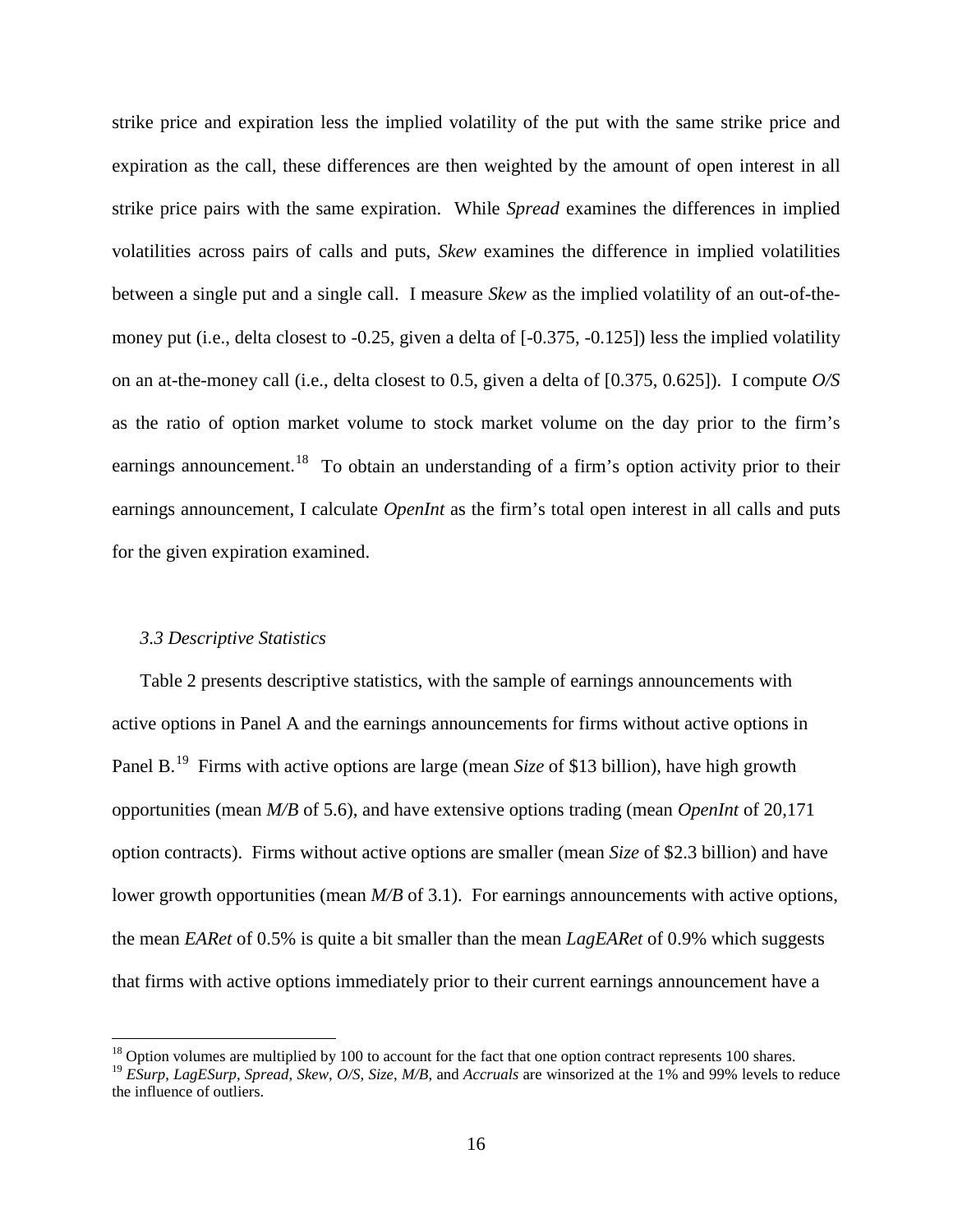strike price and expiration less the implied volatility of the put with the same strike price and expiration as the call, these differences are then weighted by the amount of open interest in all strike price pairs with the same expiration. While *Spread* examines the differences in implied volatilities across pairs of calls and puts, *Skew* examines the difference in implied volatilities between a single put and a single call. I measure *Skew* as the implied volatility of an out-of-the-money put (i.e., delta closest to -0.25, given a delta of [-0.375, -0.125]) less the implied volatility on an at-the-money call (i.e., delta closest to 0.5, given a delta of [0.375, 0.625]). I compute *O/S* as the ratio of option market volume to stock market volume on the day prior to the firm's earnings announcement.[18] To obtain an understanding of a firm's option activity prior to their earnings announcement, I calculate *OpenInt* as the firm's total open interest in all calls and puts for the given expiration examined.

### *3.3 Descriptive Statistics*

Table 2 presents descriptive statistics, with the sample of earnings announcements with active options in Panel A and the earnings announcements for firms without active options in Panel B.[19] Firms with active options are large (mean *Size* of \$13 billion), have high growth opportunities (mean *M/B* of 5.6), and have extensive options trading (mean *OpenInt* of 20,171 option contracts). Firms without active options are smaller (mean *Size* of \$2.3 billion) and have lower growth opportunities (mean *M/B* of 3.1). For earnings announcements with active options, the mean *EARet* of 0.5% is quite a bit smaller than the mean *LagEARet* of 0.9% which suggests that firms with active options immediately prior to their current earnings announcement have a

[18] Option volumes are multiplied by 100 to account for the fact that one option contract represents 100 shares.

[19] *ESurp*, *LagESurp*, *Spread*, *Skew*, *O/S*, *Size*, *M/B*, and *Accruals* are winsorized at the 1% and 99% levels to reduce the influence of outliers.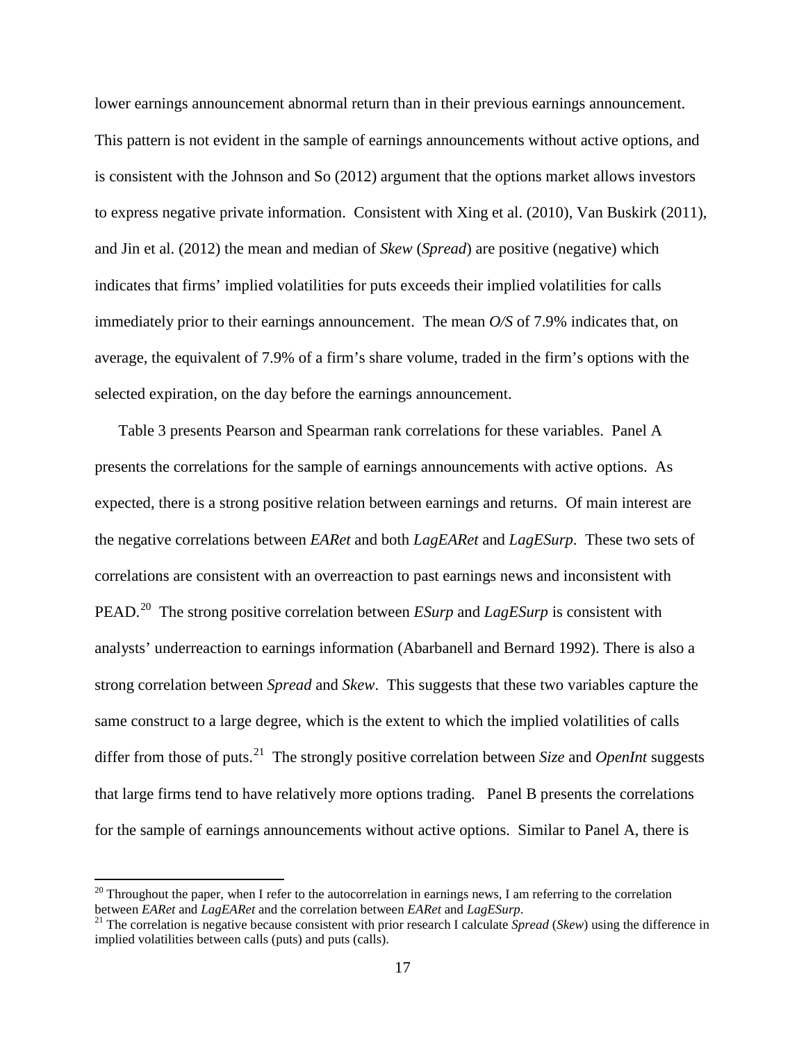lower earnings announcement abnormal return than in their previous earnings announcement. This pattern is not evident in the sample of earnings announcements without active options, and is consistent with the Johnson and So (2012) argument that the options market allows investors to express negative private information. Consistent with Xing et al. (2010), Van Buskirk (2011), and Jin et al. (2012) the mean and median of *Skew* (*Spread*) are positive (negative) which indicates that firms' implied volatilities for puts exceeds their implied volatilities for calls immediately prior to their earnings announcement. The mean *O/S* of 7.9% indicates that, on average, the equivalent of 7.9% of a firm's share volume, traded in the firm's options with the selected expiration, on the day before the earnings announcement.

Table 3 presents Pearson and Spearman rank correlations for these variables. Panel A presents the correlations for the sample of earnings announcements with active options. As expected, there is a strong positive relation between earnings and returns. Of main interest are the negative correlations between *EARet* and both *LagEARet* and *LagESurp*. These two sets of correlations are consistent with an overreaction to past earnings news and inconsistent with PEAD.[20] The strong positive correlation between *ESurp* and *LagESurp* is consistent with analysts' underreaction to earnings information (Abarbanell and Bernard 1992). There is also a strong correlation between *Spread* and *Skew*. This suggests that these two variables capture the same construct to a large degree, which is the extent to which the implied volatilities of calls differ from those of puts.[21] The strongly positive correlation between *Size* and *OpenInt* suggests that large firms tend to have relatively more options trading. Panel B presents the correlations for the sample of earnings announcements without active options. Similar to Panel A, there is

[20] Throughout the paper, when I refer to the autocorrelation in earnings news, I am referring to the correlation between *EARet* and *LagEARet* and the correlation between *EARet* and *LagESurp*.

[21] The correlation is negative because consistent with prior research I calculate *Spread* (*Skew*) using the difference in implied volatilities between calls (puts) and puts (calls).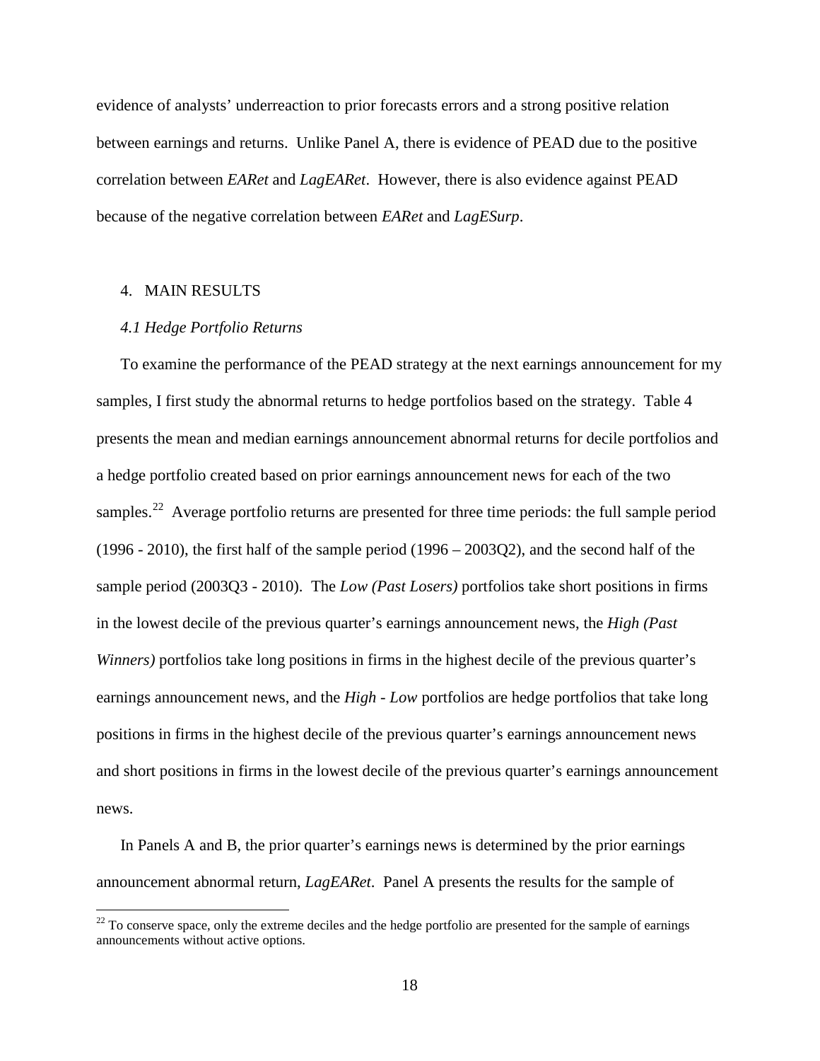evidence of analysts' underreaction to prior forecasts errors and a strong positive relation between earnings and returns. Unlike Panel A, there is evidence of PEAD due to the positive correlation between *EARet* and *LagEARet*. However, there is also evidence against PEAD because of the negative correlation between *EARet* and *LagESurp*.

## 4. MAIN RESULTS

### *4.1 Hedge Portfolio Returns*

To examine the performance of the PEAD strategy at the next earnings announcement for my samples, I first study the abnormal returns to hedge portfolios based on the strategy. Table 4 presents the mean and median earnings announcement abnormal returns for decile portfolios and a hedge portfolio created based on prior earnings announcement news for each of the two samples.[22] Average portfolio returns are presented for three time periods: the full sample period (1996 - 2010), the first half of the sample period (1996 – 2003Q2), and the second half of the sample period (2003Q3 - 2010). The *Low (Past Losers)* portfolios take short positions in firms in the lowest decile of the previous quarter's earnings announcement news, the *High (Past Winners)* portfolios take long positions in firms in the highest decile of the previous quarter's earnings announcement news, and the *High - Low* portfolios are hedge portfolios that take long positions in firms in the highest decile of the previous quarter's earnings announcement news and short positions in firms in the lowest decile of the previous quarter's earnings announcement news.

In Panels A and B, the prior quarter's earnings news is determined by the prior earnings announcement abnormal return, *LagEARet*. Panel A presents the results for the sample of

[22] To conserve space, only the extreme deciles and the hedge portfolio are presented for the sample of earnings announcements without active options.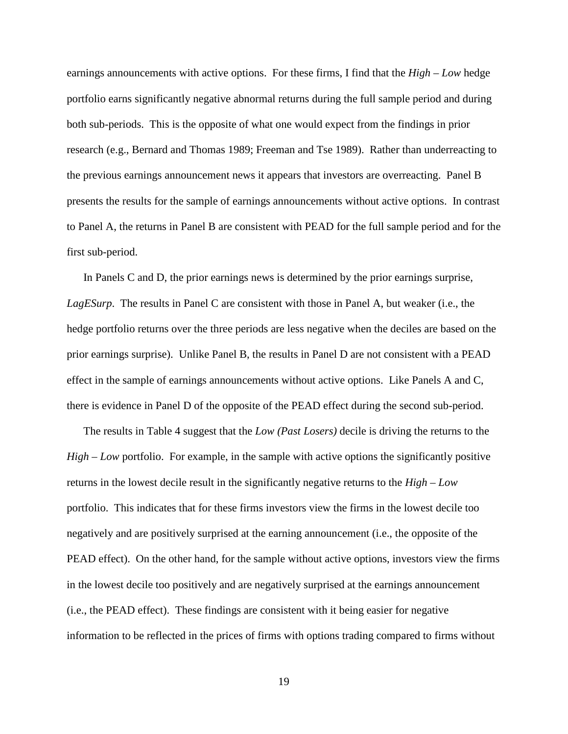earnings announcements with active options. For these firms, I find that the *High – Low* hedge portfolio earns significantly negative abnormal returns during the full sample period and during both sub-periods. This is the opposite of what one would expect from the findings in prior research (e.g., Bernard and Thomas 1989; Freeman and Tse 1989). Rather than underreacting to the previous earnings announcement news it appears that investors are overreacting. Panel B presents the results for the sample of earnings announcements without active options. In contrast to Panel A, the returns in Panel B are consistent with PEAD for the full sample period and for the first sub-period.

In Panels C and D, the prior earnings news is determined by the prior earnings surprise, *LagESurp*. The results in Panel C are consistent with those in Panel A, but weaker (i.e., the hedge portfolio returns over the three periods are less negative when the deciles are based on the prior earnings surprise). Unlike Panel B, the results in Panel D are not consistent with a PEAD effect in the sample of earnings announcements without active options. Like Panels A and C, there is evidence in Panel D of the opposite of the PEAD effect during the second sub-period.

The results in Table 4 suggest that the *Low (Past Losers)* decile is driving the returns to the *High – Low* portfolio. For example, in the sample with active options the significantly positive returns in the lowest decile result in the significantly negative returns to the *High – Low* portfolio. This indicates that for these firms investors view the firms in the lowest decile too negatively and are positively surprised at the earning announcement (i.e., the opposite of the PEAD effect). On the other hand, for the sample without active options, investors view the firms in the lowest decile too positively and are negatively surprised at the earnings announcement (i.e., the PEAD effect). These findings are consistent with it being easier for negative information to be reflected in the prices of firms with options trading compared to firms without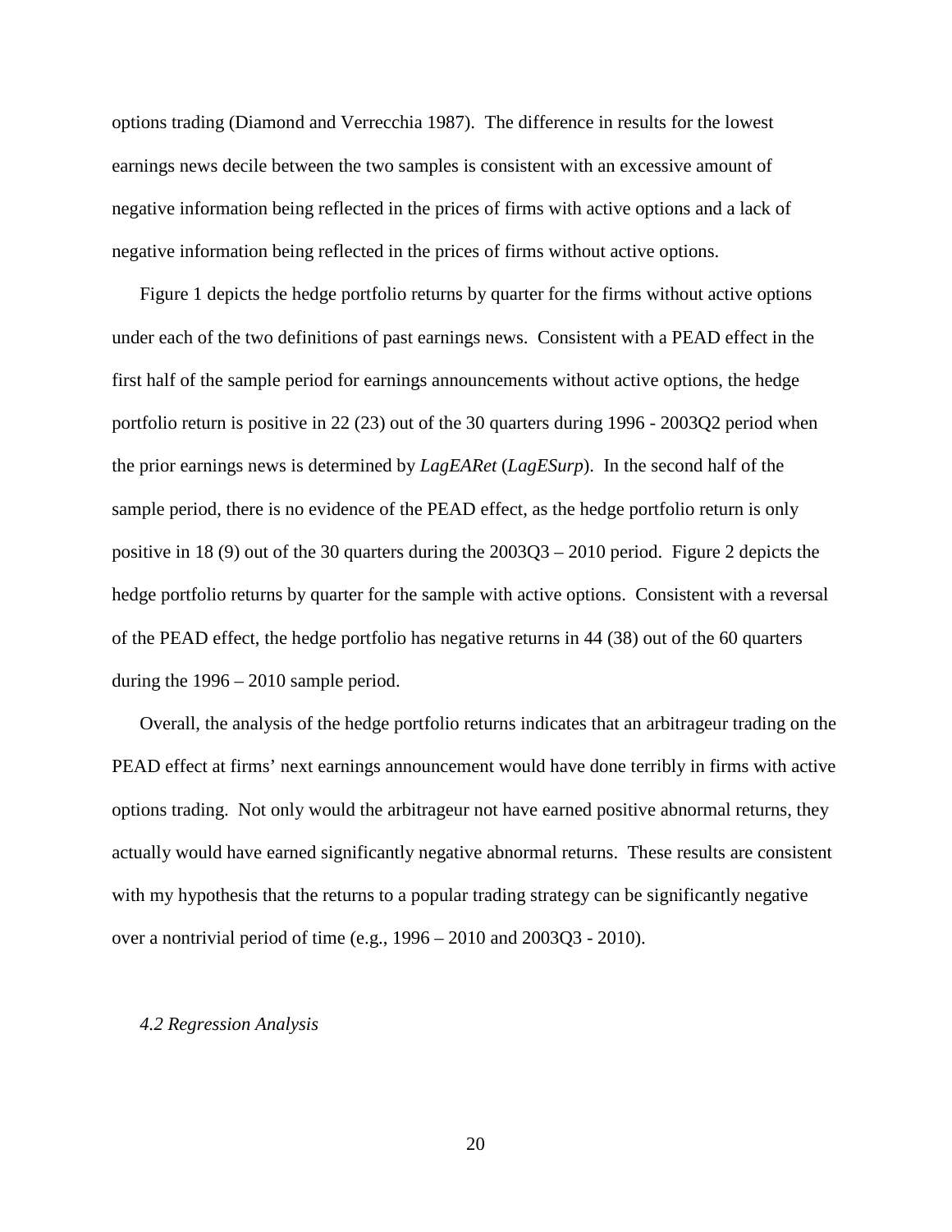options trading (Diamond and Verrecchia 1987). The difference in results for the lowest earnings news decile between the two samples is consistent with an excessive amount of negative information being reflected in the prices of firms with active options and a lack of negative information being reflected in the prices of firms without active options.

Figure 1 depicts the hedge portfolio returns by quarter for the firms without active options under each of the two definitions of past earnings news. Consistent with a PEAD effect in the first half of the sample period for earnings announcements without active options, the hedge portfolio return is positive in 22 (23) out of the 30 quarters during 1996 - 2003Q2 period when the prior earnings news is determined by *LagEARet* (*LagESurp*). In the second half of the sample period, there is no evidence of the PEAD effect, as the hedge portfolio return is only positive in 18 (9) out of the 30 quarters during the 2003Q3 – 2010 period. Figure 2 depicts the hedge portfolio returns by quarter for the sample with active options. Consistent with a reversal of the PEAD effect, the hedge portfolio has negative returns in 44 (38) out of the 60 quarters during the 1996 – 2010 sample period.

Overall, the analysis of the hedge portfolio returns indicates that an arbitrageur trading on the PEAD effect at firms' next earnings announcement would have done terribly in firms with active options trading. Not only would the arbitrageur not have earned positive abnormal returns, they actually would have earned significantly negative abnormal returns. These results are consistent with my hypothesis that the returns to a popular trading strategy can be significantly negative over a nontrivial period of time (e.g., 1996 – 2010 and 2003Q3 - 2010).

### *4.2 Regression Analysis*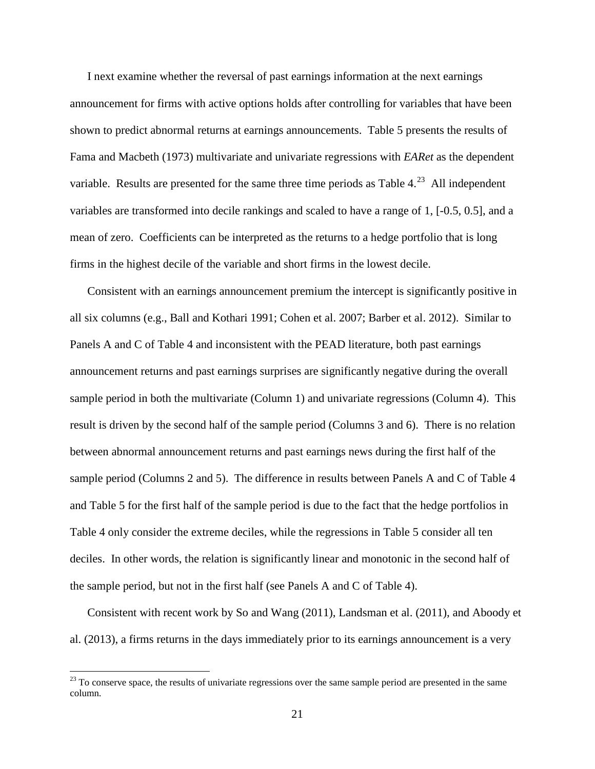I next examine whether the reversal of past earnings information at the next earnings announcement for firms with active options holds after controlling for variables that have been shown to predict abnormal returns at earnings announcements. Table 5 presents the results of Fama and Macbeth (1973) multivariate and univariate regressions with *EARet* as the dependent variable. Results are presented for the same three time periods as Table 4.[23] All independent variables are transformed into decile rankings and scaled to have a range of 1, [-0.5, 0.5], and a mean of zero. Coefficients can be interpreted as the returns to a hedge portfolio that is long firms in the highest decile of the variable and short firms in the lowest decile.

Consistent with an earnings announcement premium the intercept is significantly positive in all six columns (e.g., Ball and Kothari 1991; Cohen et al. 2007; Barber et al. 2012). Similar to Panels A and C of Table 4 and inconsistent with the PEAD literature, both past earnings announcement returns and past earnings surprises are significantly negative during the overall sample period in both the multivariate (Column 1) and univariate regressions (Column 4). This result is driven by the second half of the sample period (Columns 3 and 6). There is no relation between abnormal announcement returns and past earnings news during the first half of the sample period (Columns 2 and 5). The difference in results between Panels A and C of Table 4 and Table 5 for the first half of the sample period is due to the fact that the hedge portfolios in Table 4 only consider the extreme deciles, while the regressions in Table 5 consider all ten deciles. In other words, the relation is significantly linear and monotonic in the second half of the sample period, but not in the first half (see Panels A and C of Table 4).

Consistent with recent work by So and Wang (2011), Landsman et al. (2011), and Aboody et al. (2013), a firms returns in the days immediately prior to its earnings announcement is a very

[23] To conserve space, the results of univariate regressions over the same sample period are presented in the same column.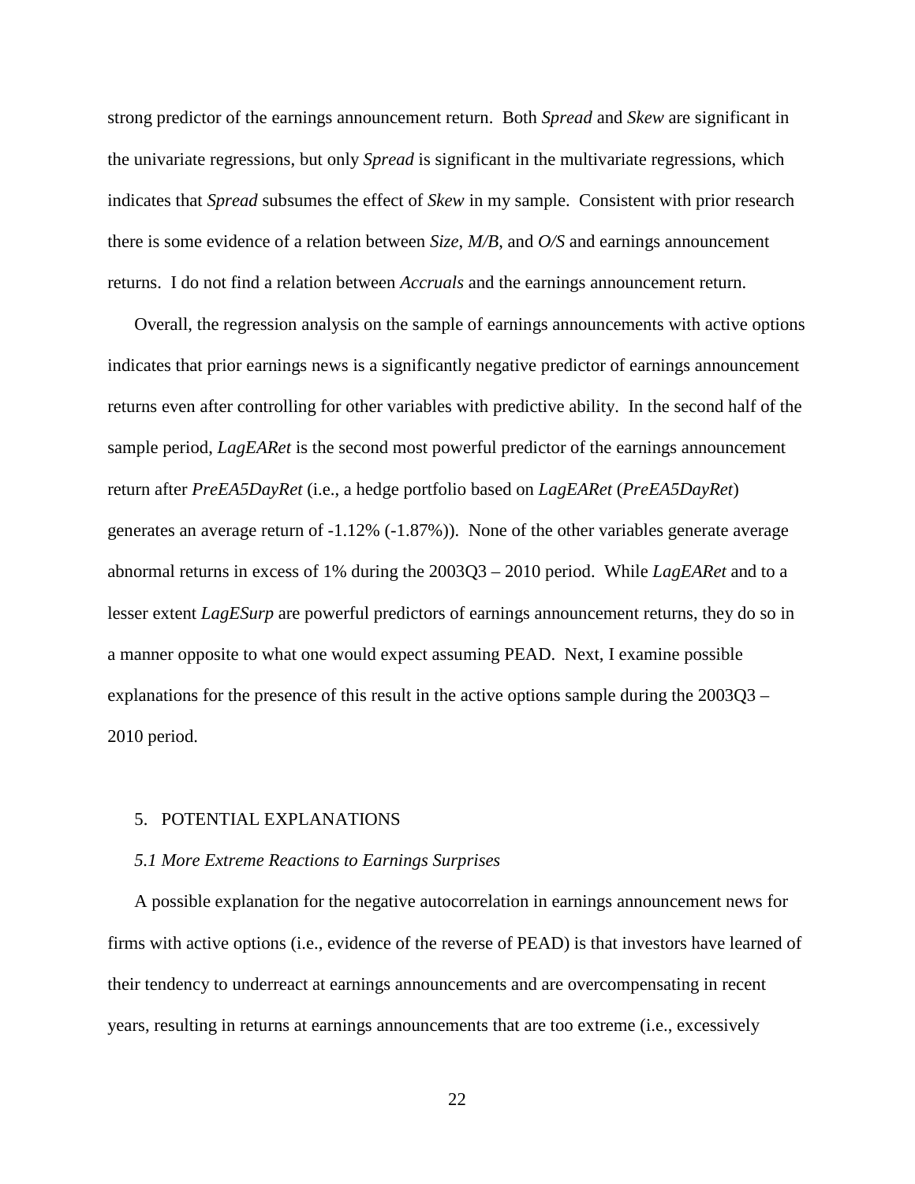strong predictor of the earnings announcement return. Both *Spread* and *Skew* are significant in the univariate regressions, but only *Spread* is significant in the multivariate regressions, which indicates that *Spread* subsumes the effect of *Skew* in my sample. Consistent with prior research there is some evidence of a relation between *Size*, *M/B*, and *O/S* and earnings announcement returns. I do not find a relation between *Accruals* and the earnings announcement return.

Overall, the regression analysis on the sample of earnings announcements with active options indicates that prior earnings news is a significantly negative predictor of earnings announcement returns even after controlling for other variables with predictive ability. In the second half of the sample period, *LagEARet* is the second most powerful predictor of the earnings announcement return after *PreEA5DayRet* (i.e., a hedge portfolio based on *LagEARet* (*PreEA5DayRet*) generates an average return of -1.12% (-1.87%)). None of the other variables generate average abnormal returns in excess of 1% during the 2003Q3 – 2010 period. While *LagEARet* and to a lesser extent *LagESurp* are powerful predictors of earnings announcement returns, they do so in a manner opposite to what one would expect assuming PEAD. Next, I examine possible explanations for the presence of this result in the active options sample during the 2003Q3 – 2010 period.

## 5. POTENTIAL EXPLANATIONS

### *5.1 More Extreme Reactions to Earnings Surprises*

A possible explanation for the negative autocorrelation in earnings announcement news for firms with active options (i.e., evidence of the reverse of PEAD) is that investors have learned of their tendency to underreact at earnings announcements and are overcompensating in recent years, resulting in returns at earnings announcements that are too extreme (i.e., excessively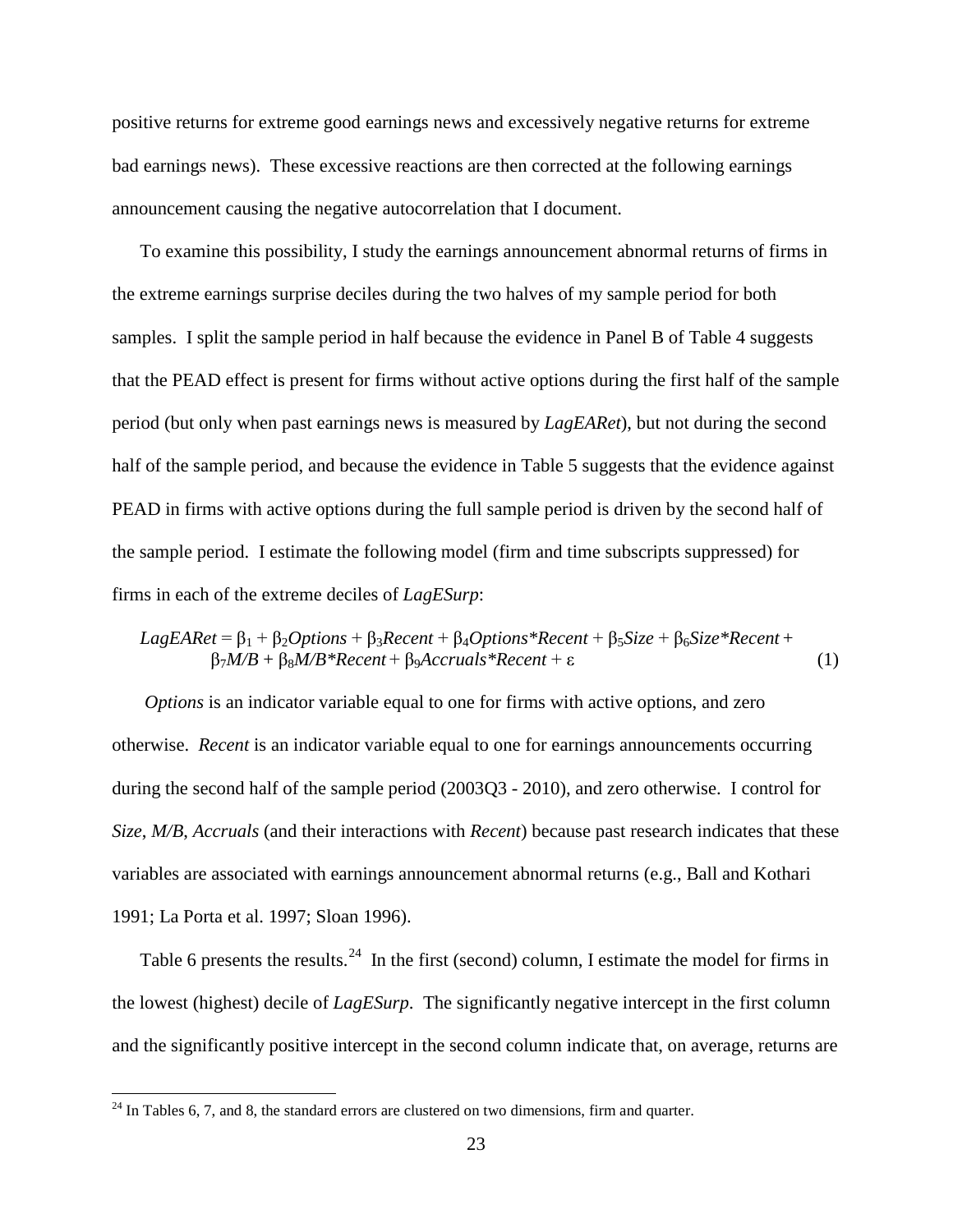positive returns for extreme good earnings news and excessively negative returns for extreme bad earnings news). These excessive reactions are then corrected at the following earnings announcement causing the negative autocorrelation that I document.

To examine this possibility, I study the earnings announcement abnormal returns of firms in the extreme earnings surprise deciles during the two halves of my sample period for both samples. I split the sample period in half because the evidence in Panel B of Table 4 suggests that the PEAD effect is present for firms without active options during the first half of the sample period (but only when past earnings news is measured by *LagEARet*), but not during the second half of the sample period, and because the evidence in Table 5 suggests that the evidence against PEAD in firms with active options during the full sample period is driven by the second half of the sample period. I estimate the following model (firm and time subscripts suppressed) for firms in each of the extreme deciles of *LagESurp*:

$$LagEARet = \beta_1 + \beta_2 Options + \beta_3 Recent + \beta_4 Options{*}Recent + \beta_5 Size + \beta_6 Size{*}Recent + \beta_7 M/B + \beta_8 M/B{*}Recent + \beta_9 Accruals{*}Recent + \varepsilon \quad (1)$$

*Options* is an indicator variable equal to one for firms with active options, and zero otherwise. *Recent* is an indicator variable equal to one for earnings announcements occurring during the second half of the sample period (2003Q3 - 2010), and zero otherwise. I control for *Size*, *M/B*, *Accruals* (and their interactions with *Recent*) because past research indicates that these variables are associated with earnings announcement abnormal returns (e.g., Ball and Kothari 1991; La Porta et al. 1997; Sloan 1996).

Table 6 presents the results.[24] In the first (second) column, I estimate the model for firms in the lowest (highest) decile of *LagESurp*. The significantly negative intercept in the first column and the significantly positive intercept in the second column indicate that, on average, returns are

[24] In Tables 6, 7, and 8, the standard errors are clustered on two dimensions, firm and quarter.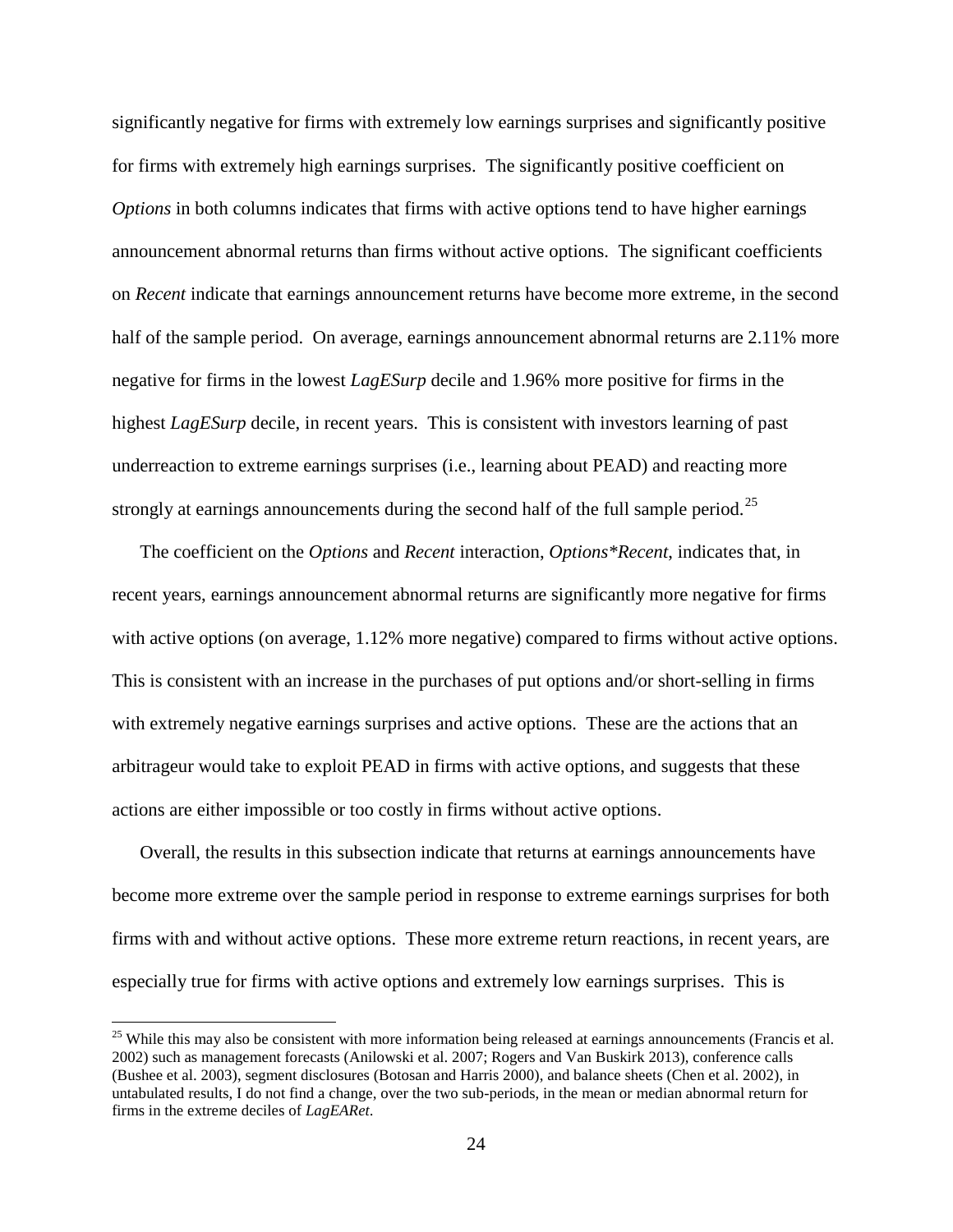significantly negative for firms with extremely low earnings surprises and significantly positive for firms with extremely high earnings surprises. The significantly positive coefficient on *Options* in both columns indicates that firms with active options tend to have higher earnings announcement abnormal returns than firms without active options. The significant coefficients on *Recent* indicate that earnings announcement returns have become more extreme, in the second half of the sample period. On average, earnings announcement abnormal returns are 2.11% more negative for firms in the lowest *LagESurp* decile and 1.96% more positive for firms in the highest *LagESurp* decile, in recent years. This is consistent with investors learning of past underreaction to extreme earnings surprises (i.e., learning about PEAD) and reacting more strongly at earnings announcements during the second half of the full sample period.[25]

The coefficient on the *Options* and *Recent* interaction, *Options\*Recent*, indicates that, in recent years, earnings announcement abnormal returns are significantly more negative for firms with active options (on average, 1.12% more negative) compared to firms without active options. This is consistent with an increase in the purchases of put options and/or short-selling in firms with extremely negative earnings surprises and active options. These are the actions that an arbitrageur would take to exploit PEAD in firms with active options, and suggests that these actions are either impossible or too costly in firms without active options.

Overall, the results in this subsection indicate that returns at earnings announcements have become more extreme over the sample period in response to extreme earnings surprises for both firms with and without active options. These more extreme return reactions, in recent years, are especially true for firms with active options and extremely low earnings surprises. This is

---

[25] While this may also be consistent with more information being released at earnings announcements (Francis et al. 2002) such as management forecasts (Anilowski et al. 2007; Rogers and Van Buskirk 2013), conference calls (Bushee et al. 2003), segment disclosures (Botosan and Harris 2000), and balance sheets (Chen et al. 2002), in untabulated results, I do not find a change, over the two sub-periods, in the mean or median abnormal return for firms in the extreme deciles of *LagEARet*.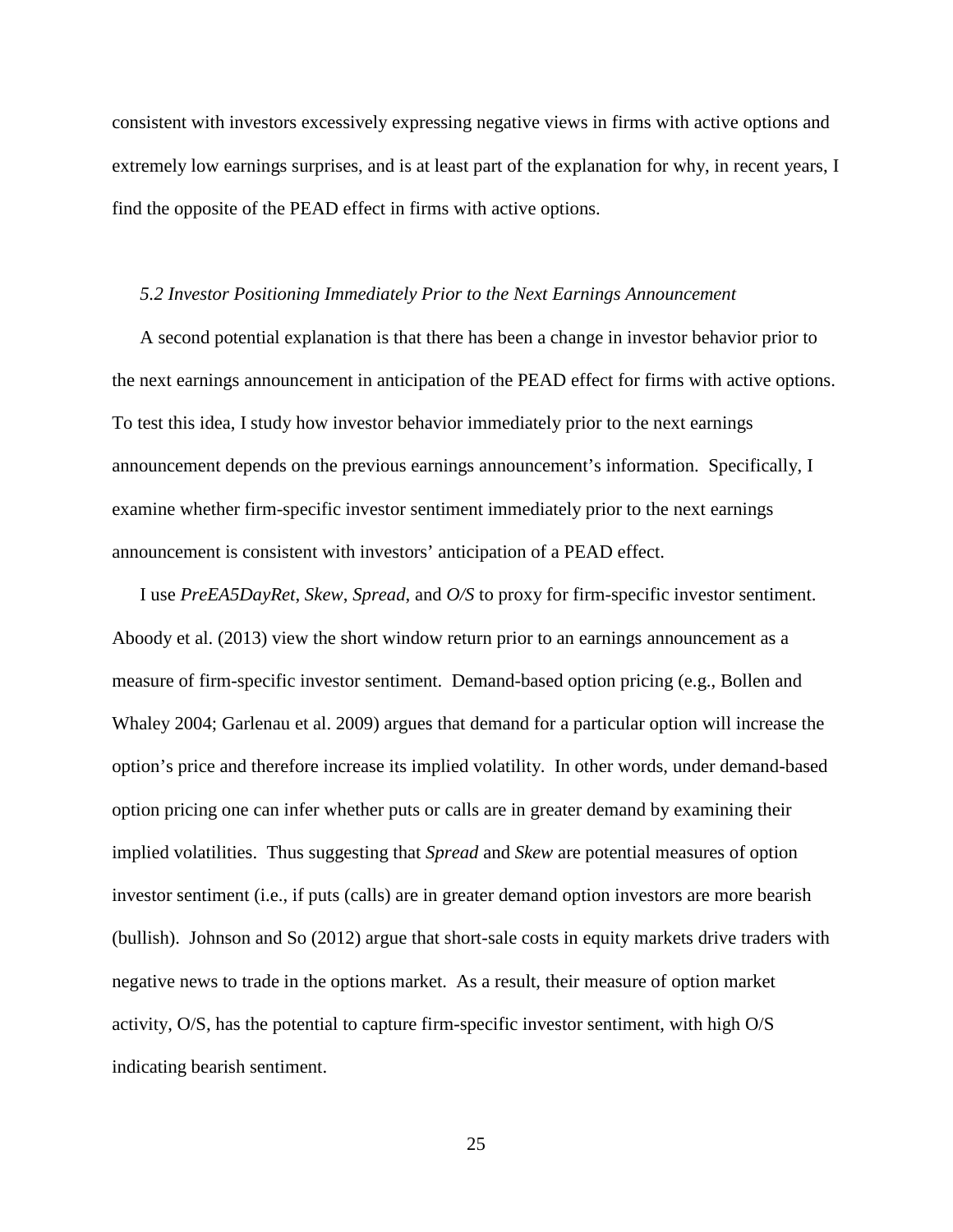consistent with investors excessively expressing negative views in firms with active options and extremely low earnings surprises, and is at least part of the explanation for why, in recent years, I find the opposite of the PEAD effect in firms with active options.

### *5.2 Investor Positioning Immediately Prior to the Next Earnings Announcement*

A second potential explanation is that there has been a change in investor behavior prior to the next earnings announcement in anticipation of the PEAD effect for firms with active options. To test this idea, I study how investor behavior immediately prior to the next earnings announcement depends on the previous earnings announcement's information. Specifically, I examine whether firm-specific investor sentiment immediately prior to the next earnings announcement is consistent with investors' anticipation of a PEAD effect.

I use *PreEA5DayRet*, *Skew*, *Spread*, and *O/S* to proxy for firm-specific investor sentiment. Aboody et al. (2013) view the short window return prior to an earnings announcement as a measure of firm-specific investor sentiment. Demand-based option pricing (e.g., Bollen and Whaley 2004; Garlenau et al. 2009) argues that demand for a particular option will increase the option's price and therefore increase its implied volatility. In other words, under demand-based option pricing one can infer whether puts or calls are in greater demand by examining their implied volatilities. Thus suggesting that *Spread* and *Skew* are potential measures of option investor sentiment (i.e., if puts (calls) are in greater demand option investors are more bearish (bullish). Johnson and So (2012) argue that short-sale costs in equity markets drive traders with negative news to trade in the options market. As a result, their measure of option market activity, O/S, has the potential to capture firm-specific investor sentiment, with high O/S indicating bearish sentiment.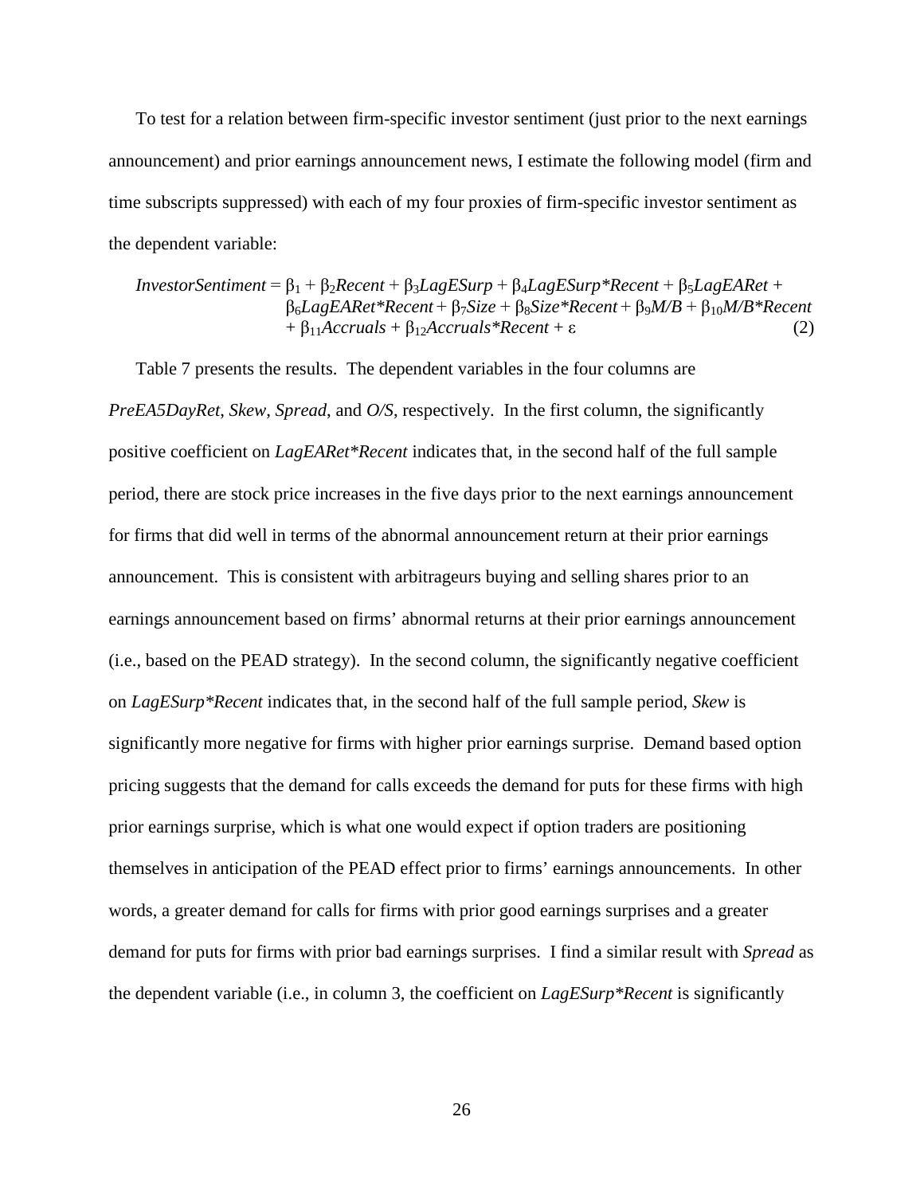To test for a relation between firm-specific investor sentiment (just prior to the next earnings announcement) and prior earnings announcement news, I estimate the following model (firm and time subscripts suppressed) with each of my four proxies of firm-specific investor sentiment as the dependent variable:

$$InvestorSentiment = \beta_1 + \beta_2 Recent + \beta_3 LagESurp + \beta_4 LagESurp{*}Recent + \beta_5 LagEARet + \beta_6 LagEARet{*}Recent + \beta_7 Size + \beta_8 Size{*}Recent + \beta_9 M/B + \beta_{10} M/B{*}Recent + \beta_{11} Accruals + \beta_{12} Accruals{*}Recent + \varepsilon \quad (2)$$

Table 7 presents the results. The dependent variables in the four columns are *PreEA5DayRet*, *Skew*, *Spread*, and *O/S*, respectively. In the first column, the significantly positive coefficient on *LagEARet*Recent* indicates that, in the second half of the full sample period, there are stock price increases in the five days prior to the next earnings announcement for firms that did well in terms of the abnormal announcement return at their prior earnings announcement. This is consistent with arbitrageurs buying and selling shares prior to an earnings announcement based on firms' abnormal returns at their prior earnings announcement (i.e., based on the PEAD strategy). In the second column, the significantly negative coefficient on *LagESurp*Recent* indicates that, in the second half of the full sample period, *Skew* is significantly more negative for firms with higher prior earnings surprise. Demand based option pricing suggests that the demand for calls exceeds the demand for puts for these firms with high prior earnings surprise, which is what one would expect if option traders are positioning themselves in anticipation of the PEAD effect prior to firms' earnings announcements. In other words, a greater demand for calls for firms with prior good earnings surprises and a greater demand for puts for firms with prior bad earnings surprises. I find a similar result with *Spread* as the dependent variable (i.e., in column 3, the coefficient on *LagESurp*Recent* is significantly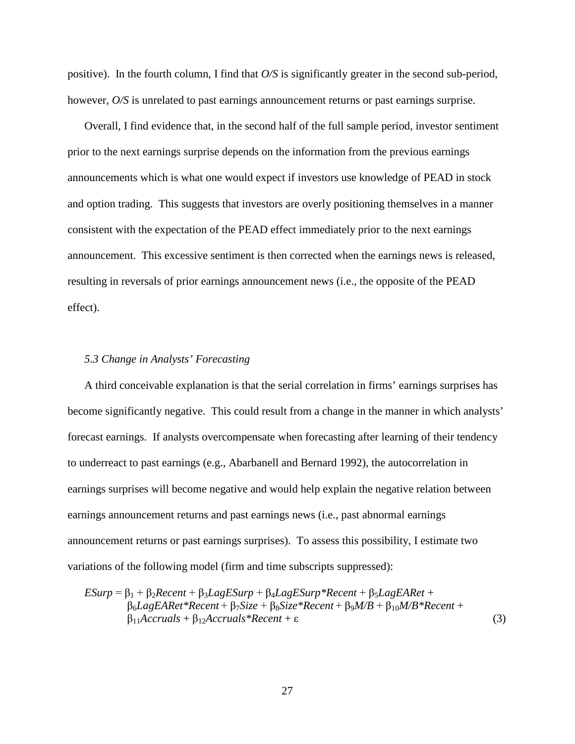positive). In the fourth column, I find that *O/S* is significantly greater in the second sub-period, however, *O/S* is unrelated to past earnings announcement returns or past earnings surprise.

Overall, I find evidence that, in the second half of the full sample period, investor sentiment prior to the next earnings surprise depends on the information from the previous earnings announcements which is what one would expect if investors use knowledge of PEAD in stock and option trading. This suggests that investors are overly positioning themselves in a manner consistent with the expectation of the PEAD effect immediately prior to the next earnings announcement. This excessive sentiment is then corrected when the earnings news is released, resulting in reversals of prior earnings announcement news (i.e., the opposite of the PEAD effect).

### *5.3 Change in Analysts' Forecasting*

A third conceivable explanation is that the serial correlation in firms' earnings surprises has become significantly negative. This could result from a change in the manner in which analysts' forecast earnings. If analysts overcompensate when forecasting after learning of their tendency to underreact to past earnings (e.g., Abarbanell and Bernard 1992), the autocorrelation in earnings surprises will become negative and would help explain the negative relation between earnings announcement returns and past earnings news (i.e., past abnormal earnings announcement returns or past earnings surprises). To assess this possibility, I estimate two variations of the following model (firm and time subscripts suppressed):

$$
\begin{aligned}
ESurp = {} & \beta_1 + \beta_2 Recent + \beta_3 LagESurp + \beta_4 LagESurp{*}Recent + \beta_5 LagEARet + \\
& \beta_6 LagEARet{*}Recent + \beta_7 Size + \beta_8 Size{*}Recent + \beta_9 M/B + \beta_{10} M/B{*}Recent + \\
& \beta_{11} Accruals + \beta_{12} Accruals{*}Recent + \varepsilon
\end{aligned}
\tag{3}
$$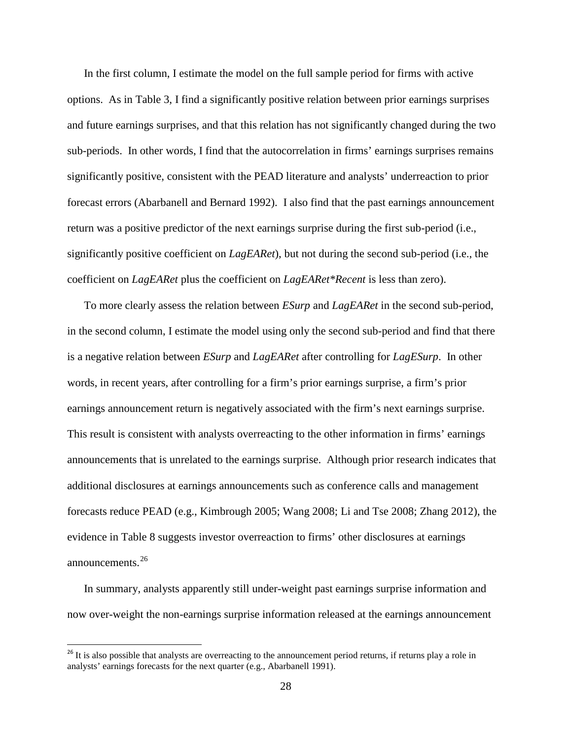In the first column, I estimate the model on the full sample period for firms with active options. As in Table 3, I find a significantly positive relation between prior earnings surprises and future earnings surprises, and that this relation has not significantly changed during the two sub-periods. In other words, I find that the autocorrelation in firms' earnings surprises remains significantly positive, consistent with the PEAD literature and analysts' underreaction to prior forecast errors (Abarbanell and Bernard 1992). I also find that the past earnings announcement return was a positive predictor of the next earnings surprise during the first sub-period (i.e., significantly positive coefficient on *LagEARet*), but not during the second sub-period (i.e., the coefficient on *LagEARet* plus the coefficient on *LagEARet*Recent* is less than zero).

To more clearly assess the relation between *ESurp* and *LagEARet* in the second sub-period, in the second column, I estimate the model using only the second sub-period and find that there is a negative relation between *ESurp* and *LagEARet* after controlling for *LagESurp*. In other words, in recent years, after controlling for a firm's prior earnings surprise, a firm's prior earnings announcement return is negatively associated with the firm's next earnings surprise. This result is consistent with analysts overreacting to the other information in firms' earnings announcements that is unrelated to the earnings surprise. Although prior research indicates that additional disclosures at earnings announcements such as conference calls and management forecasts reduce PEAD (e.g., Kimbrough 2005; Wang 2008; Li and Tse 2008; Zhang 2012), the evidence in Table 8 suggests investor overreaction to firms' other disclosures at earnings announcements.[26]

In summary, analysts apparently still under-weight past earnings surprise information and now over-weight the non-earnings surprise information released at the earnings announcement

[26] It is also possible that analysts are overreacting to the announcement period returns, if returns play a role in analysts' earnings forecasts for the next quarter (e.g., Abarbanell 1991).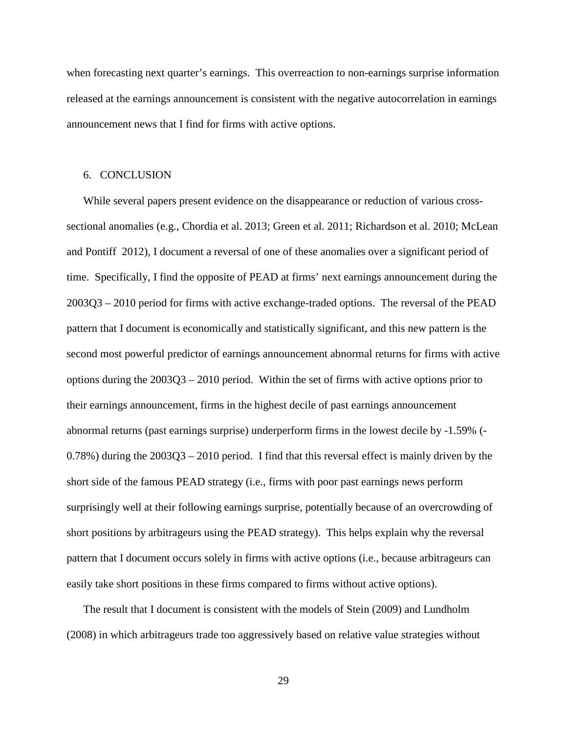when forecasting next quarter's earnings. This overreaction to non-earnings surprise information released at the earnings announcement is consistent with the negative autocorrelation in earnings announcement news that I find for firms with active options.

## 6. CONCLUSION

While several papers present evidence on the disappearance or reduction of various cross-sectional anomalies (e.g., Chordia et al. 2013; Green et al. 2011; Richardson et al. 2010; McLean and Pontiff 2012), I document a reversal of one of these anomalies over a significant period of time. Specifically, I find the opposite of PEAD at firms' next earnings announcement during the 2003Q3 – 2010 period for firms with active exchange-traded options. The reversal of the PEAD pattern that I document is economically and statistically significant, and this new pattern is the second most powerful predictor of earnings announcement abnormal returns for firms with active options during the 2003Q3 – 2010 period. Within the set of firms with active options prior to their earnings announcement, firms in the highest decile of past earnings announcement abnormal returns (past earnings surprise) underperform firms in the lowest decile by -1.59% (-0.78%) during the 2003Q3 – 2010 period. I find that this reversal effect is mainly driven by the short side of the famous PEAD strategy (i.e., firms with poor past earnings news perform surprisingly well at their following earnings surprise, potentially because of an overcrowding of short positions by arbitrageurs using the PEAD strategy). This helps explain why the reversal pattern that I document occurs solely in firms with active options (i.e., because arbitrageurs can easily take short positions in these firms compared to firms without active options).

The result that I document is consistent with the models of Stein (2009) and Lundholm (2008) in which arbitrageurs trade too aggressively based on relative value strategies without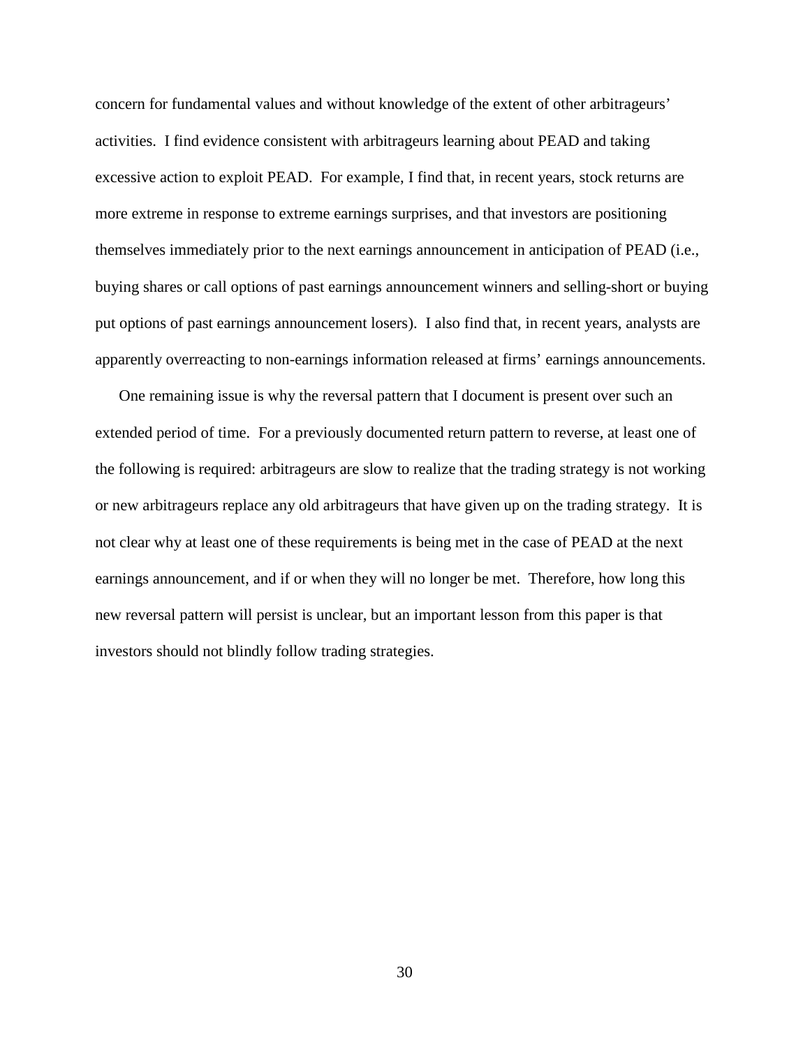concern for fundamental values and without knowledge of the extent of other arbitrageurs' activities. I find evidence consistent with arbitrageurs learning about PEAD and taking excessive action to exploit PEAD. For example, I find that, in recent years, stock returns are more extreme in response to extreme earnings surprises, and that investors are positioning themselves immediately prior to the next earnings announcement in anticipation of PEAD (i.e., buying shares or call options of past earnings announcement winners and selling-short or buying put options of past earnings announcement losers). I also find that, in recent years, analysts are apparently overreacting to non-earnings information released at firms' earnings announcements.

One remaining issue is why the reversal pattern that I document is present over such an extended period of time. For a previously documented return pattern to reverse, at least one of the following is required: arbitrageurs are slow to realize that the trading strategy is not working or new arbitrageurs replace any old arbitrageurs that have given up on the trading strategy. It is not clear why at least one of these requirements is being met in the case of PEAD at the next earnings announcement, and if or when they will no longer be met. Therefore, how long this new reversal pattern will persist is unclear, but an important lesson from this paper is that investors should not blindly follow trading strategies.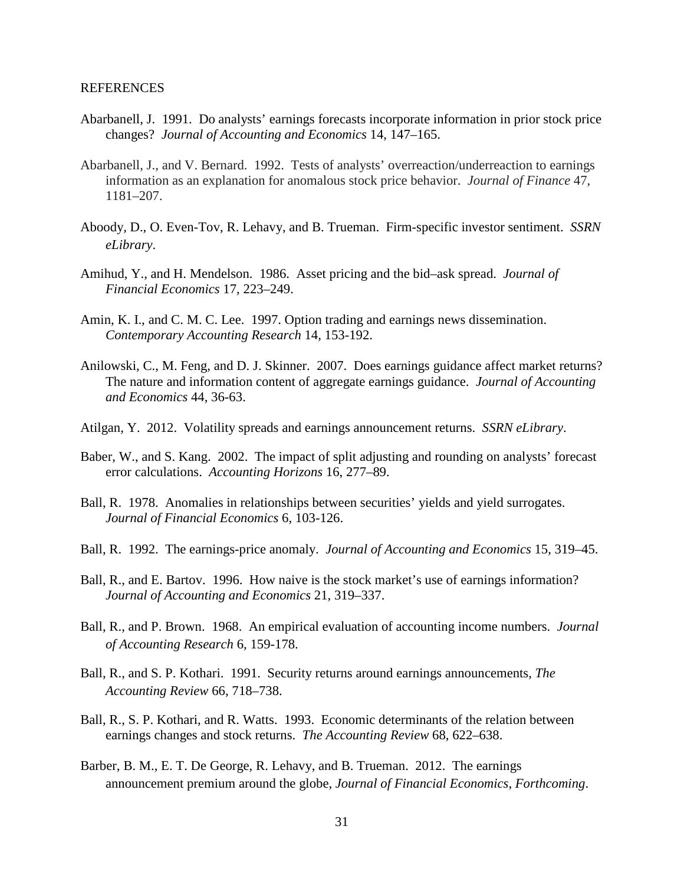REFERENCES

Abarbanell, J. 1991. Do analysts' earnings forecasts incorporate information in prior stock price changes? *Journal of Accounting and Economics* 14, 147–165.

Abarbanell, J., and V. Bernard. 1992. Tests of analysts' overreaction/underreaction to earnings information as an explanation for anomalous stock price behavior. *Journal of Finance* 47, 1181–207.

Aboody, D., O. Even-Tov, R. Lehavy, and B. Trueman. Firm-specific investor sentiment. *SSRN eLibrary*.

Amihud, Y., and H. Mendelson. 1986. Asset pricing and the bid–ask spread. *Journal of Financial Economics* 17, 223–249.

Amin, K. I., and C. M. C. Lee. 1997. Option trading and earnings news dissemination. *Contemporary Accounting Research* 14, 153-192.

Anilowski, C., M. Feng, and D. J. Skinner. 2007. Does earnings guidance affect market returns? The nature and information content of aggregate earnings guidance. *Journal of Accounting and Economics* 44, 36-63.

Atilgan, Y. 2012. Volatility spreads and earnings announcement returns. *SSRN eLibrary*.

Baber, W., and S. Kang. 2002. The impact of split adjusting and rounding on analysts' forecast error calculations. *Accounting Horizons* 16, 277–89.

Ball, R. 1978. Anomalies in relationships between securities' yields and yield surrogates. *Journal of Financial Economics* 6, 103-126.

Ball, R. 1992. The earnings-price anomaly. *Journal of Accounting and Economics* 15, 319–45.

Ball, R., and E. Bartov. 1996. How naive is the stock market's use of earnings information? *Journal of Accounting and Economics* 21, 319–337.

Ball, R., and P. Brown. 1968. An empirical evaluation of accounting income numbers. *Journal of Accounting Research* 6, 159-178.

Ball, R., and S. P. Kothari. 1991. Security returns around earnings announcements, *The Accounting Review* 66, 718–738.

Ball, R., S. P. Kothari, and R. Watts. 1993. Economic determinants of the relation between earnings changes and stock returns. *The Accounting Review* 68, 622–638.

Barber, B. M., E. T. De George, R. Lehavy, and B. Trueman. 2012. The earnings announcement premium around the globe, *Journal of Financial Economics, Forthcoming*.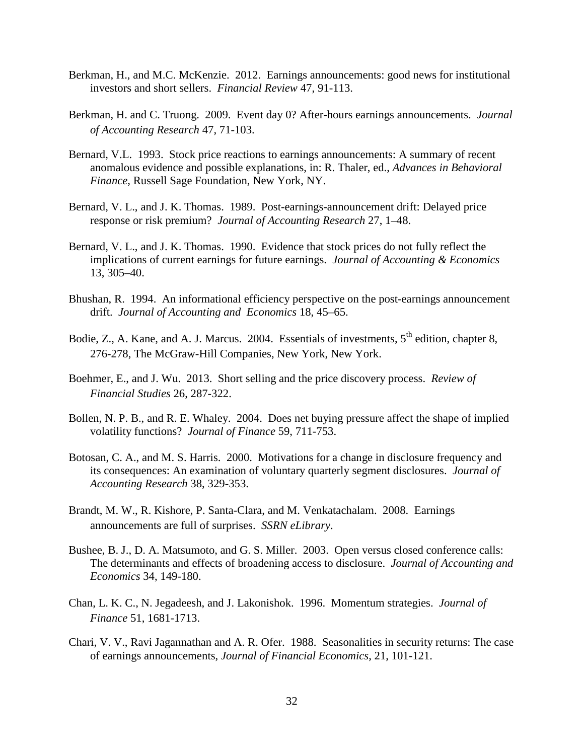Berkman, H., and M.C. McKenzie. 2012. Earnings announcements: good news for institutional investors and short sellers. *Financial Review* 47, 91-113.

Berkman, H. and C. Truong. 2009. Event day 0? After-hours earnings announcements. *Journal of Accounting Research* 47, 71-103.

Bernard, V.L. 1993. Stock price reactions to earnings announcements: A summary of recent anomalous evidence and possible explanations, in: R. Thaler, ed., *Advances in Behavioral Finance*, Russell Sage Foundation, New York, NY.

Bernard, V. L., and J. K. Thomas. 1989. Post-earnings-announcement drift: Delayed price response or risk premium? *Journal of Accounting Research* 27, 1–48.

Bernard, V. L., and J. K. Thomas. 1990. Evidence that stock prices do not fully reflect the implications of current earnings for future earnings. *Journal of Accounting & Economics* 13, 305–40.

Bhushan, R. 1994. An informational efficiency perspective on the post-earnings announcement drift. *Journal of Accounting and Economics* 18, 45–65.

Bodie, Z., A. Kane, and A. J. Marcus. 2004. Essentials of investments, 5th edition, chapter 8, 276-278, The McGraw-Hill Companies, New York, New York.

Boehmer, E., and J. Wu. 2013. Short selling and the price discovery process. *Review of Financial Studies* 26, 287-322.

Bollen, N. P. B., and R. E. Whaley. 2004. Does net buying pressure affect the shape of implied volatility functions? *Journal of Finance* 59, 711-753.

Botosan, C. A., and M. S. Harris. 2000. Motivations for a change in disclosure frequency and its consequences: An examination of voluntary quarterly segment disclosures. *Journal of Accounting Research* 38, 329-353.

Brandt, M. W., R. Kishore, P. Santa-Clara, and M. Venkatachalam. 2008. Earnings announcements are full of surprises. *SSRN eLibrary*.

Bushee, B. J., D. A. Matsumoto, and G. S. Miller. 2003. Open versus closed conference calls: The determinants and effects of broadening access to disclosure. *Journal of Accounting and Economics* 34, 149-180.

Chan, L. K. C., N. Jegadeesh, and J. Lakonishok. 1996. Momentum strategies. *Journal of Finance* 51, 1681-1713.

Chari, V. V., Ravi Jagannathan and A. R. Ofer. 1988. Seasonalities in security returns: The case of earnings announcements, *Journal of Financial Economics*, 21, 101-121.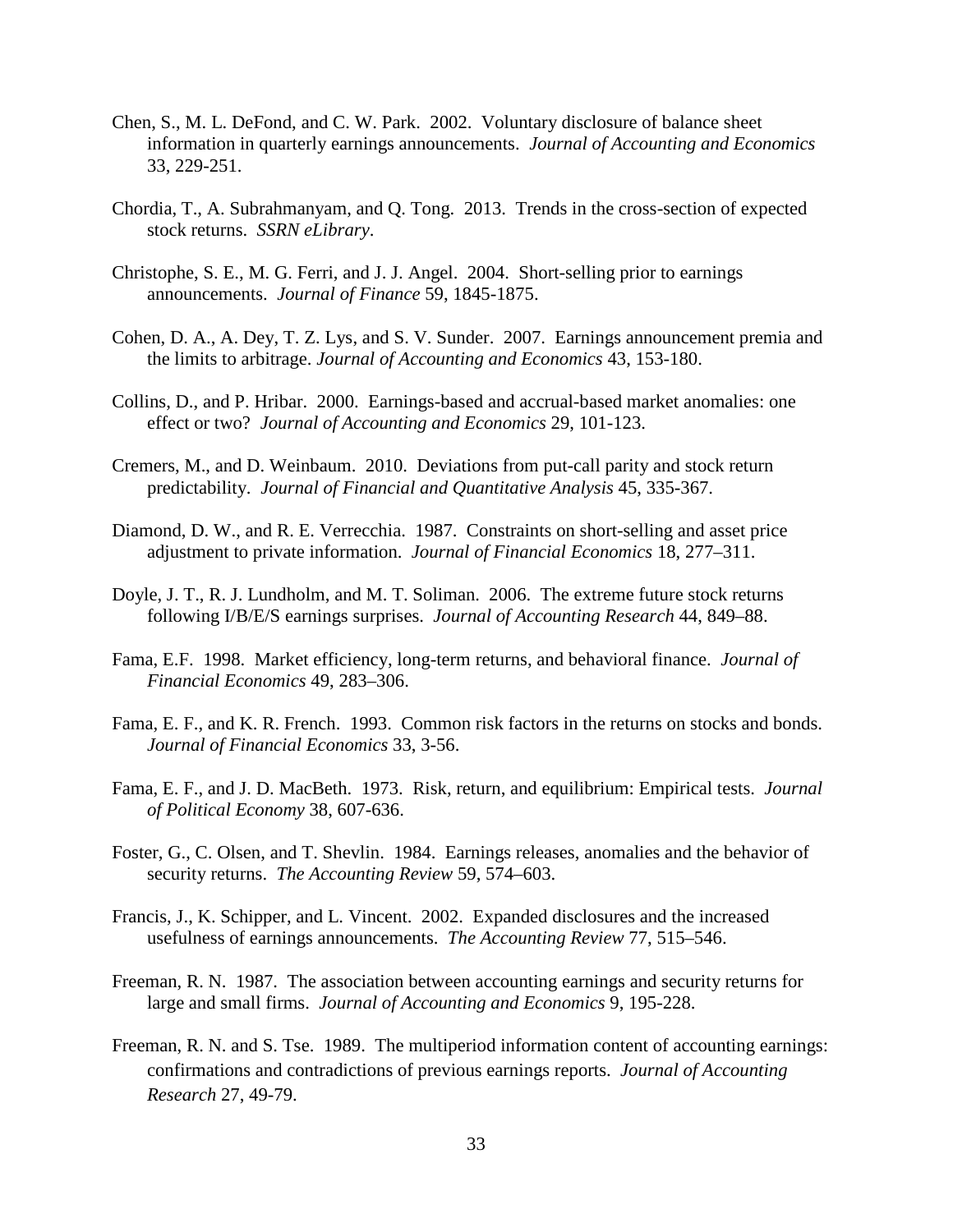Chen, S., M. L. DeFond, and C. W. Park. 2002. Voluntary disclosure of balance sheet information in quarterly earnings announcements. *Journal of Accounting and Economics* 33, 229-251.

Chordia, T., A. Subrahmanyam, and Q. Tong. 2013. Trends in the cross-section of expected stock returns. *SSRN eLibrary*.

Christophe, S. E., M. G. Ferri, and J. J. Angel. 2004. Short-selling prior to earnings announcements. *Journal of Finance* 59, 1845-1875.

Cohen, D. A., A. Dey, T. Z. Lys, and S. V. Sunder. 2007. Earnings announcement premia and the limits to arbitrage. *Journal of Accounting and Economics* 43, 153-180.

Collins, D., and P. Hribar. 2000. Earnings-based and accrual-based market anomalies: one effect or two? *Journal of Accounting and Economics* 29, 101-123.

Cremers, M., and D. Weinbaum. 2010. Deviations from put-call parity and stock return predictability. *Journal of Financial and Quantitative Analysis* 45, 335-367.

Diamond, D. W., and R. E. Verrecchia. 1987. Constraints on short-selling and asset price adjustment to private information. *Journal of Financial Economics* 18, 277–311.

Doyle, J. T., R. J. Lundholm, and M. T. Soliman. 2006. The extreme future stock returns following I/B/E/S earnings surprises. *Journal of Accounting Research* 44, 849–88.

Fama, E.F. 1998. Market efficiency, long-term returns, and behavioral finance. *Journal of Financial Economics* 49, 283–306.

Fama, E. F., and K. R. French. 1993. Common risk factors in the returns on stocks and bonds. *Journal of Financial Economics* 33, 3-56.

Fama, E. F., and J. D. MacBeth. 1973. Risk, return, and equilibrium: Empirical tests. *Journal of Political Economy* 38, 607-636.

Foster, G., C. Olsen, and T. Shevlin. 1984. Earnings releases, anomalies and the behavior of security returns. *The Accounting Review* 59, 574–603.

Francis, J., K. Schipper, and L. Vincent. 2002. Expanded disclosures and the increased usefulness of earnings announcements. *The Accounting Review* 77, 515–546.

Freeman, R. N. 1987. The association between accounting earnings and security returns for large and small firms. *Journal of Accounting and Economics* 9, 195-228.

Freeman, R. N. and S. Tse. 1989. The multiperiod information content of accounting earnings: confirmations and contradictions of previous earnings reports. *Journal of Accounting Research* 27, 49-79.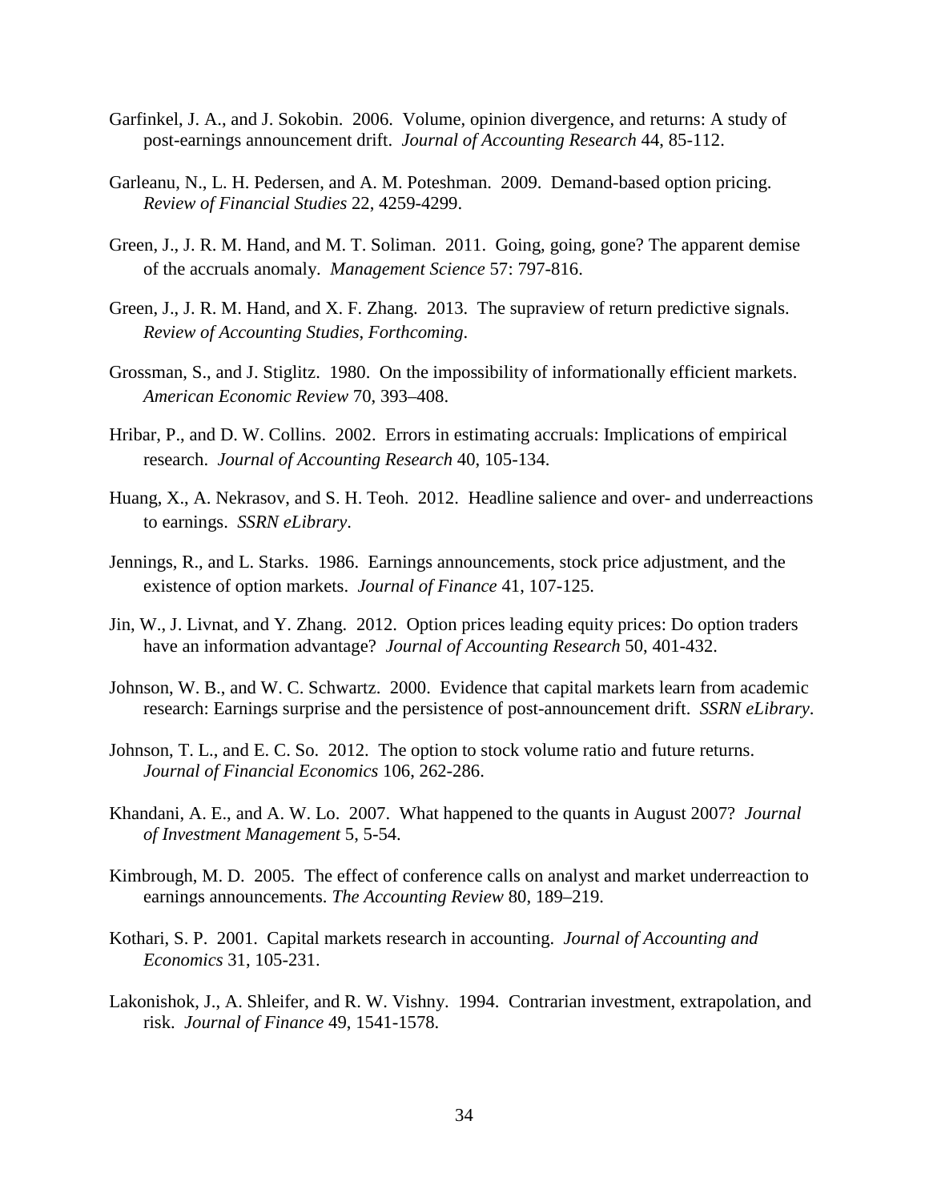Garfinkel, J. A., and J. Sokobin. 2006. Volume, opinion divergence, and returns: A study of post-earnings announcement drift. *Journal of Accounting Research* 44, 85-112.

Garleanu, N., L. H. Pedersen, and A. M. Poteshman. 2009. Demand-based option pricing. *Review of Financial Studies* 22, 4259-4299.

Green, J., J. R. M. Hand, and M. T. Soliman. 2011. Going, going, gone? The apparent demise of the accruals anomaly. *Management Science* 57: 797-816.

Green, J., J. R. M. Hand, and X. F. Zhang. 2013. The supraview of return predictive signals. *Review of Accounting Studies, Forthcoming*.

Grossman, S., and J. Stiglitz. 1980. On the impossibility of informationally efficient markets. *American Economic Review* 70, 393–408.

Hribar, P., and D. W. Collins. 2002. Errors in estimating accruals: Implications of empirical research. *Journal of Accounting Research* 40, 105-134.

Huang, X., A. Nekrasov, and S. H. Teoh. 2012. Headline salience and over- and underreactions to earnings. *SSRN eLibrary*.

Jennings, R., and L. Starks. 1986. Earnings announcements, stock price adjustment, and the existence of option markets. *Journal of Finance* 41, 107-125.

Jin, W., J. Livnat, and Y. Zhang. 2012. Option prices leading equity prices: Do option traders have an information advantage? *Journal of Accounting Research* 50, 401-432.

Johnson, W. B., and W. C. Schwartz. 2000. Evidence that capital markets learn from academic research: Earnings surprise and the persistence of post-announcement drift. *SSRN eLibrary*.

Johnson, T. L., and E. C. So. 2012. The option to stock volume ratio and future returns. *Journal of Financial Economics* 106, 262-286.

Khandani, A. E., and A. W. Lo. 2007. What happened to the quants in August 2007? *Journal of Investment Management* 5, 5-54.

Kimbrough, M. D. 2005. The effect of conference calls on analyst and market underreaction to earnings announcements. *The Accounting Review* 80, 189–219.

Kothari, S. P. 2001. Capital markets research in accounting. *Journal of Accounting and Economics* 31, 105-231.

Lakonishok, J., A. Shleifer, and R. W. Vishny. 1994. Contrarian investment, extrapolation, and risk. *Journal of Finance* 49, 1541-1578.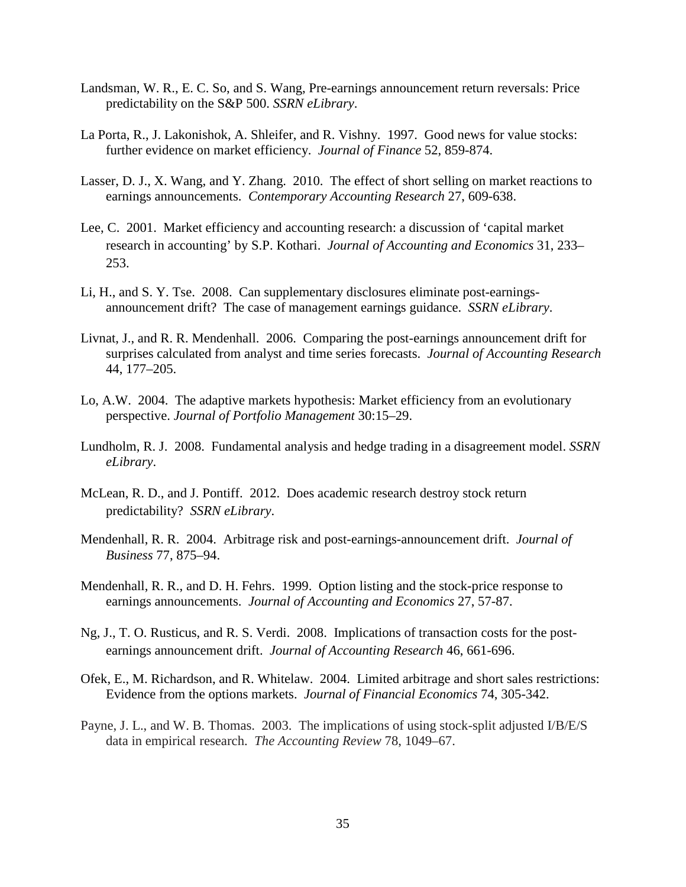Landsman, W. R., E. C. So, and S. Wang, Pre-earnings announcement return reversals: Price predictability on the S&P 500. *SSRN eLibrary*.

La Porta, R., J. Lakonishok, A. Shleifer, and R. Vishny. 1997. Good news for value stocks: further evidence on market efficiency. *Journal of Finance* 52, 859-874.

Lasser, D. J., X. Wang, and Y. Zhang. 2010. The effect of short selling on market reactions to earnings announcements. *Contemporary Accounting Research* 27, 609-638.

Lee, C. 2001. Market efficiency and accounting research: a discussion of 'capital market research in accounting' by S.P. Kothari. *Journal of Accounting and Economics* 31, 233–253.

Li, H., and S. Y. Tse. 2008. Can supplementary disclosures eliminate post-earnings-announcement drift? The case of management earnings guidance. *SSRN eLibrary*.

Livnat, J., and R. R. Mendenhall. 2006. Comparing the post-earnings announcement drift for surprises calculated from analyst and time series forecasts. *Journal of Accounting Research* 44, 177–205.

Lo, A.W. 2004. The adaptive markets hypothesis: Market efficiency from an evolutionary perspective. *Journal of Portfolio Management* 30:15–29.

Lundholm, R. J. 2008. Fundamental analysis and hedge trading in a disagreement model. *SSRN eLibrary*.

McLean, R. D., and J. Pontiff. 2012. Does academic research destroy stock return predictability? *SSRN eLibrary*.

Mendenhall, R. R. 2004. Arbitrage risk and post-earnings-announcement drift. *Journal of Business* 77, 875–94.

Mendenhall, R. R., and D. H. Fehrs. 1999. Option listing and the stock-price response to earnings announcements. *Journal of Accounting and Economics* 27, 57-87.

Ng, J., T. O. Rusticus, and R. S. Verdi. 2008. Implications of transaction costs for the post-earnings announcement drift. *Journal of Accounting Research* 46, 661-696.

Ofek, E., M. Richardson, and R. Whitelaw. 2004. Limited arbitrage and short sales restrictions: Evidence from the options markets. *Journal of Financial Economics* 74, 305-342.

Payne, J. L., and W. B. Thomas. 2003. The implications of using stock-split adjusted I/B/E/S data in empirical research. *The Accounting Review* 78, 1049–67.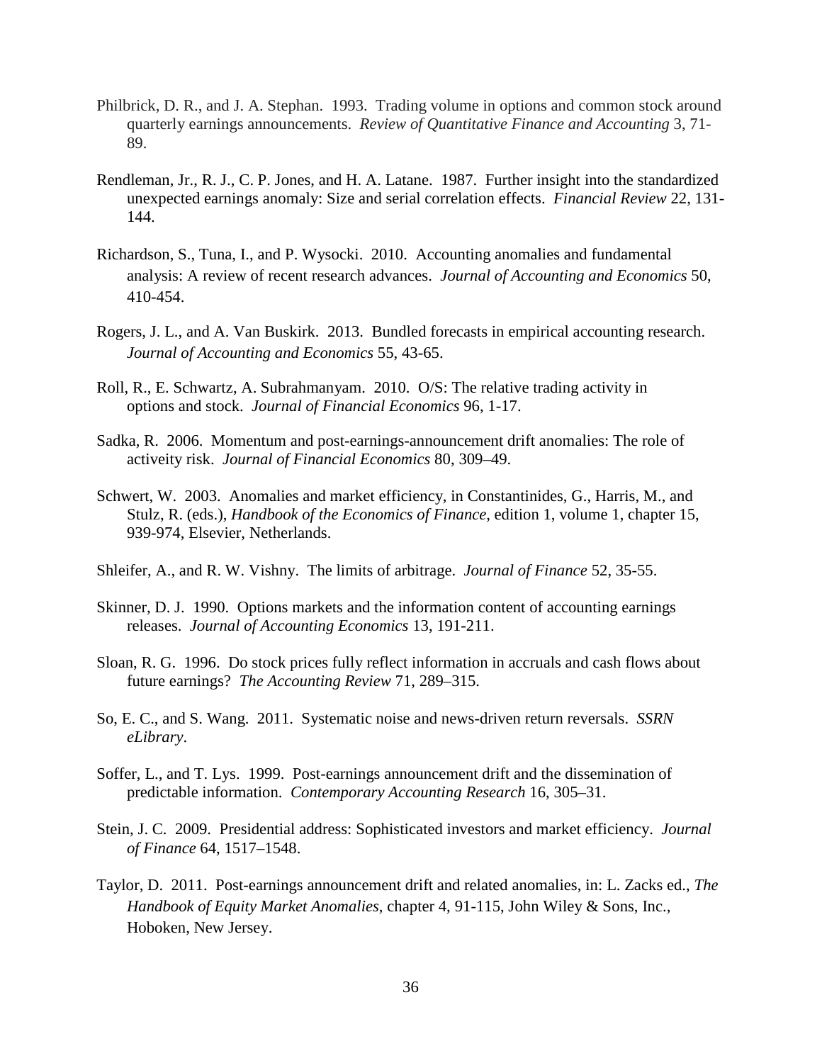Philbrick, D. R., and J. A. Stephan. 1993. Trading volume in options and common stock around quarterly earnings announcements. *Review of Quantitative Finance and Accounting* 3, 71-89.

Rendleman, Jr., R. J., C. P. Jones, and H. A. Latane. 1987. Further insight into the standardized unexpected earnings anomaly: Size and serial correlation effects. *Financial Review* 22, 131-144.

Richardson, S., Tuna, I., and P. Wysocki. 2010. Accounting anomalies and fundamental analysis: A review of recent research advances. *Journal of Accounting and Economics* 50, 410-454.

Rogers, J. L., and A. Van Buskirk. 2013. Bundled forecasts in empirical accounting research. *Journal of Accounting and Economics* 55, 43-65.

Roll, R., E. Schwartz, A. Subrahmanyam. 2010. O/S: The relative trading activity in options and stock. *Journal of Financial Economics* 96, 1-17.

Sadka, R. 2006. Momentum and post-earnings-announcement drift anomalies: The role of activeity risk. *Journal of Financial Economics* 80, 309–49.

Schwert, W. 2003. Anomalies and market efficiency, in Constantinides, G., Harris, M., and Stulz, R. (eds.), *Handbook of the Economics of Finance*, edition 1, volume 1, chapter 15, 939-974, Elsevier, Netherlands.

Shleifer, A., and R. W. Vishny. The limits of arbitrage. *Journal of Finance* 52, 35-55.

Skinner, D. J. 1990. Options markets and the information content of accounting earnings releases. *Journal of Accounting Economics* 13, 191-211.

Sloan, R. G. 1996. Do stock prices fully reflect information in accruals and cash flows about future earnings? *The Accounting Review* 71, 289–315.

So, E. C., and S. Wang. 2011. Systematic noise and news-driven return reversals. *SSRN eLibrary*.

Soffer, L., and T. Lys. 1999. Post-earnings announcement drift and the dissemination of predictable information. *Contemporary Accounting Research* 16, 305–31.

Stein, J. C. 2009. Presidential address: Sophisticated investors and market efficiency. *Journal of Finance* 64, 1517–1548.

Taylor, D. 2011. Post-earnings announcement drift and related anomalies, in: L. Zacks ed., *The Handbook of Equity Market Anomalies*, chapter 4, 91-115, John Wiley & Sons, Inc., Hoboken, New Jersey.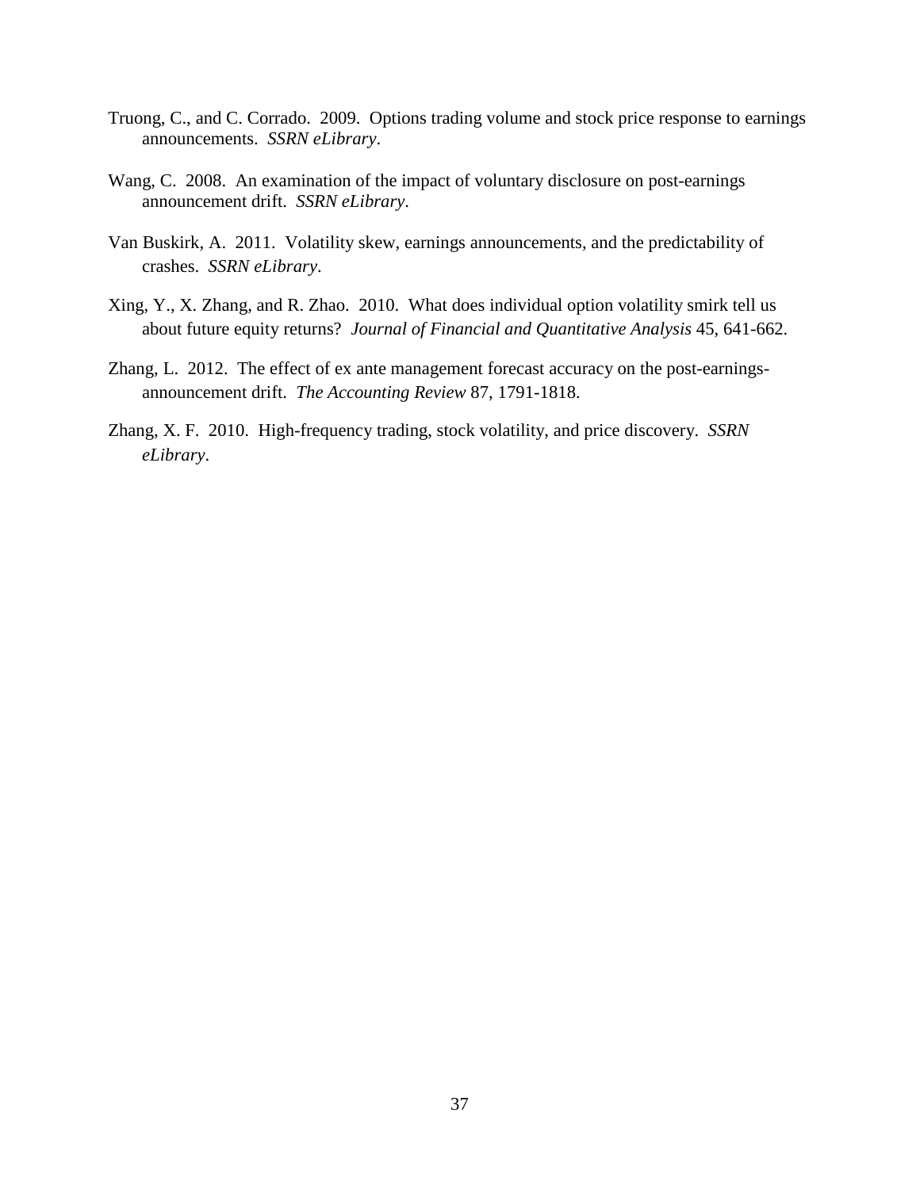Truong, C., and C. Corrado. 2009. Options trading volume and stock price response to earnings announcements. *SSRN eLibrary*.

Wang, C. 2008. An examination of the impact of voluntary disclosure on post-earnings announcement drift. *SSRN eLibrary*.

Van Buskirk, A. 2011. Volatility skew, earnings announcements, and the predictability of crashes. *SSRN eLibrary*.

Xing, Y., X. Zhang, and R. Zhao. 2010. What does individual option volatility smirk tell us about future equity returns? *Journal of Financial and Quantitative Analysis* 45, 641-662.

Zhang, L. 2012. The effect of ex ante management forecast accuracy on the post-earnings-announcement drift. *The Accounting Review* 87, 1791-1818.

Zhang, X. F. 2010. High-frequency trading, stock volatility, and price discovery. *SSRN eLibrary*.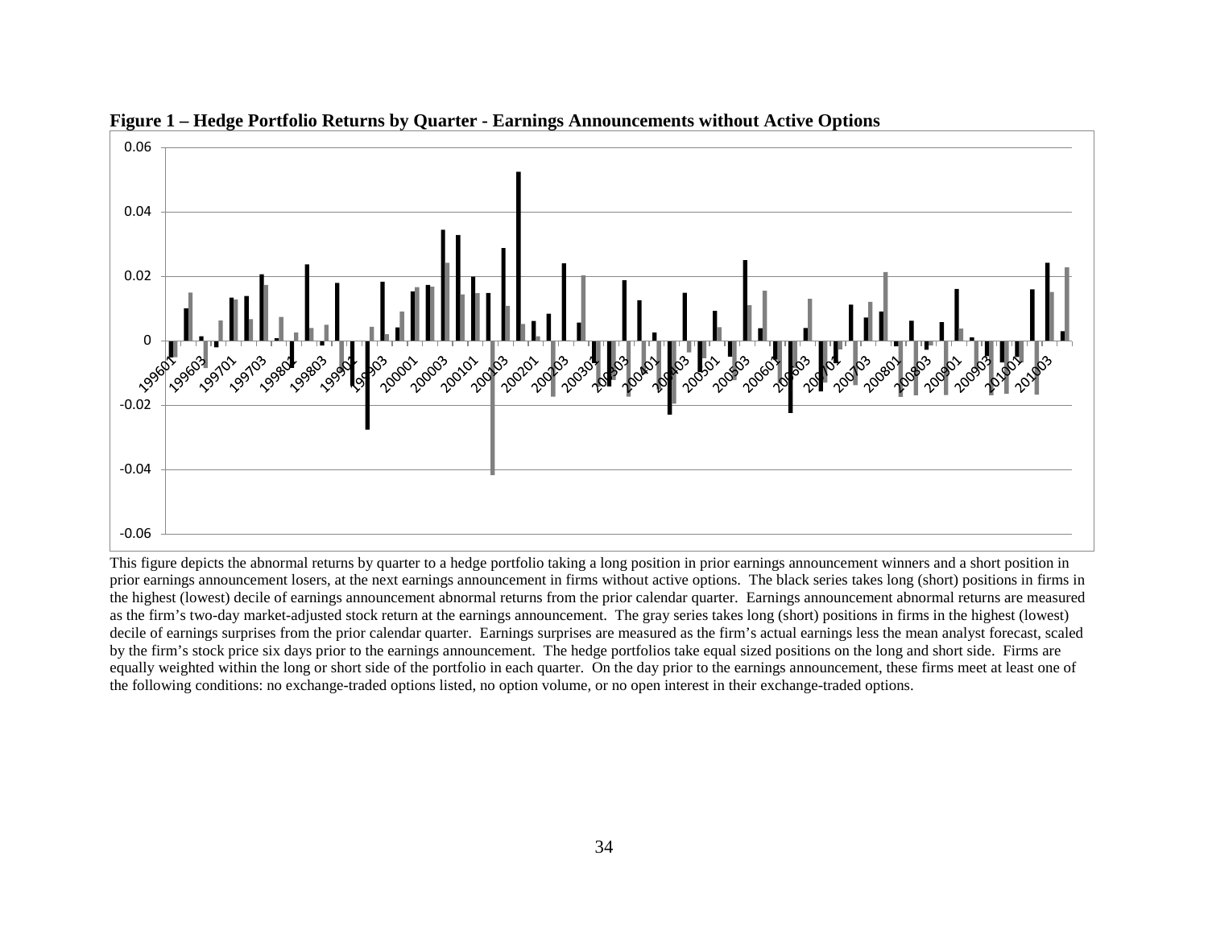**Figure 1 – Hedge Portfolio Returns by Quarter - Earnings Announcements without Active Options**

This figure depicts the abnormal returns by quarter to a hedge portfolio taking a long position in prior earnings announcement winners and a short position in prior earnings announcement losers, at the next earnings announcement in firms without active options. The black series takes long (short) positions in firms in the highest (lowest) decile of earnings announcement abnormal returns from the prior calendar quarter. Earnings announcement abnormal returns are measured as the firm's two-day market-adjusted stock return at the earnings announcement. The gray series takes long (short) positions in firms in the highest (lowest) decile of earnings surprises from the prior calendar quarter. Earnings surprises are measured as the firm's actual earnings less the mean analyst forecast, scaled by the firm's stock price six days prior to the earnings announcement. The hedge portfolios take equal sized positions on the long and short side. Firms are equally weighted within the long or short side of the portfolio in each quarter. On the day prior to the earnings announcement, these firms meet at least one of the following conditions: no exchange-traded options listed, no option volume, or no open interest in their exchange-traded options.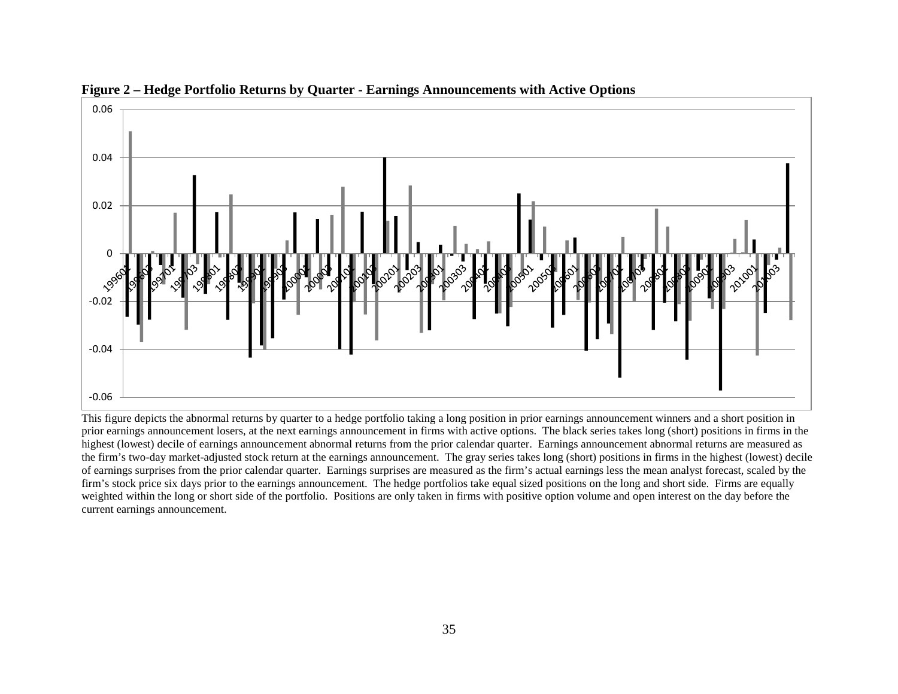**Figure 2 – Hedge Portfolio Returns by Quarter - Earnings Announcements with Active Options**

This figure depicts the abnormal returns by quarter to a hedge portfolio taking a long position in prior earnings announcement winners and a short position in prior earnings announcement losers, at the next earnings announcement in firms with active options. The black series takes long (short) positions in firms in the highest (lowest) decile of earnings announcement abnormal returns from the prior calendar quarter. Earnings announcement abnormal returns are measured as the firm's two-day market-adjusted stock return at the earnings announcement. The gray series takes long (short) positions in firms in the highest (lowest) decile of earnings surprises from the prior calendar quarter. Earnings surprises are measured as the firm's actual earnings less the mean analyst forecast, scaled by the firm's stock price six days prior to the earnings announcement. The hedge portfolios take equal sized positions on the long and short side. Firms are equally weighted within the long or short side of the portfolio. Positions are only taken in firms with positive option volume and open interest on the day before the current earnings announcement.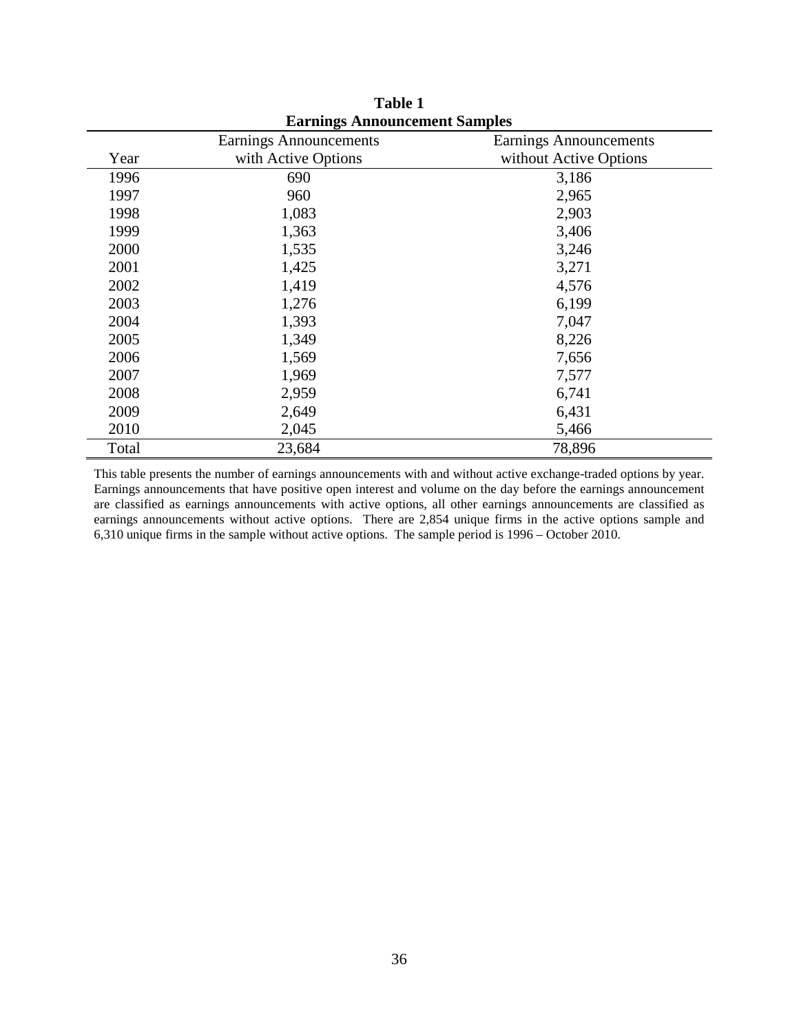**Table 1**

**Earnings Announcement Samples**

| Year | Earnings Announcements with Active Options | Earnings Announcements without Active Options |
|---|---|---|
| 1996 | 690 | 3,186 |
| 1997 | 960 | 2,965 |
| 1998 | 1,083 | 2,903 |
| 1999 | 1,363 | 3,406 |
| 2000 | 1,535 | 3,246 |
| 2001 | 1,425 | 3,271 |
| 2002 | 1,419 | 4,576 |
| 2003 | 1,276 | 6,199 |
| 2004 | 1,393 | 7,047 |
| 2005 | 1,349 | 8,226 |
| 2006 | 1,569 | 7,656 |
| 2007 | 1,969 | 7,577 |
| 2008 | 2,959 | 6,741 |
| 2009 | 2,649 | 6,431 |
| 2010 | 2,045 | 5,466 |
| Total | 23,684 | 78,896 |

This table presents the number of earnings announcements with and without active exchange-traded options by year. Earnings announcements that have positive open interest and volume on the day before the earnings announcement are classified as earnings announcements with active options, all other earnings announcements are classified as earnings announcements without active options. There are 2,854 unique firms in the active options sample and 6,310 unique firms in the sample without active options. The sample period is 1996 – October 2010.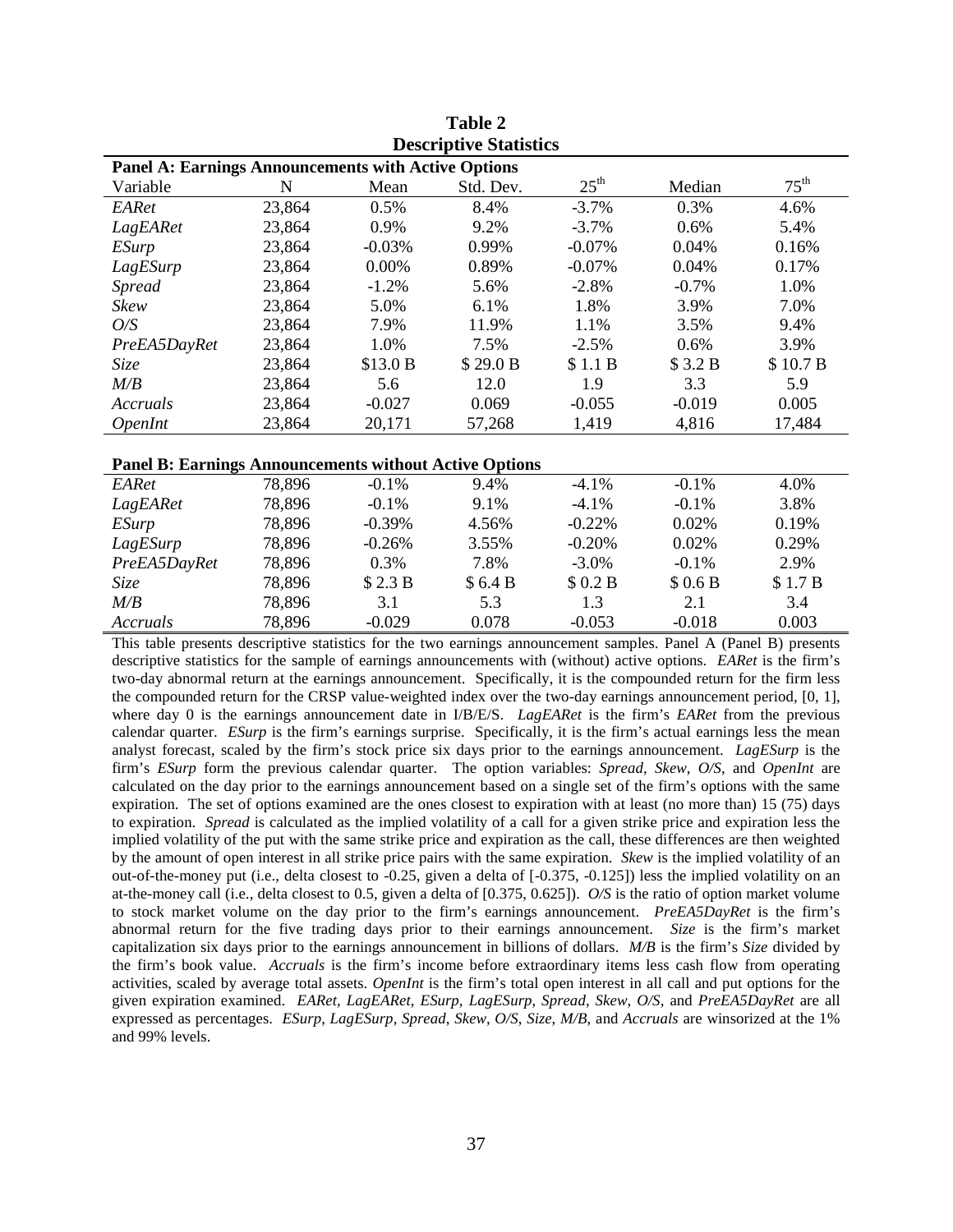# Table 2
## Descriptive Statistics

**Panel A: Earnings Announcements with Active Options**

| Variable | N | Mean | Std. Dev. | $25^{th}$ | Median | $75^{th}$ |
|---|---|---|---|---|---|---|
| *EARet* | 23,864 | 0.5% | 8.4% | -3.7% | 0.3% | 4.6% |
| *LagEARet* | 23,864 | 0.9% | 9.2% | -3.7% | 0.6% | 5.4% |
| *ESurp* | 23,864 | -0.03% | 0.99% | -0.07% | 0.04% | 0.16% |
| *LagESurp* | 23,864 | 0.00% | 0.89% | -0.07% | 0.04% | 0.17% |
| *Spread* | 23,864 | -1.2% | 5.6% | -2.8% | -0.7% | 1.0% |
| *Skew* | 23,864 | 5.0% | 6.1% | 1.8% | 3.9% | 7.0% |
| *O/S* | 23,864 | 7.9% | 11.9% | 1.1% | 3.5% | 9.4% |
| *PreEA5DayRet* | 23,864 | 1.0% | 7.5% | -2.5% | 0.6% | 3.9% |
| *Size* | 23,864 | \$13.0 B | \$ 29.0 B | \$ 1.1 B | \$ 3.2 B | \$ 10.7 B |
| *M/B* | 23,864 | 5.6 | 12.0 | 1.9 | 3.3 | 5.9 |
| *Accruals* | 23,864 | -0.027 | 0.069 | -0.055 | -0.019 | 0.005 |
| *OpenInt* | 23,864 | 20,171 | 57,268 | 1,419 | 4,816 | 17,484 |

**Panel B: Earnings Announcements without Active Options**

| Variable | N | Mean | Std. Dev. | $25^{th}$ | Median | $75^{th}$ |
|---|---|---|---|---|---|---|
| *EARet* | 78,896 | -0.1% | 9.4% | -4.1% | -0.1% | 4.0% |
| *LagEARet* | 78,896 | -0.1% | 9.1% | -4.1% | -0.1% | 3.8% |
| *ESurp* | 78,896 | -0.39% | 4.56% | -0.22% | 0.02% | 0.19% |
| *LagESurp* | 78,896 | -0.26% | 3.55% | -0.20% | 0.02% | 0.29% |
| *PreEA5DayRet* | 78,896 | 0.3% | 7.8% | -3.0% | -0.1% | 2.9% |
| *Size* | 78,896 | \$ 2.3 B | \$ 6.4 B | \$ 0.2 B | \$ 0.6 B | \$ 1.7 B |
| *M/B* | 78,896 | 3.1 | 5.3 | 1.3 | 2.1 | 3.4 |
| *Accruals* | 78,896 | -0.029 | 0.078 | -0.053 | -0.018 | 0.003 |

This table presents descriptive statistics for the two earnings announcement samples. Panel A (Panel B) presents descriptive statistics for the sample of earnings announcements with (without) active options. *EARet* is the firm's two-day abnormal return at the earnings announcement. Specifically, it is the compounded return for the firm less the compounded return for the CRSP value-weighted index over the two-day earnings announcement period, [0, 1], where day 0 is the earnings announcement date in I/B/E/S. *LagEARet* is the firm's *EARet* from the previous calendar quarter. *ESurp* is the firm's earnings surprise. Specifically, it is the firm's actual earnings less the mean analyst forecast, scaled by the firm's stock price six days prior to the earnings announcement. *LagESurp* is the firm's *ESurp* form the previous calendar quarter. The option variables: *Spread*, *Skew*, *O/S*, and *OpenInt* are calculated on the day prior to the earnings announcement based on a single set of the firm's options with the same expiration. The set of options examined are the ones closest to expiration with at least (no more than) 15 (75) days to expiration. *Spread* is calculated as the implied volatility of a call for a given strike price and expiration less the implied volatility of the put with the same strike price and expiration as the call, these differences are then weighted by the amount of open interest in all strike price pairs with the same expiration. *Skew* is the implied volatility of an out-of-the-money put (i.e., delta closest to -0.25, given a delta of [-0.375, -0.125]) less the implied volatility on an at-the-money call (i.e., delta closest to 0.5, given a delta of [0.375, 0.625]). *O/S* is the ratio of option market volume to stock market volume on the day prior to the firm's earnings announcement. *PreEA5DayRet* is the firm's abnormal return for the five trading days prior to their earnings announcement. *Size* is the firm's market capitalization six days prior to the earnings announcement in billions of dollars. *M/B* is the firm's *Size* divided by the firm's book value. *Accruals* is the firm's income before extraordinary items less cash flow from operating activities, scaled by average total assets. *OpenInt* is the firm's total open interest in all call and put options for the given expiration examined. *EARet*, *LagEARet*, *ESurp*, *LagESurp*, *Spread*, *Skew*, *O/S*, and *PreEA5DayRet* are all expressed as percentages. *ESurp*, *LagESurp*, *Spread*, *Skew*, *O/S*, *Size*, *M/B*, and *Accruals* are winsorized at the 1% and 99% levels.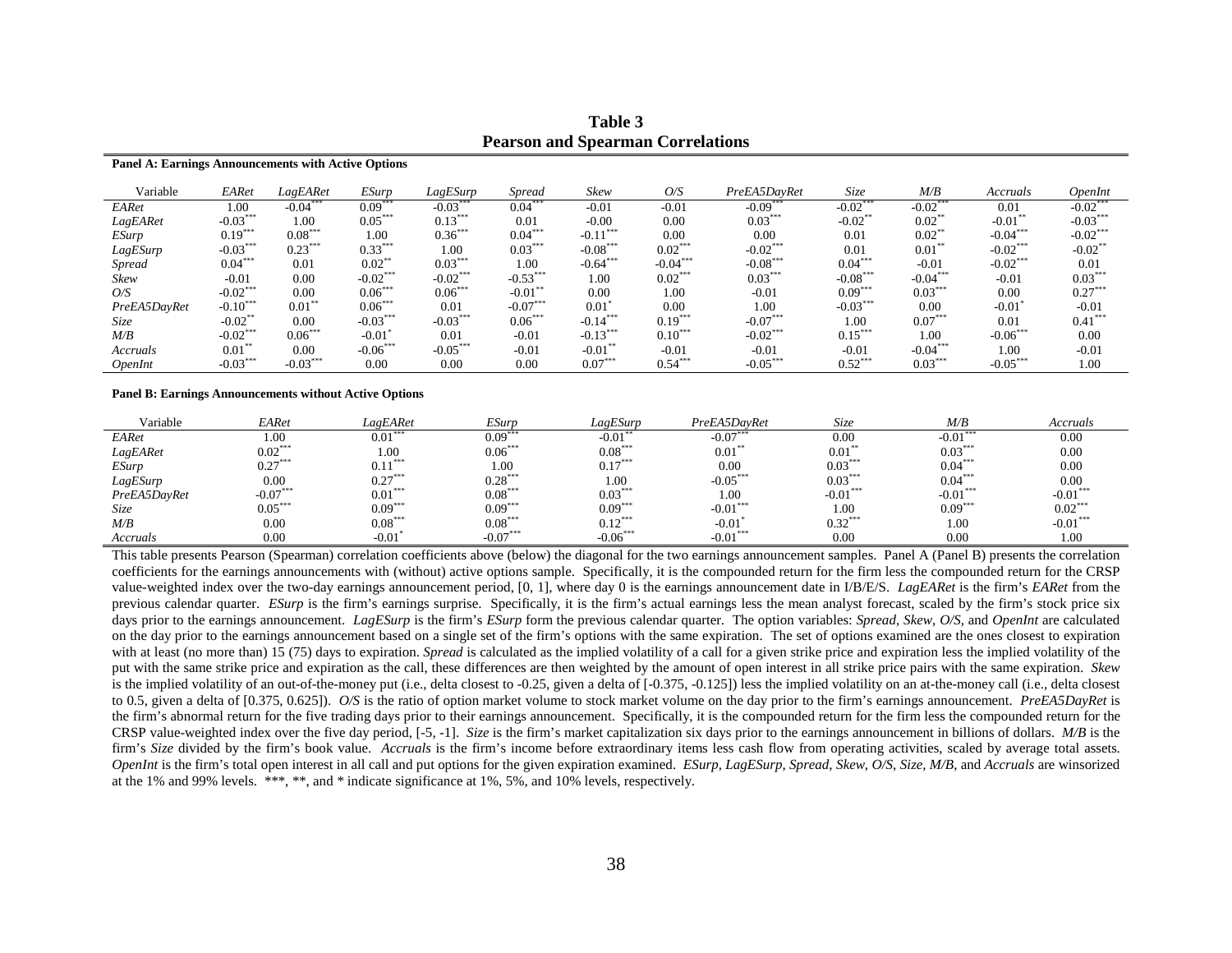# Table 3
## Pearson and Spearman Correlations

**Panel A: Earnings Announcements with Active Options**

| Variable | *EARet* | *LagEARet* | *ESurp* | *LagESurp* | *Spread* | *Skew* | *O/S* | *PreEA5DayRet* | *Size* | *M/B* | *Accruals* | *OpenInt* |
|---|---|---|---|---|---|---|---|---|---|---|---|---|
| *EARet* | 1.00 | -0.04*** | 0.09*** | -0.03*** | 0.04*** | -0.01 | -0.01 | -0.09*** | -0.02*** | -0.02*** | 0.01 | -0.02*** |
| *LagEARet* | -0.03*** | 1.00 | 0.05*** | 0.13*** | 0.01 | -0.00 | 0.00 | 0.03*** | -0.02** | 0.02** | -0.01** | -0.03*** |
| *ESurp* | 0.19*** | 0.08*** | 1.00 | 0.36*** | 0.04*** | -0.11*** | 0.00 | 0.00 | 0.01 | 0.02** | -0.04*** | -0.02*** |
| *LagESurp* | -0.03*** | 0.23*** | 0.33*** | 1.00 | 0.03*** | -0.08*** | 0.02*** | -0.02*** | 0.01 | 0.01** | -0.02*** | -0.02** |
| *Spread* | 0.04*** | 0.01 | 0.02** | 0.03*** | 1.00 | -0.64*** | -0.04*** | -0.08*** | 0.04*** | -0.01 | -0.02*** | 0.01 |
| *Skew* | -0.01 | 0.00 | -0.02*** | -0.02*** | -0.53*** | 1.00 | 0.02*** | 0.03*** | -0.08*** | -0.04*** | -0.01 | 0.03*** |
| *O/S* | -0.02*** | 0.00 | 0.06*** | 0.06*** | -0.01** | 0.00 | 1.00 | -0.01 | 0.09*** | 0.03*** | 0.00 | 0.27*** |
| *PreEA5DayRet* | -0.10*** | 0.01** | 0.06*** | 0.01 | -0.07*** | 0.01* | 0.00 | 1.00 | -0.03*** | 0.00 | -0.01* | -0.01 |
| *Size* | -0.02** | 0.00 | -0.03*** | -0.03*** | 0.06*** | -0.14*** | 0.19*** | -0.07*** | 1.00 | 0.07*** | 0.01 | 0.41*** |
| *M/B* | -0.02*** | 0.06*** | -0.01* | 0.01 | -0.01 | -0.13*** | 0.10*** | -0.02*** | 0.15*** | 1.00 | -0.06*** | 0.00 |
| *Accruals* | 0.01** | 0.00 | -0.06*** | -0.05*** | -0.01 | -0.01** | -0.01 | -0.01 | -0.01 | -0.04*** | 1.00 | -0.01 |
| *OpenInt* | -0.03*** | -0.03*** | 0.00 | 0.00 | 0.00 | 0.07*** | 0.54*** | -0.05*** | 0.52*** | 0.03*** | -0.05*** | 1.00 |

**Panel B: Earnings Announcements without Active Options**

| Variable | *EARet* | *LagEARet* | *ESurp* | *LagESurp* | *PreEA5DayRet* | *Size* | *M/B* | *Accruals* |
|---|---|---|---|---|---|---|---|---|
| *EARet* | 1.00 | 0.01*** | 0.09*** | -0.01** | -0.07*** | 0.00 | -0.01*** | 0.00 |
| *LagEARet* | 0.02*** | 1.00 | 0.06*** | 0.08*** | 0.01** | 0.01** | 0.03*** | 0.00 |
| *ESurp* | 0.27*** | 0.11*** | 1.00 | 0.17*** | 0.00 | 0.03*** | 0.04*** | 0.00 |
| *LagESurp* | 0.00 | 0.27*** | 0.28*** | 1.00 | -0.05*** | 0.03*** | 0.04*** | 0.00 |
| *PreEA5DayRet* | -0.07*** | 0.01*** | 0.08*** | 0.03*** | 1.00 | -0.01*** | -0.01*** | -0.01*** |
| *Size* | 0.05*** | 0.09*** | 0.09*** | 0.09*** | -0.01*** | 1.00 | 0.09*** | 0.02*** |
| *M/B* | 0.00 | 0.08*** | 0.08*** | 0.12*** | -0.01* | 0.32*** | 1.00 | -0.01*** |
| *Accruals* | 0.00 | -0.01* | -0.07*** | -0.06*** | -0.01*** | 0.00 | 0.00 | 1.00 |

This table presents Pearson (Spearman) correlation coefficients above (below) the diagonal for the two earnings announcement samples. Panel A (Panel B) presents the correlation coefficients for the earnings announcements with (without) active options sample. Specifically, it is the compounded return for the firm less the compounded return for the CRSP value-weighted index over the two-day earnings announcement period, [0, 1], where day 0 is the earnings announcement date in I/B/E/S. *LagEARet* is the firm's *EARet* from the previous calendar quarter. *ESurp* is the firm's earnings surprise. Specifically, it is the firm's actual earnings less the mean analyst forecast, scaled by the firm's stock price six days prior to the earnings announcement. *LagESurp* is the firm's *ESurp* form the previous calendar quarter. The option variables: *Spread*, *Skew*, *O/S*, and *OpenInt* are calculated on the day prior to the earnings announcement based on a single set of the firm's options with the same expiration. The set of options examined are the ones closest to expiration with at least (no more than) 15 (75) days to expiration. *Spread* is calculated as the implied volatility of a call for a given strike price and expiration less the implied volatility of the put with the same strike price and expiration as the call, these differences are then weighted by the amount of open interest in all strike price pairs with the same expiration. *Skew* is the implied volatility of an out-of-the-money put (i.e., delta closest to -0.25, given a delta of [-0.375, -0.125]) less the implied volatility on an at-the-money call (i.e., delta closest to 0.5, given a delta of [0.375, 0.625]). *O/S* is the ratio of option market volume to stock market volume on the day prior to the firm's earnings announcement. *PreEA5DayRet* is the firm's abnormal return for the five trading days prior to their earnings announcement. Specifically, it is the compounded return for the firm less the compounded return for the CRSP value-weighted index over the five day period, [-5, -1]. *Size* is the firm's market capitalization six days prior to the earnings announcement in billions of dollars. *M/B* is the firm's *Size* divided by the firm's book value. *Accruals* is the firm's income before extraordinary items less cash flow from operating activities, scaled by average total assets. *OpenInt* is the firm's total open interest in all call and put options for the given expiration examined. *ESurp*, *LagESurp*, *Spread*, *Skew*, *O/S*, *Size*, *M/B*, and *Accruals* are winsorized at the 1% and 99% levels. \*\*\*, \*\*, and \* indicate significance at 1%, 5%, and 10% levels, respectively.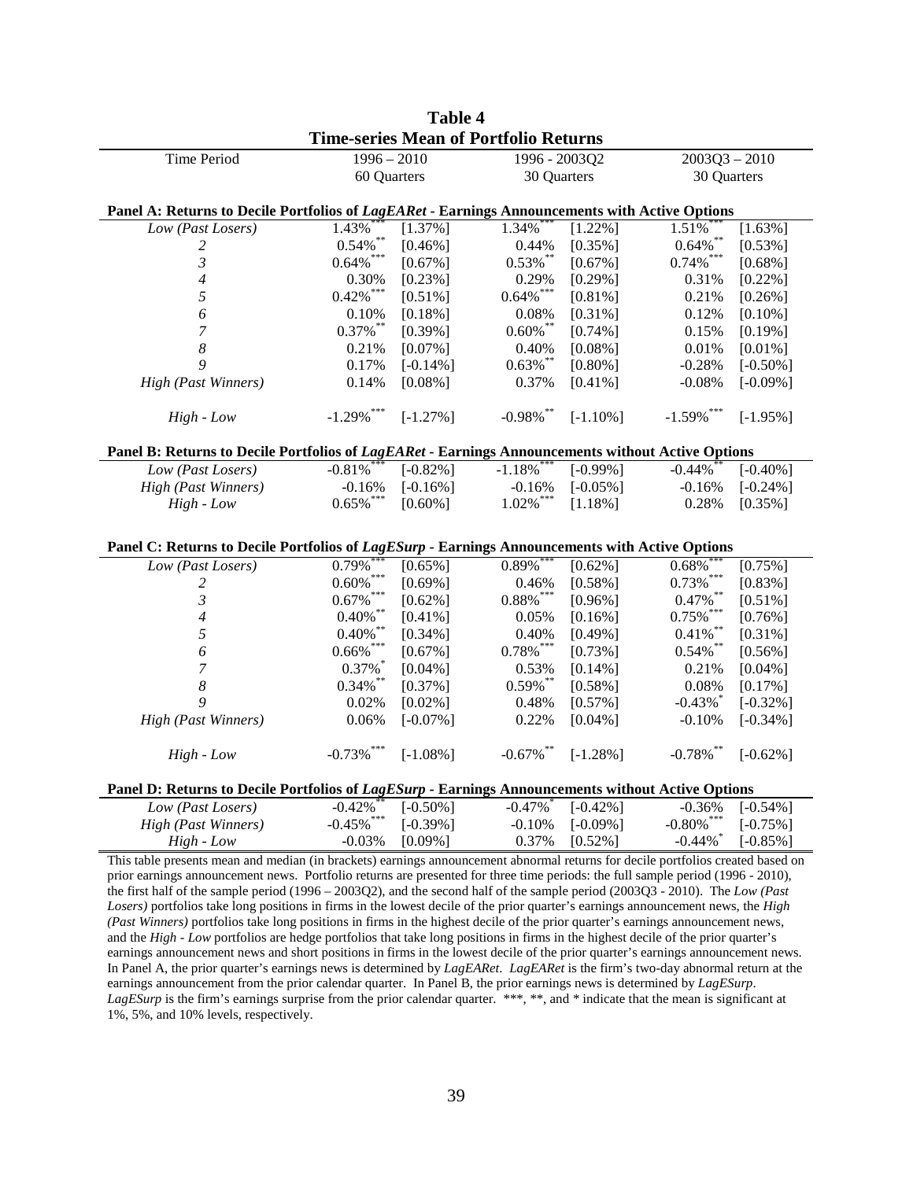**Table 4**
**Time-series Mean of Portfolio Returns**

| Time Period | 1996 – 2010 | | 1996 - 2003Q2 | | 2003Q3 – 2010 | |
|---|---|---|---|---|---|---|
| | 60 Quarters | | 30 Quarters | | 30 Quarters | |
| **Panel A: Returns to Decile Portfolios of *LagEARet* - Earnings Announcements with Active Options** | | | | | | |
| *Low (Past Losers)* | 1.43%*** | [1.37%] | 1.34%*** | [1.22%] | 1.51%*** | [1.63%] |
| *2* | 0.54%** | [0.46%] | 0.44% | [0.35%] | 0.64%** | [0.53%] |
| *3* | 0.64%*** | [0.67%] | 0.53%** | [0.67%] | 0.74%*** | [0.68%] |
| *4* | 0.30% | [0.23%] | 0.29% | [0.29%] | 0.31% | [0.22%] |
| *5* | 0.42%*** | [0.51%] | 0.64%*** | [0.81%] | 0.21% | [0.26%] |
| *6* | 0.10% | [0.18%] | 0.08% | [0.31%] | 0.12% | [0.10%] |
| *7* | 0.37%** | [0.39%] | 0.60%** | [0.74%] | 0.15% | [0.19%] |
| *8* | 0.21% | [0.07%] | 0.40% | [0.08%] | 0.01% | [0.01%] |
| *9* | 0.17% | [-0.14%] | 0.63%** | [0.80%] | -0.28% | [-0.50%] |
| *High (Past Winners)* | 0.14% | [0.08%] | 0.37% | [0.41%] | -0.08% | [-0.09%] |
| *High - Low* | -1.29%*** | [-1.27%] | -0.98%** | [-1.10%] | -1.59%*** | [-1.95%] |
| **Panel B: Returns to Decile Portfolios of *LagEARet* - Earnings Announcements without Active Options** | | | | | | |
| *Low (Past Losers)* | -0.81%*** | [-0.82%] | -1.18%*** | [-0.99%] | -0.44%** | [-0.40%] |
| *High (Past Winners)* | -0.16% | [-0.16%] | -0.16% | [-0.05%] | -0.16% | [-0.24%] |
| *High - Low* | 0.65%*** | [0.60%] | 1.02%*** | [1.18%] | 0.28% | [0.35%] |
| **Panel C: Returns to Decile Portfolios of *LagESurp* - Earnings Announcements with Active Options** | | | | | | |
| *Low (Past Losers)* | 0.79%*** | [0.65%] | 0.89%*** | [0.62%] | 0.68%*** | [0.75%] |
| *2* | 0.60%*** | [0.69%] | 0.46% | [0.58%] | 0.73%*** | [0.83%] |
| *3* | 0.67%*** | [0.62%] | 0.88%*** | [0.96%] | 0.47%** | [0.51%] |
| *4* | 0.40%** | [0.41%] | 0.05% | [0.16%] | 0.75%*** | [0.76%] |
| *5* | 0.40%** | [0.34%] | 0.40% | [0.49%] | 0.41%** | [0.31%] |
| *6* | 0.66%*** | [0.67%] | 0.78%*** | [0.73%] | 0.54%** | [0.56%] |
| *7* | 0.37%* | [0.04%] | 0.53% | [0.14%] | 0.21% | [0.04%] |
| *8* | 0.34%** | [0.37%] | 0.59%** | [0.58%] | 0.08% | [0.17%] |
| *9* | 0.02% | [0.02%] | 0.48% | [0.57%] | -0.43%* | [-0.32%] |
| *High (Past Winners)* | 0.06% | [-0.07%] | 0.22% | [0.04%] | -0.10% | [-0.34%] |
| *High - Low* | -0.73%*** | [-1.08%] | -0.67%** | [-1.28%] | -0.78%** | [-0.62%] |
| **Panel D: Returns to Decile Portfolios of *LagESurp* - Earnings Announcements without Active Options** | | | | | | |
| *Low (Past Losers)* | -0.42%** | [-0.50%] | -0.47%* | [-0.42%] | -0.36% | [-0.54%] |
| *High (Past Winners)* | -0.45%*** | [-0.39%] | -0.10% | [-0.09%] | -0.80%*** | [-0.75%] |
| *High - Low* | -0.03% | [0.09%] | 0.37% | [0.52%] | -0.44%* | [-0.85%] |

This table presents mean and median (in brackets) earnings announcement abnormal returns for decile portfolios created based on prior earnings announcement news. Portfolio returns are presented for three time periods: the full sample period (1996 - 2010), the first half of the sample period (1996 – 2003Q2), and the second half of the sample period (2003Q3 - 2010). The *Low (Past Losers)* portfolios take long positions in firms in the lowest decile of the prior quarter's earnings announcement news, the *High (Past Winners)* portfolios take long positions in firms in the highest decile of the prior quarter's earnings announcement news, and the *High - Low* portfolios are hedge portfolios that take long positions in firms in the highest decile of the prior quarter's earnings announcement news and short positions in firms in the lowest decile of the prior quarter's earnings announcement news. In Panel A, the prior quarter's earnings news is determined by *LagEARet*. *LagEARet* is the firm's two-day abnormal return at the earnings announcement from the prior calendar quarter. In Panel B, the prior earnings news is determined by *LagESurp*. *LagESurp* is the firm's earnings surprise from the prior calendar quarter. ***, **, and * indicate that the mean is significant at 1%, 5%, and 10% levels, respectively.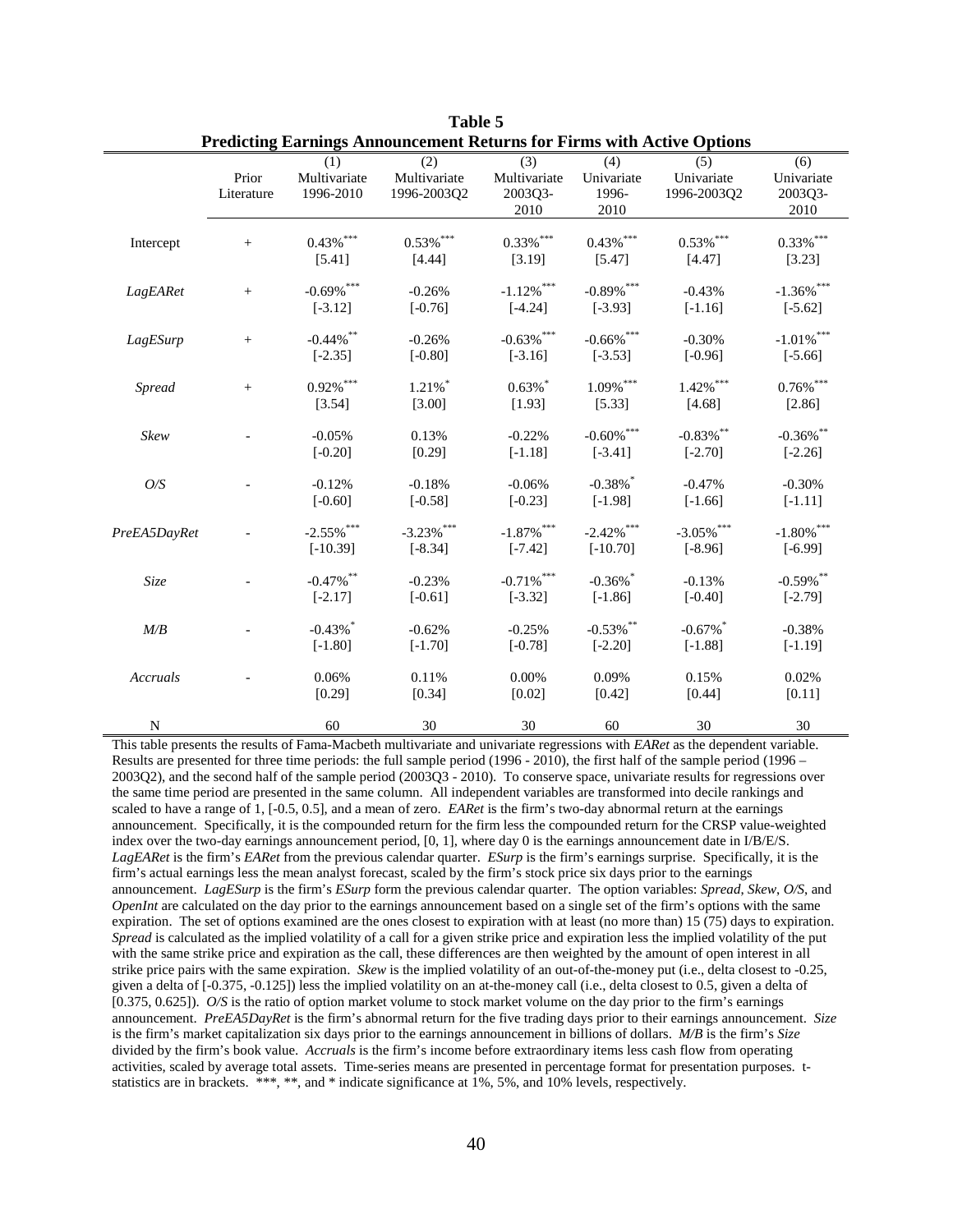**Table 5**
**Predicting Earnings Announcement Returns for Firms with Active Options**

| | Prior Literature | (1) Multivariate 1996-2010 | (2) Multivariate 1996-2003Q2 | (3) Multivariate 2003Q3-2010 | (4) Univariate 1996-2010 | (5) Univariate 1996-2003Q2 | (6) Univariate 2003Q3-2010 |
|---|---|---|---|---|---|---|---|
| Intercept | + | 0.43%*** | 0.53%*** | 0.33%*** | 0.43%*** | 0.53%*** | 0.33%*** |
| | | [5.41] | [4.44] | [3.19] | [5.47] | [4.47] | [3.23] |
| *LagEARet* | + | -0.69%*** | -0.26% | -1.12%*** | -0.89%*** | -0.43% | -1.36%*** |
| | | [-3.12] | [-0.76] | [-4.24] | [-3.93] | [-1.16] | [-5.62] |
| *LagESurp* | + | -0.44%** | -0.26% | -0.63%*** | -0.66%*** | -0.30% | -1.01%*** |
| | | [-2.35] | [-0.80] | [-3.16] | [-3.53] | [-0.96] | [-5.66] |
| *Spread* | + | 0.92%*** | 1.21%* | 0.63%* | 1.09%*** | 1.42%*** | 0.76%*** |
| | | [3.54] | [3.00] | [1.93] | [5.33] | [4.68] | [2.86] |
| *Skew* | - | -0.05% | 0.13% | -0.22% | -0.60%*** | -0.83%** | -0.36%** |
| | | [-0.20] | [0.29] | [-1.18] | [-3.41] | [-2.70] | [-2.26] |
| *O/S* | - | -0.12% | -0.18% | -0.06% | -0.38%* | -0.47% | -0.30% |
| | | [-0.60] | [-0.58] | [-0.23] | [-1.98] | [-1.66] | [-1.11] |
| *PreEA5DayRet* | - | -2.55%*** | -3.23%*** | -1.87%*** | -2.42%*** | -3.05%*** | -1.80%*** |
| | | [-10.39] | [-8.34] | [-7.42] | [-10.70] | [-8.96] | [-6.99] |
| *Size* | - | -0.47%** | -0.23% | -0.71%*** | -0.36%* | -0.13% | -0.59%** |
| | | [-2.17] | [-0.61] | [-3.32] | [-1.86] | [-0.40] | [-2.79] |
| *M/B* | - | -0.43%* | -0.62% | -0.25% | -0.53%** | -0.67%* | -0.38% |
| | | [-1.80] | [-1.70] | [-0.78] | [-2.20] | [-1.88] | [-1.19] |
| *Accruals* | - | 0.06% | 0.11% | 0.00% | 0.09% | 0.15% | 0.02% |
| | | [0.29] | [0.34] | [0.02] | [0.42] | [0.44] | [0.11] |
| N | | 60 | 30 | 30 | 60 | 30 | 30 |

This table presents the results of Fama-Macbeth multivariate and univariate regressions with *EARet* as the dependent variable. Results are presented for three time periods: the full sample period (1996 - 2010), the first half of the sample period (1996 – 2003Q2), and the second half of the sample period (2003Q3 - 2010). To conserve space, univariate results for regressions over the same time period are presented in the same column. All independent variables are transformed into decile rankings and scaled to have a range of 1, [-0.5, 0.5], and a mean of zero. *EARet* is the firm's two-day abnormal return at the earnings announcement. Specifically, it is the compounded return for the firm less the compounded return for the CRSP value-weighted index over the two-day earnings announcement period, [0, 1], where day 0 is the earnings announcement date in I/B/E/S. *LagEARet* is the firm's *EARet* from the previous calendar quarter. *ESurp* is the firm's earnings surprise. Specifically, it is the firm's actual earnings less the mean analyst forecast, scaled by the firm's stock price six days prior to the earnings announcement. *LagESurp* is the firm's *ESurp* form the previous calendar quarter. The option variables: *Spread*, *Skew*, *O/S*, and *OpenInt* are calculated on the day prior to the earnings announcement based on a single set of the firm's options with the same expiration. The set of options examined are the ones closest to expiration with at least (no more than) 15 (75) days to expiration. *Spread* is calculated as the implied volatility of a call for a given strike price and expiration less the implied volatility of the put with the same strike price and expiration as the call, these differences are then weighted by the amount of open interest in all strike price pairs with the same expiration. *Skew* is the implied volatility of an out-of-the-money put (i.e., delta closest to -0.25, given a delta of [-0.375, -0.125]) less the implied volatility on an at-the-money call (i.e., delta closest to 0.5, given a delta of [0.375, 0.625]). *O/S* is the ratio of option market volume to stock market volume on the day prior to the firm's earnings announcement. *PreEA5DayRet* is the firm's abnormal return for the five trading days prior to their earnings announcement. *Size* is the firm's market capitalization six days prior to the earnings announcement in billions of dollars. *M/B* is the firm's *Size* divided by the firm's book value. *Accruals* is the firm's income before extraordinary items less cash flow from operating activities, scaled by average total assets. Time-series means are presented in percentage format for presentation purposes. t-statistics are in brackets. ***, **, and * indicate significance at 1%, 5%, and 10% levels, respectively.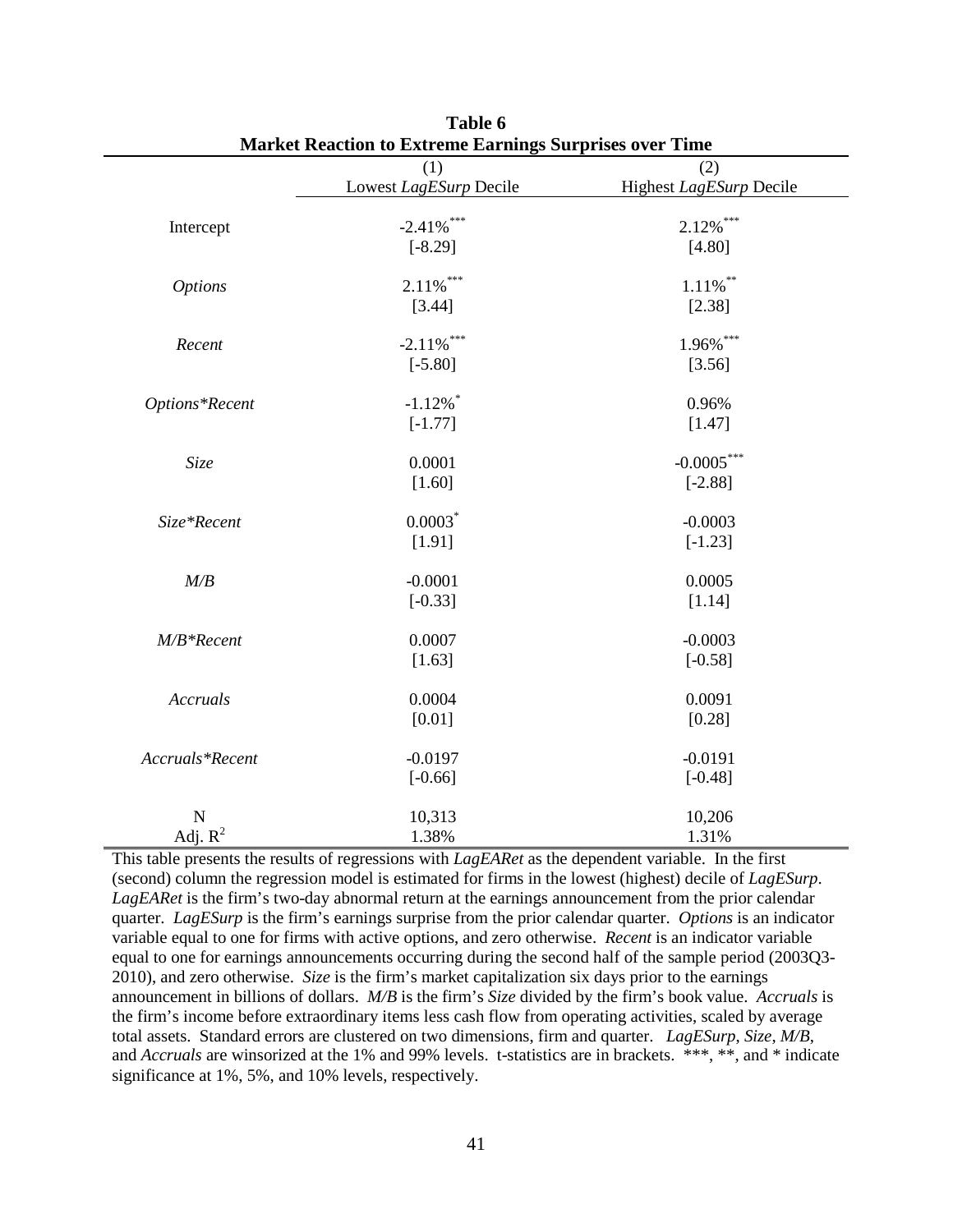**Table 6**
**Market Reaction to Extreme Earnings Surprises over Time**

| | (1) | (2) |
|---|---|---|
| | Lowest *LagESurp* Decile | Highest *LagESurp* Decile |
| Intercept | -2.41%*** | 2.12%*** |
| | [-8.29] | [4.80] |
| *Options* | 2.11%*** | 1.11%** |
| | [3.44] | [2.38] |
| *Recent* | -2.11%*** | 1.96%*** |
| | [-5.80] | [3.56] |
| *Options*Recent* | -1.12%* | 0.96% |
| | [-1.77] | [1.47] |
| *Size* | 0.0001 | -0.0005*** |
| | [1.60] | [-2.88] |
| *Size*Recent* | 0.0003* | -0.0003 |
| | [1.91] | [-1.23] |
| *M/B* | -0.0001 | 0.0005 |
| | [-0.33] | [1.14] |
| *M/B*Recent* | 0.0007 | -0.0003 |
| | [1.63] | [-0.58] |
| *Accruals* | 0.0004 | 0.0091 |
| | [0.01] | [0.28] |
| *Accruals*Recent* | -0.0197 | -0.0191 |
| | [-0.66] | [-0.48] |
| N | 10,313 | 10,206 |
| Adj. $R^2$ | 1.38% | 1.31% |

This table presents the results of regressions with *LagEARet* as the dependent variable. In the first (second) column the regression model is estimated for firms in the lowest (highest) decile of *LagESurp*. *LagEARet* is the firm's two-day abnormal return at the earnings announcement from the prior calendar quarter. *LagESurp* is the firm's earnings surprise from the prior calendar quarter. *Options* is an indicator variable equal to one for firms with active options, and zero otherwise. *Recent* is an indicator variable equal to one for earnings announcements occurring during the second half of the sample period (2003Q3-2010), and zero otherwise. *Size* is the firm's market capitalization six days prior to the earnings announcement in billions of dollars. *M/B* is the firm's *Size* divided by the firm's book value. *Accruals* is the firm's income before extraordinary items less cash flow from operating activities, scaled by average total assets. Standard errors are clustered on two dimensions, firm and quarter. *LagESurp*, *Size*, *M/B*, and *Accruals* are winsorized at the 1% and 99% levels. t-statistics are in brackets. ***, **, and * indicate significance at 1%, 5%, and 10% levels, respectively.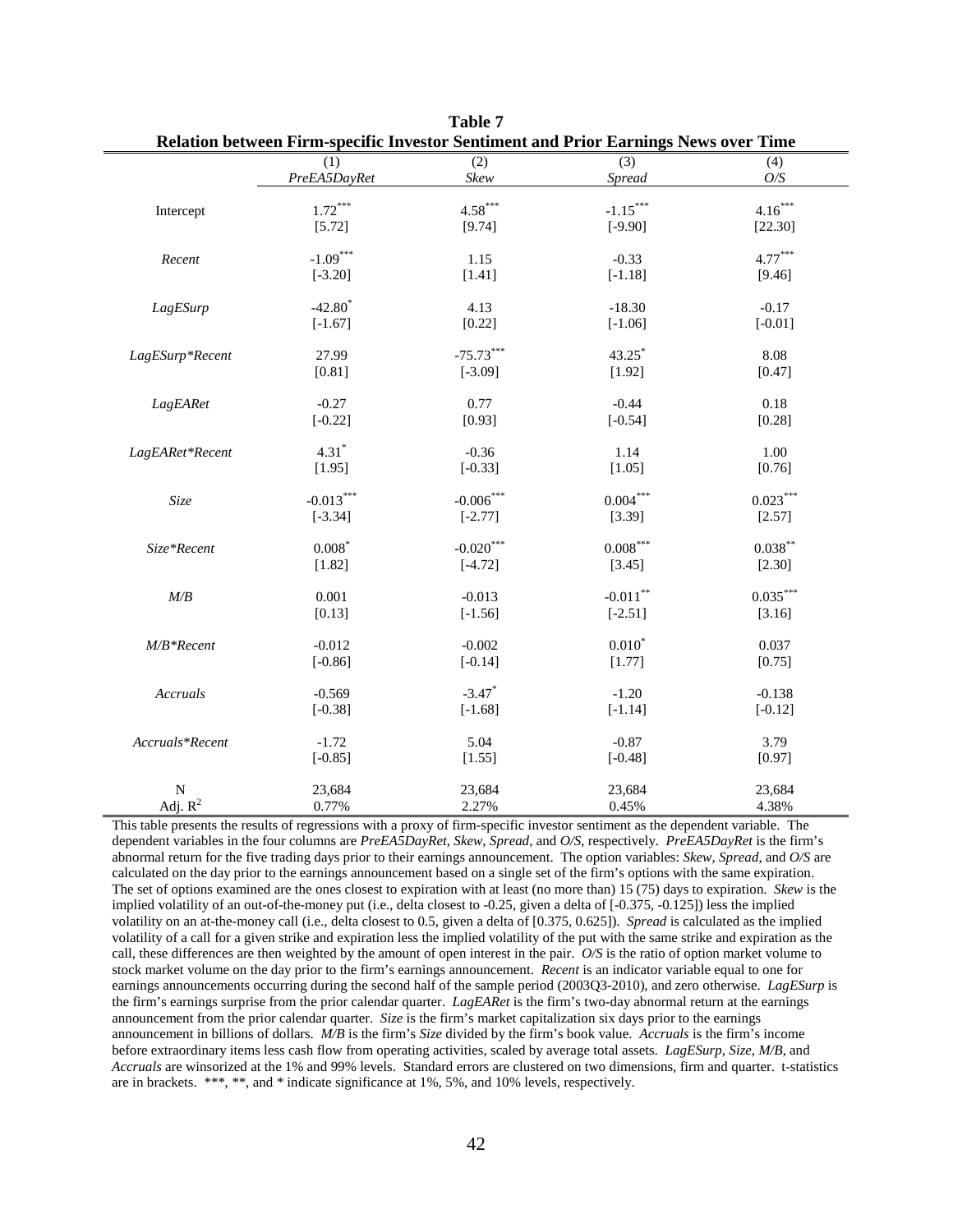**Table 7**

**Relation between Firm-specific Investor Sentiment and Prior Earnings News over Time**

| | (1) *PreEA5DayRet* | (2) *Skew* | (3) *Spread* | (4) *O/S* |
|---|---|---|---|---|
| Intercept | 1.72*** | 4.58*** | -1.15*** | 4.16*** |
| | [5.72] | [9.74] | [-9.90] | [22.30] |
| *Recent* | -1.09*** | 1.15 | -0.33 | 4.77*** |
| | [-3.20] | [1.41] | [-1.18] | [9.46] |
| *LagESurp* | -42.80* | 4.13 | -18.30 | -0.17 |
| | [-1.67] | [0.22] | [-1.06] | [-0.01] |
| *LagESurp\*Recent* | 27.99 | -75.73*** | 43.25* | 8.08 |
| | [0.81] | [-3.09] | [1.92] | [0.47] |
| *LagEARet* | -0.27 | 0.77 | -0.44 | 0.18 |
| | [-0.22] | [0.93] | [-0.54] | [0.28] |
| *LagEARet\*Recent* | 4.31* | -0.36 | 1.14 | 1.00 |
| | [1.95] | [-0.33] | [1.05] | [0.76] |
| *Size* | -0.013*** | -0.006*** | 0.004*** | 0.023*** |
| | [-3.34] | [-2.77] | [3.39] | [2.57] |
| *Size\*Recent* | 0.008* | -0.020*** | 0.008*** | 0.038** |
| | [1.82] | [-4.72] | [3.45] | [2.30] |
| *M/B* | 0.001 | -0.013 | -0.011** | 0.035*** |
| | [0.13] | [-1.56] | [-2.51] | [3.16] |
| *M/B\*Recent* | -0.012 | -0.002 | 0.010* | 0.037 |
| | [-0.86] | [-0.14] | [1.77] | [0.75] |
| *Accruals* | -0.569 | -3.47* | -1.20 | -0.138 |
| | [-0.38] | [-1.68] | [-1.14] | [-0.12] |
| *Accruals\*Recent* | -1.72 | 5.04 | -0.87 | 3.79 |
| | [-0.85] | [1.55] | [-0.48] | [0.97] |
| N | 23,684 | 23,684 | 23,684 | 23,684 |
| Adj. $R^2$ | 0.77% | 2.27% | 0.45% | 4.38% |

This table presents the results of regressions with a proxy of firm-specific investor sentiment as the dependent variable. The dependent variables in the four columns are *PreEA5DayRet*, *Skew*, *Spread*, and *O/S*, respectively. *PreEA5DayRet* is the firm's abnormal return for the five trading days prior to their earnings announcement. The option variables: *Skew*, *Spread*, and *O/S* are calculated on the day prior to the earnings announcement based on a single set of the firm's options with the same expiration. The set of options examined are the ones closest to expiration with at least (no more than) 15 (75) days to expiration. *Skew* is the implied volatility of an out-of-the-money put (i.e., delta closest to -0.25, given a delta of [-0.375, -0.125]) less the implied volatility on an at-the-money call (i.e., delta closest to 0.5, given a delta of [0.375, 0.625]). *Spread* is calculated as the implied volatility of a call for a given strike and expiration less the implied volatility of the put with the same strike and expiration as the call, these differences are then weighted by the amount of open interest in the pair. *O/S* is the ratio of option market volume to stock market volume on the day prior to the firm's earnings announcement. *Recent* is an indicator variable equal to one for earnings announcements occurring during the second half of the sample period (2003Q3-2010), and zero otherwise. *LagESurp* is the firm's earnings surprise from the prior calendar quarter. *LagEARet* is the firm's two-day abnormal return at the earnings announcement from the prior calendar quarter. *Size* is the firm's market capitalization six days prior to the earnings announcement in billions of dollars. *M/B* is the firm's *Size* divided by the firm's book value. *Accruals* is the firm's income before extraordinary items less cash flow from operating activities, scaled by average total assets. *LagESurp*, *Size*, *M/B*, and *Accruals* are winsorized at the 1% and 99% levels. Standard errors are clustered on two dimensions, firm and quarter. t-statistics are in brackets. \*\*\*, \*\*, and \* indicate significance at 1%, 5%, and 10% levels, respectively.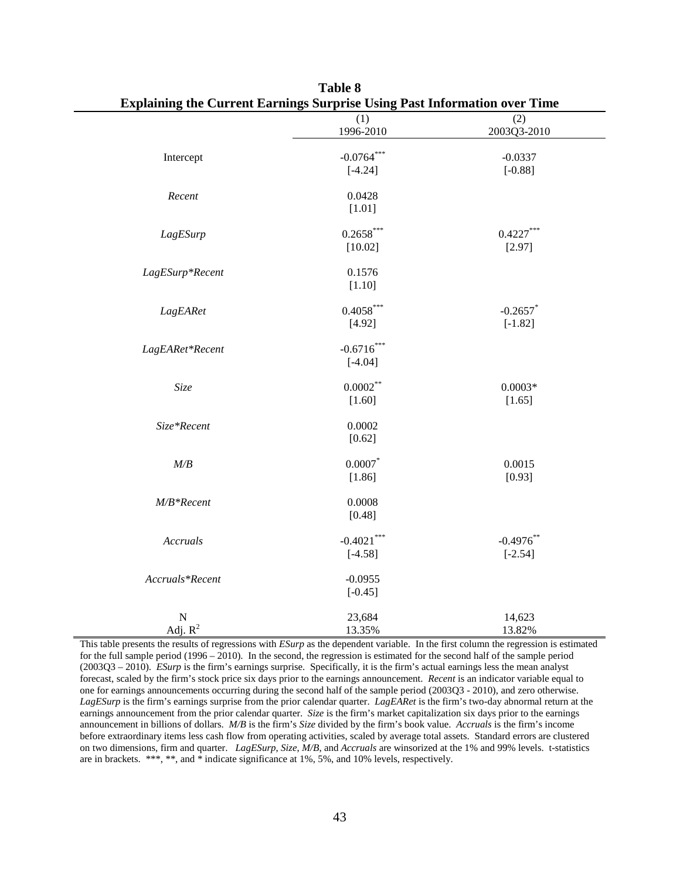# Table 8
## Explaining the Current Earnings Surprise Using Past Information over Time

| | (1) 1996-2010 | (2) 2003Q3-2010 |
|---|---|---|
| Intercept | -0.0764*** | -0.0337 |
| | [-4.24] | [-0.88] |
| *Recent* | 0.0428 | |
| | [1.01] | |
| *LagESurp* | 0.2658*** | 0.4227*** |
| | [10.02] | [2.97] |
| *LagESurp*Recent* | 0.1576 | |
| | [1.10] | |
| *LagEARet* | 0.4058*** | -0.2657* |
| | [4.92] | [-1.82] |
| *LagEARet*Recent* | -0.6716*** | |
| | [-4.04] | |
| *Size* | 0.0002** | 0.0003* |
| | [1.60] | [1.65] |
| *Size*Recent* | 0.0002 | |
| | [0.62] | |
| *M/B* | 0.0007* | 0.0015 |
| | [1.86] | [0.93] |
| *M/B*Recent* | 0.0008 | |
| | [0.48] | |
| *Accruals* | -0.4021*** | -0.4976** |
| | [-4.58] | [-2.54] |
| *Accruals*Recent* | -0.0955 | |
| | [-0.45] | |
| N | 23,684 | 14,623 |
| Adj. $R^2$ | 13.35% | 13.82% |

This table presents the results of regressions with *ESurp* as the dependent variable. In the first column the regression is estimated for the full sample period (1996 – 2010). In the second, the regression is estimated for the second half of the sample period (2003Q3 – 2010). *ESurp* is the firm's earnings surprise. Specifically, it is the firm's actual earnings less the mean analyst forecast, scaled by the firm's stock price six days prior to the earnings announcement. *Recent* is an indicator variable equal to one for earnings announcements occurring during the second half of the sample period (2003Q3 - 2010), and zero otherwise. *LagESurp* is the firm's earnings surprise from the prior calendar quarter. *LagEARet* is the firm's two-day abnormal return at the earnings announcement from the prior calendar quarter. *Size* is the firm's market capitalization six days prior to the earnings announcement in billions of dollars. *M/B* is the firm's *Size* divided by the firm's book value. *Accruals* is the firm's income before extraordinary items less cash flow from operating activities, scaled by average total assets. Standard errors are clustered on two dimensions, firm and quarter. *LagESurp*, *Size*, *M/B*, and *Accruals* are winsorized at the 1% and 99% levels. t-statistics are in brackets. ***, **, and * indicate significance at 1%, 5%, and 10% levels, respectively.